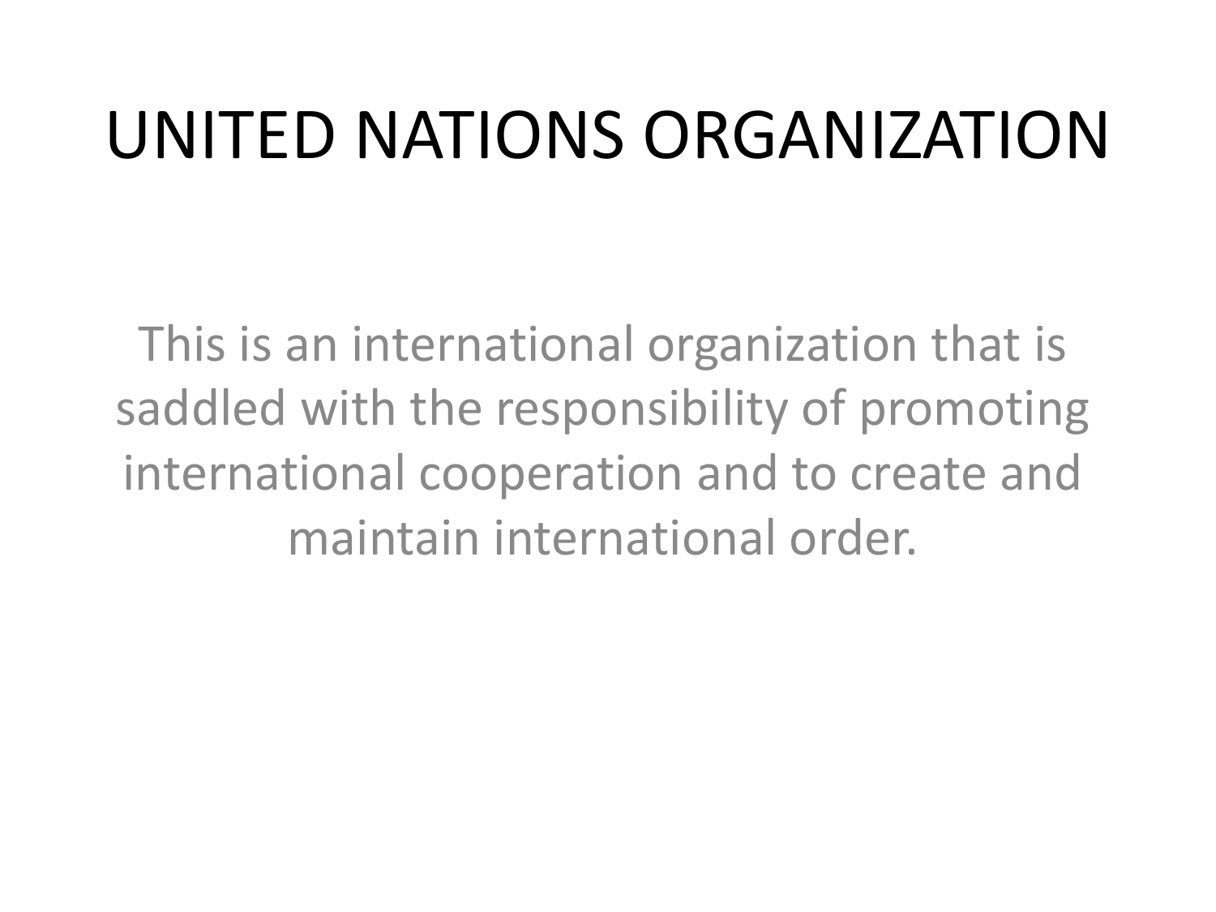# UNITED NATIONS ORGANIZATION

This is an international organization that is saddled with the responsibility of promoting international cooperation and to create and maintain international order.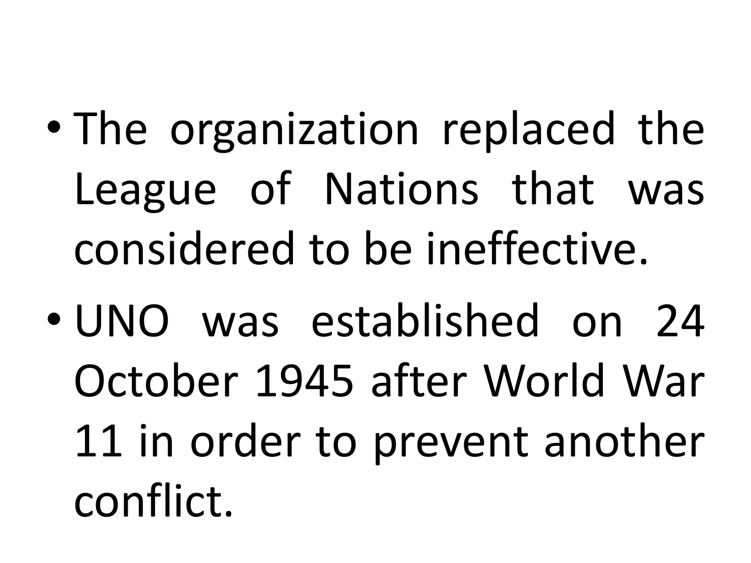- The organization replaced the League of Nations that was considered to be ineffective.
- UNO was established on 24 October 1945 after World War 11 in order to prevent another conflict.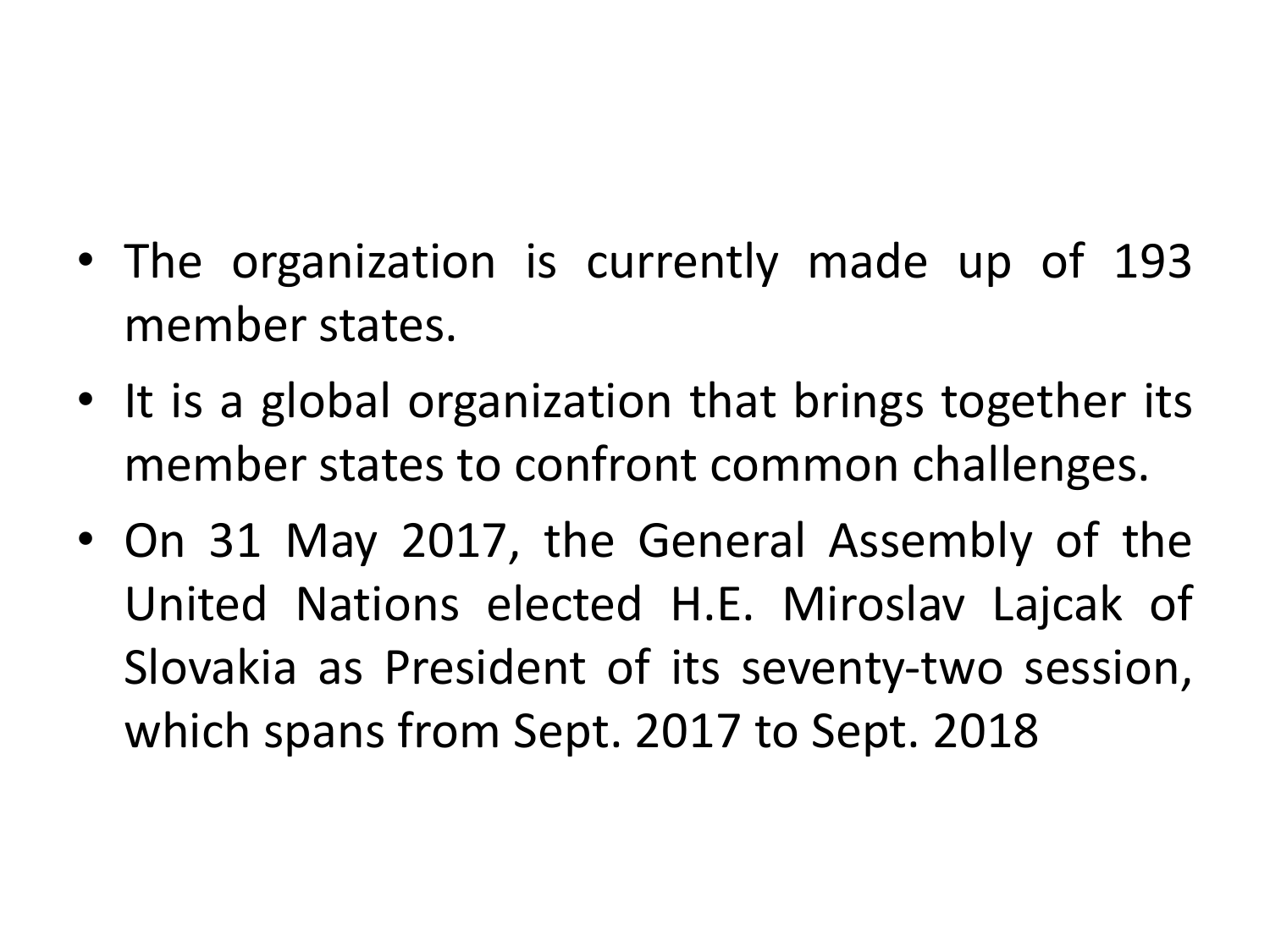- The organization is currently made up of 193 member states.
- It is a global organization that brings together its member states to confront common challenges.
- On 31 May 2017, the General Assembly of the United Nations elected H.E. Miroslav Lajcak of Slovakia as President of its seventy-two session, which spans from Sept. 2017 to Sept. 2018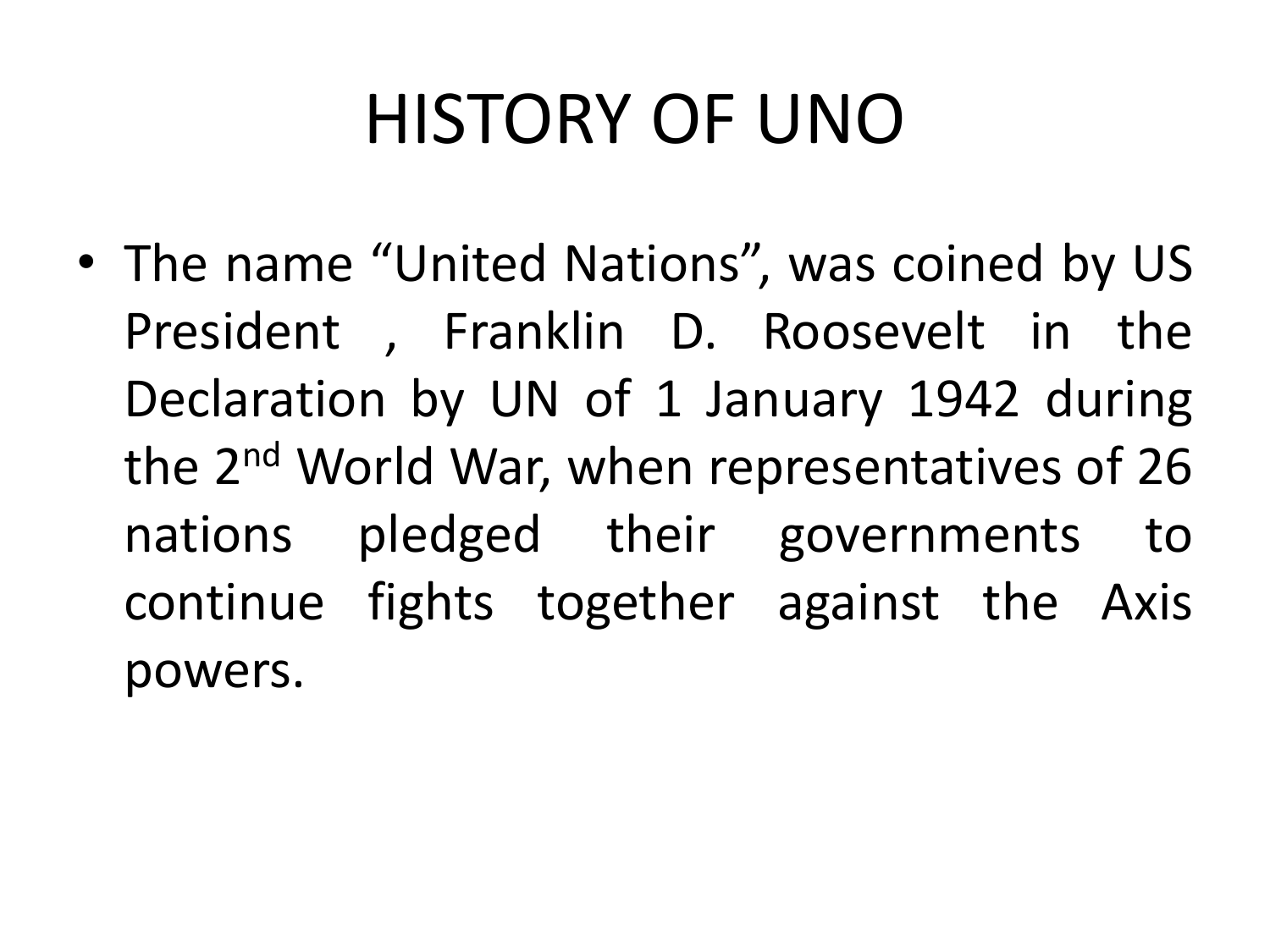# HISTORY OF UNO

- The name "United Nations", was coined by US President , Franklin D. Roosevelt in the Declaration by UN of 1 January 1942 during the 2nd World War, when representatives of 26 nations pledged their governments to continue fights together against the Axis powers.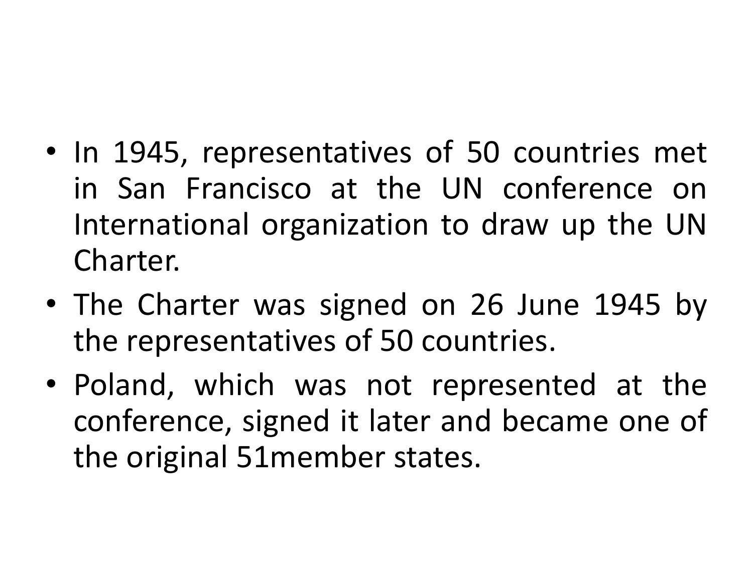- In 1945, representatives of 50 countries met in San Francisco at the UN conference on International organization to draw up the UN Charter.
- The Charter was signed on 26 June 1945 by the representatives of 50 countries.
- Poland, which was not represented at the conference, signed it later and became one of the original 51member states.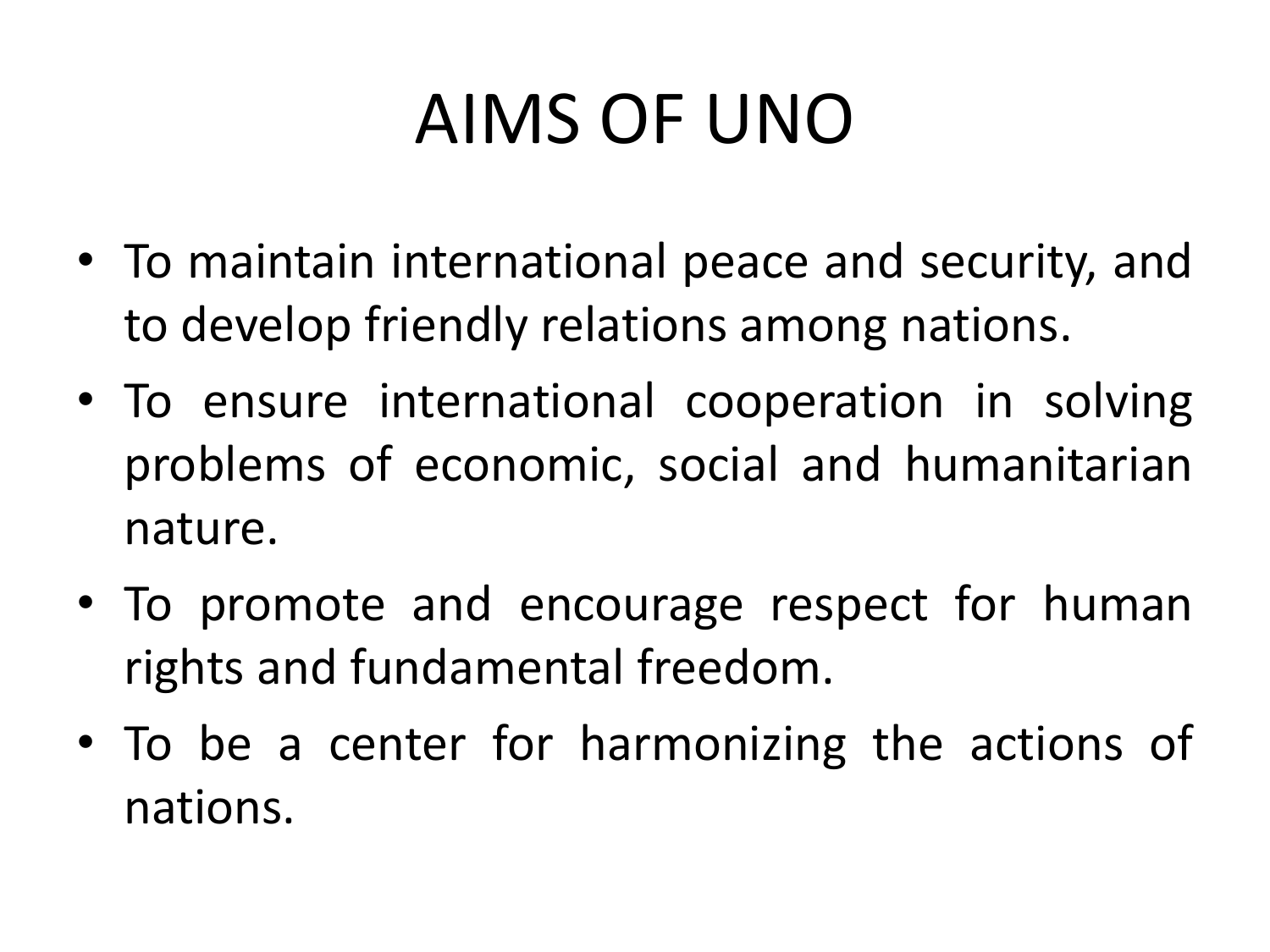# AIMS OF UNO

- To maintain international peace and security, and to develop friendly relations among nations.
- To ensure international cooperation in solving problems of economic, social and humanitarian nature.
- To promote and encourage respect for human rights and fundamental freedom.
- To be a center for harmonizing the actions of nations.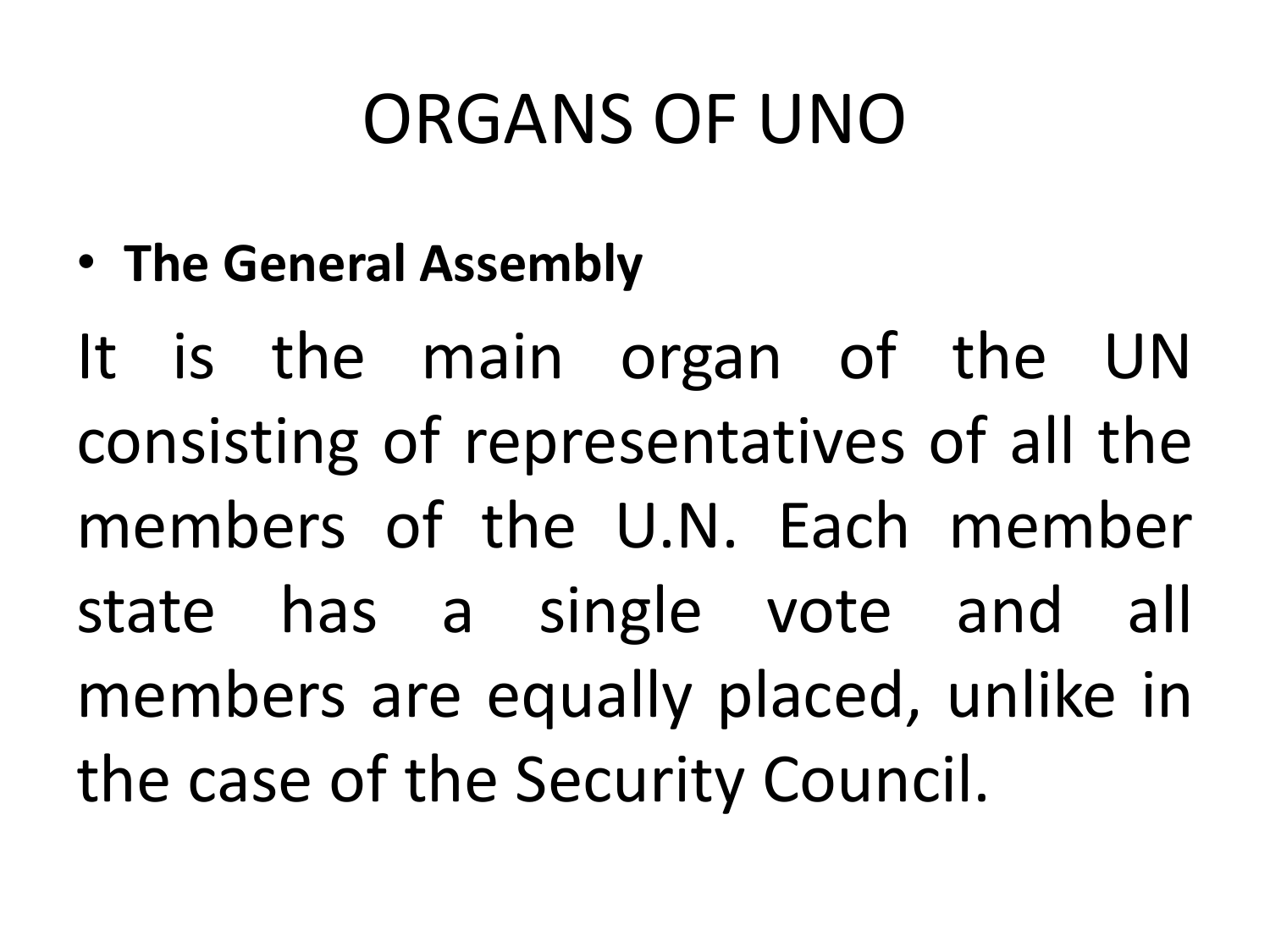# ORGANS OF UNO

- **The General Assembly**

It is the main organ of the UN consisting of representatives of all the members of the U.N. Each member state has a single vote and all members are equally placed, unlike in the case of the Security Council.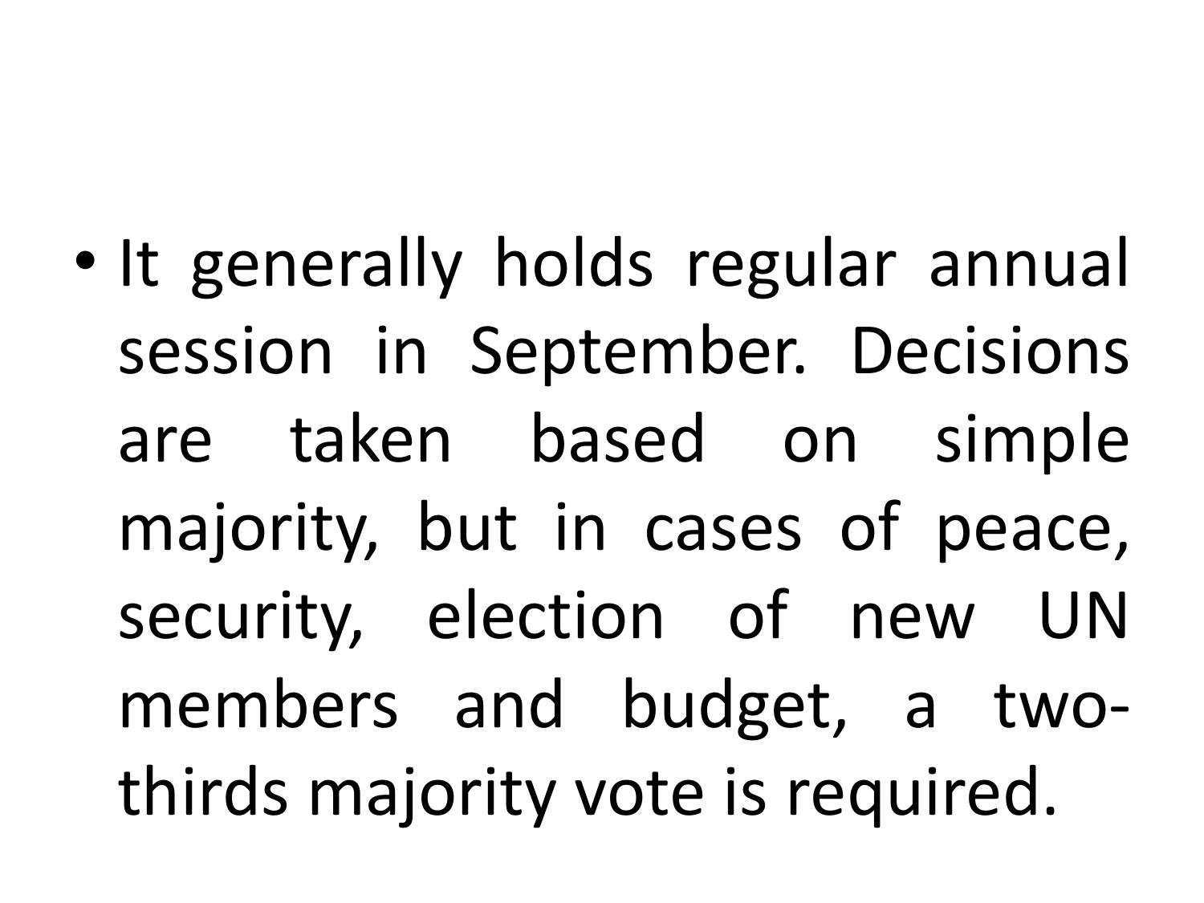- It generally holds regular annual session in September. Decisions are taken based on simple majority, but in cases of peace, security, election of new UN members and budget, a two-thirds majority vote is required.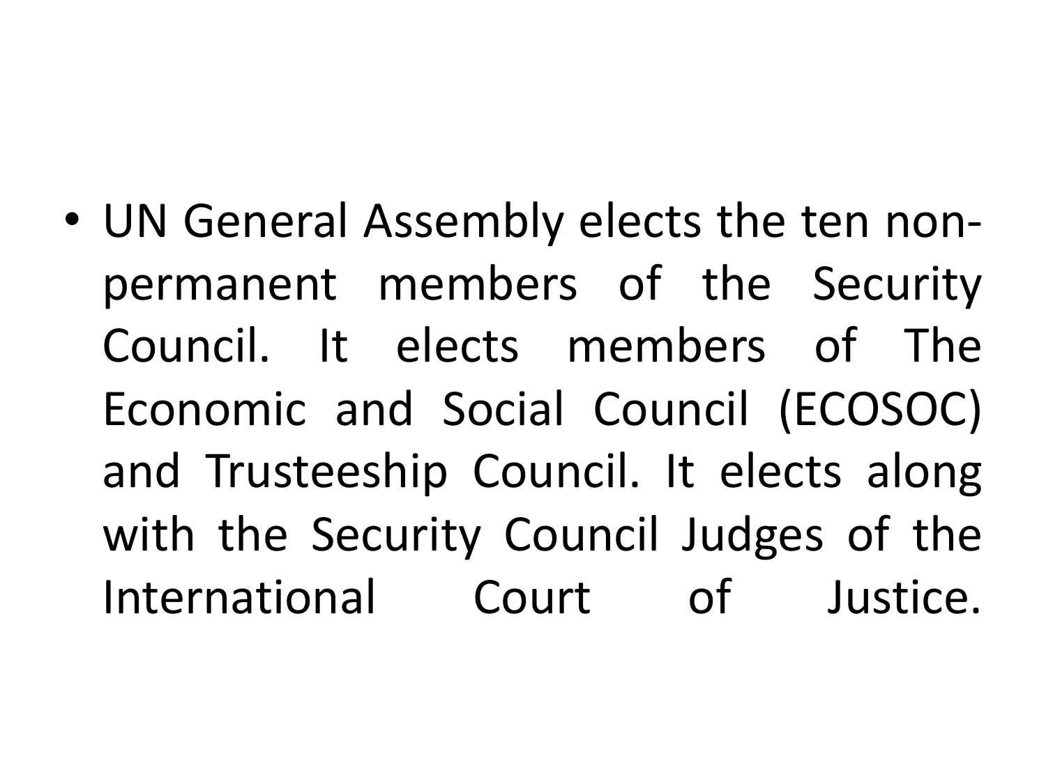- UN General Assembly elects the ten non-permanent members of the Security Council. It elects members of The Economic and Social Council (ECOSOC) and Trusteeship Council. It elects along with the Security Council Judges of the International Court of Justice.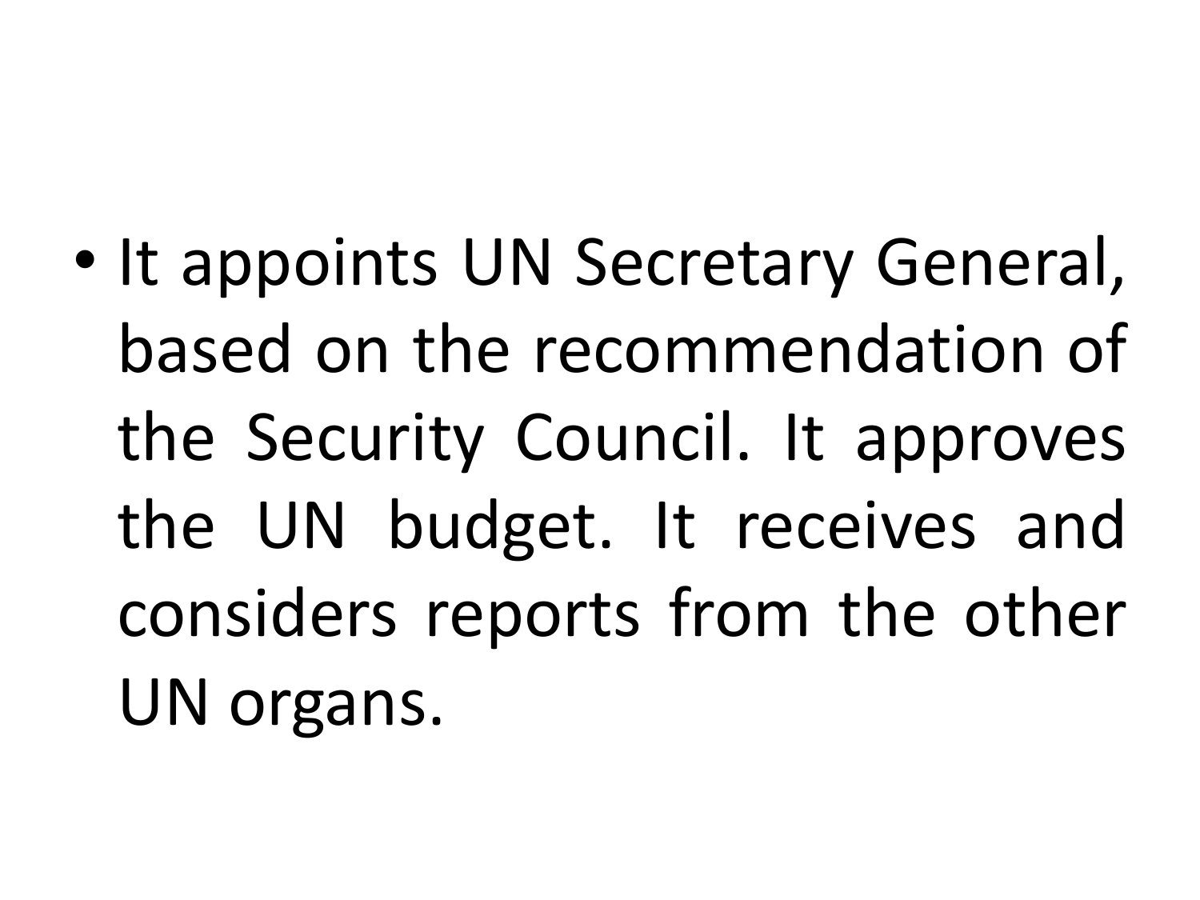- It appoints UN Secretary General, based on the recommendation of the Security Council. It approves the UN budget. It receives and considers reports from the other UN organs.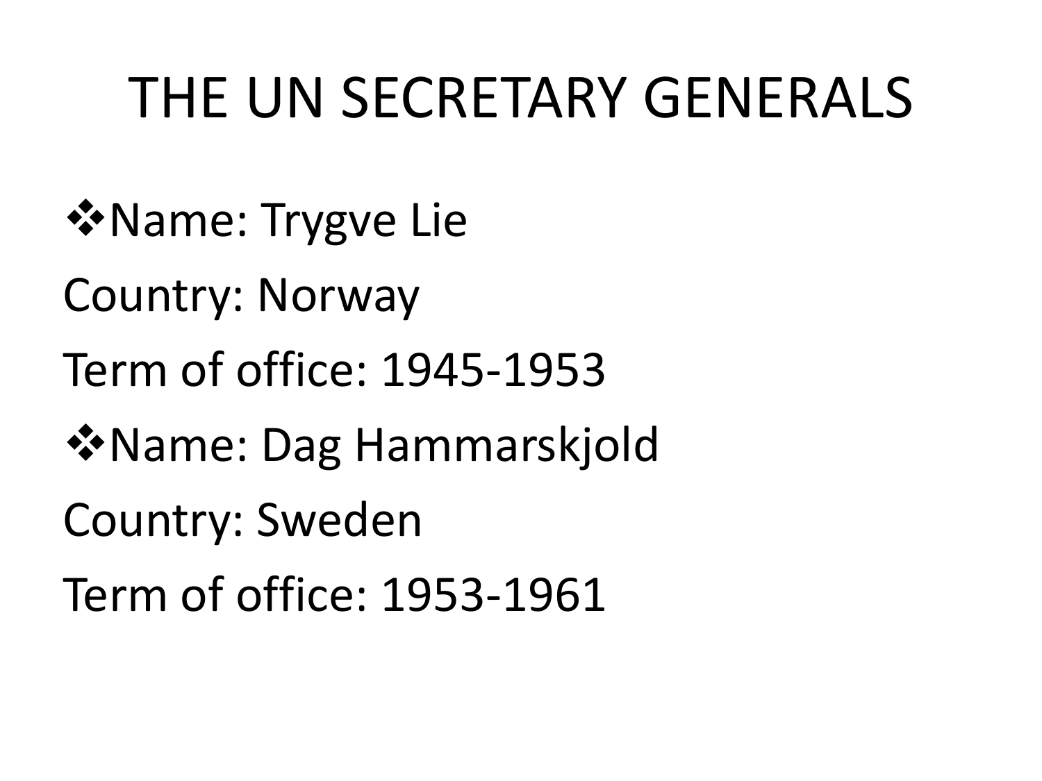# THE UN SECRETARY GENERALS

❖Name: Trygve Lie

Country: Norway

Term of office: 1945-1953

❖Name: Dag Hammarskjold

Country: Sweden

Term of office: 1953-1961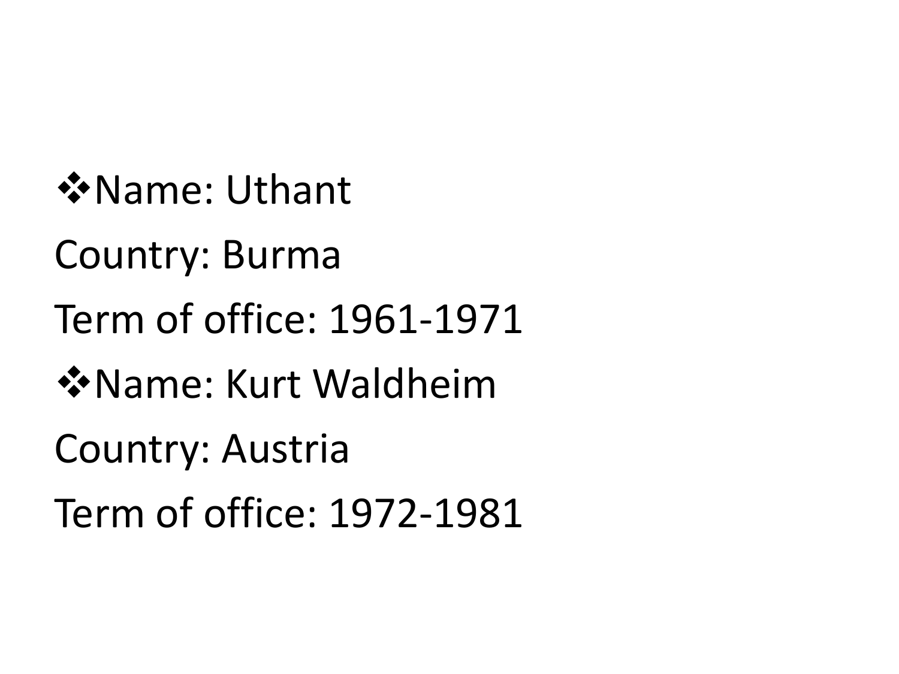- Name: Uthant

Country: Burma

Term of office: 1961-1971

- Name: Kurt Waldheim

Country: Austria

Term of office: 1972-1981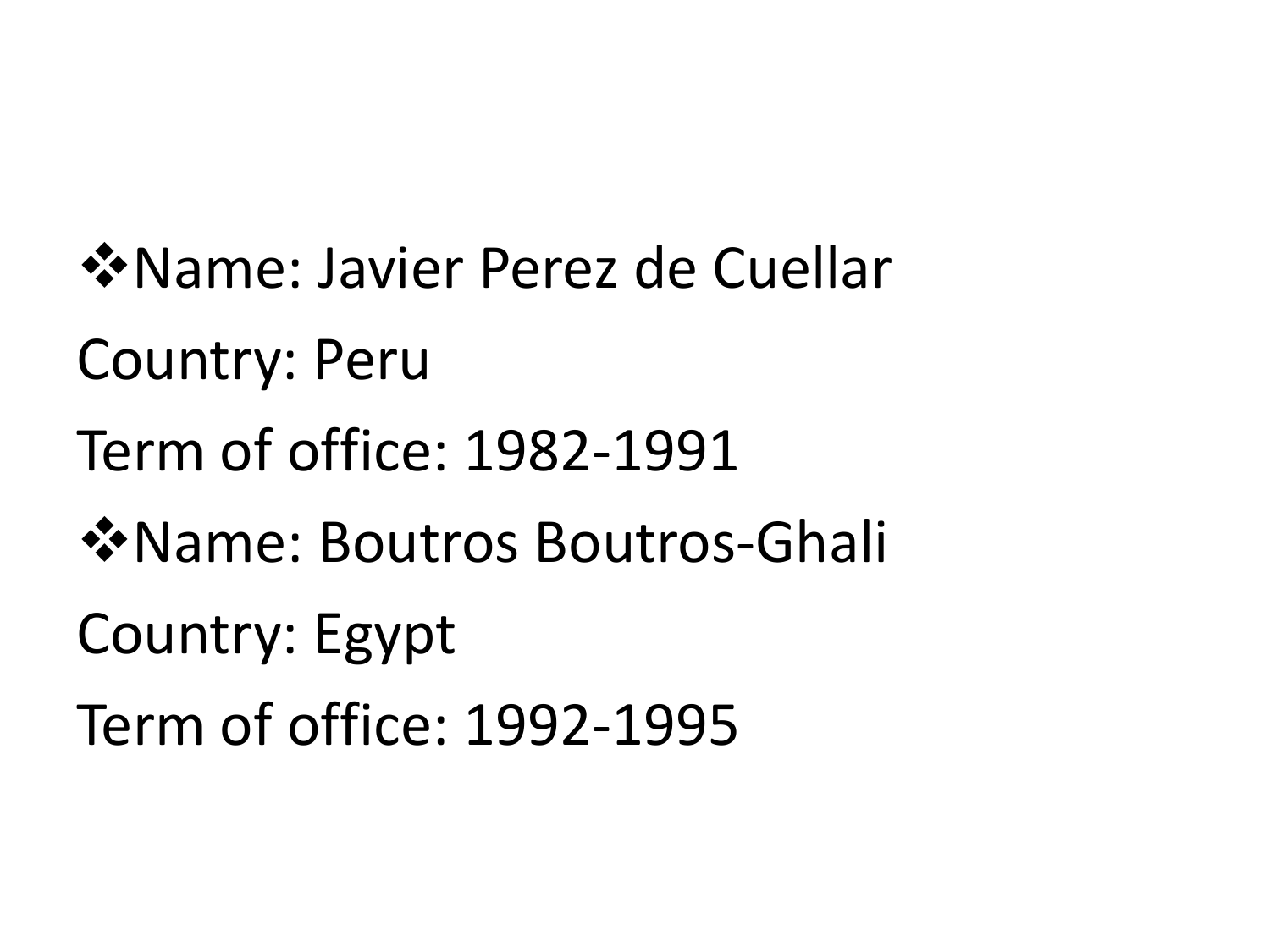- Name: Javier Perez de Cuellar

Country: Peru

Term of office: 1982-1991

- Name: Boutros Boutros-Ghali

Country: Egypt

Term of office: 1992-1995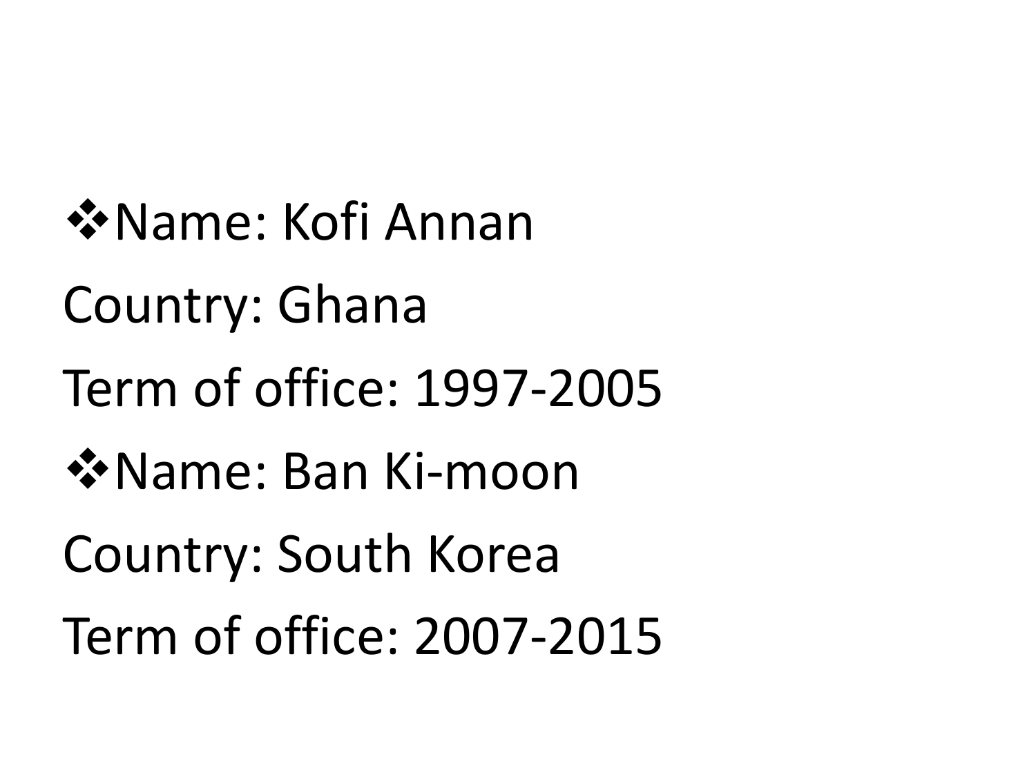- Name: Kofi Annan

Country: Ghana

Term of office: 1997-2005

- Name: Ban Ki-moon

Country: South Korea

Term of office: 2007-2015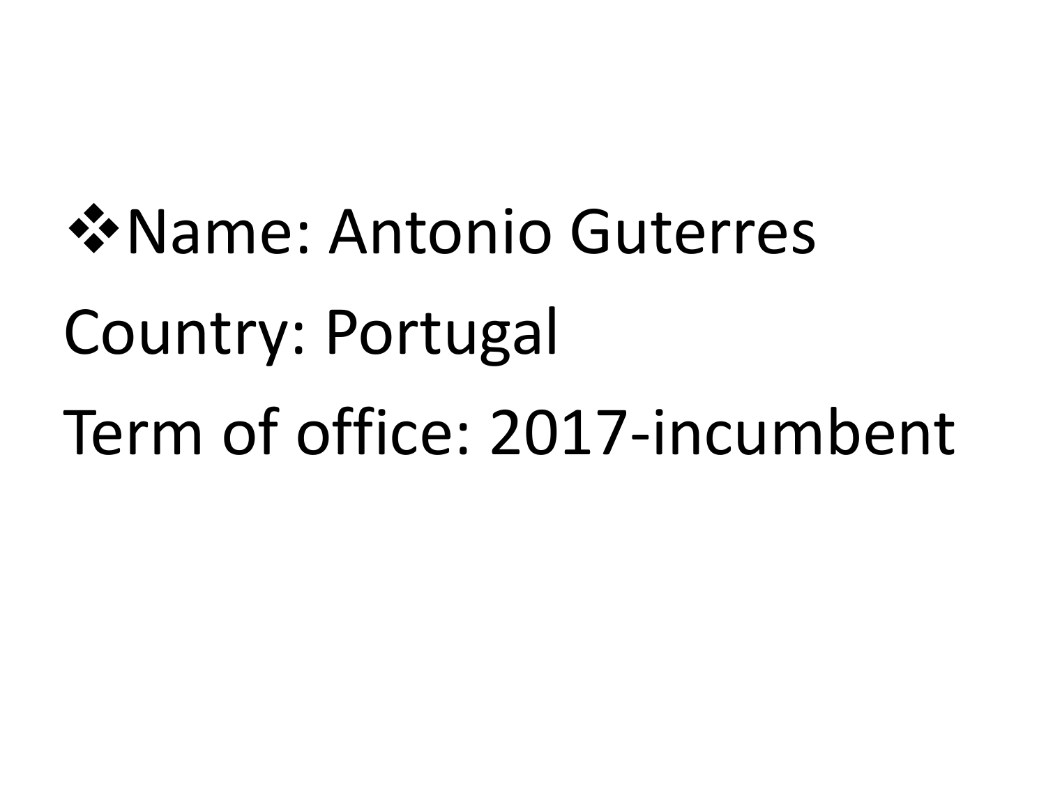- Name: Antonio Guterres

Country: Portugal

Term of office: 2017-incumbent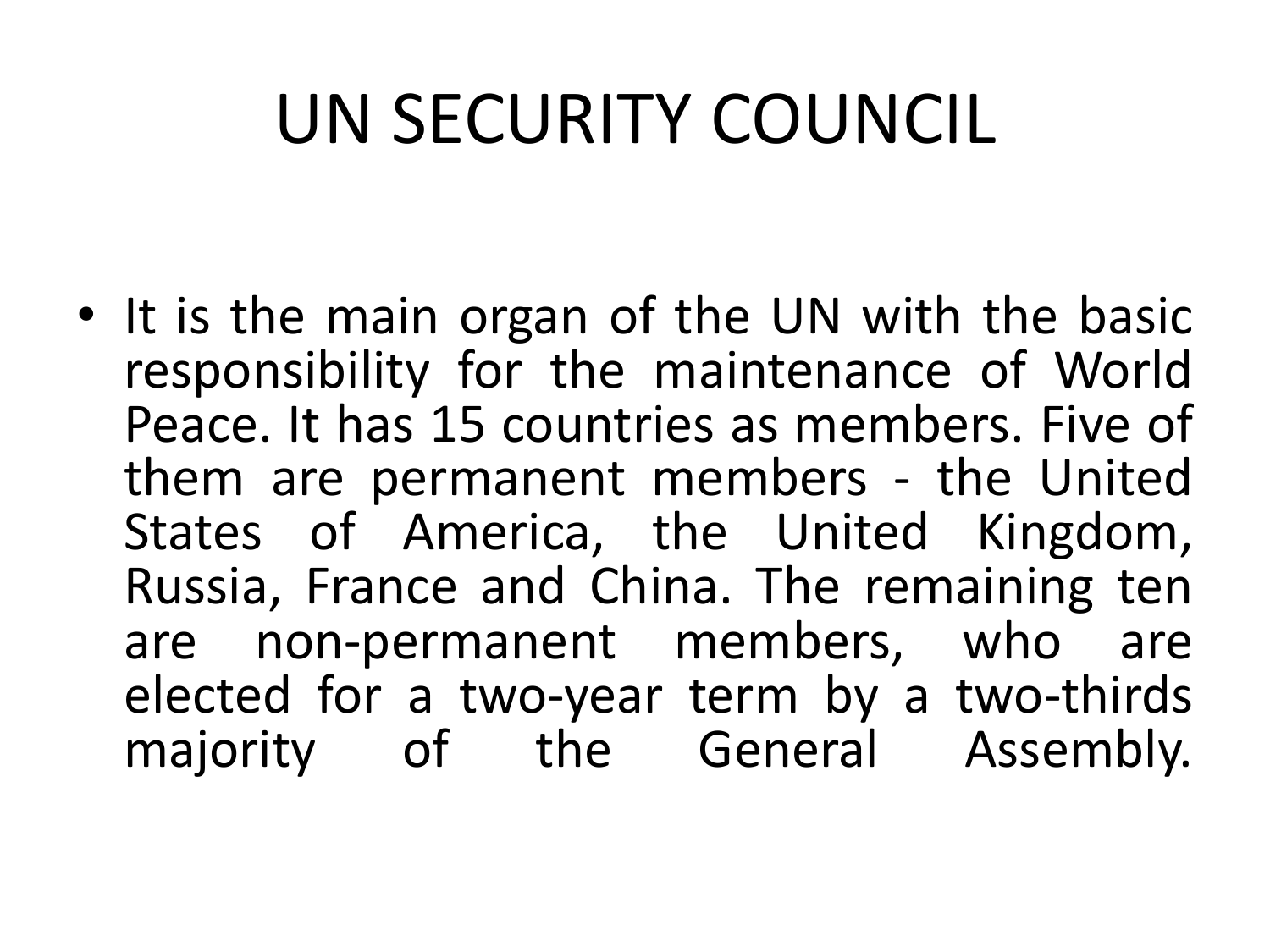# UN SECURITY COUNCIL

- It is the main organ of the UN with the basic responsibility for the maintenance of World Peace. It has 15 countries as members. Five of them are permanent members - the United States of America, the United Kingdom, Russia, France and China. The remaining ten are non-permanent members, who are elected for a two-year term by a two-thirds majority of the General Assembly.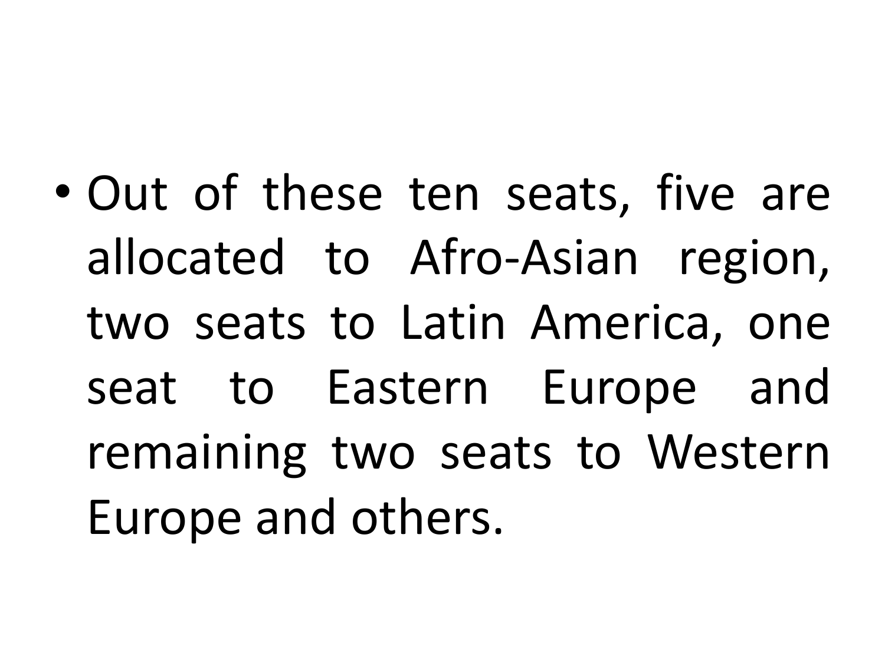- Out of these ten seats, five are allocated to Afro-Asian region, two seats to Latin America, one seat to Eastern Europe and remaining two seats to Western Europe and others.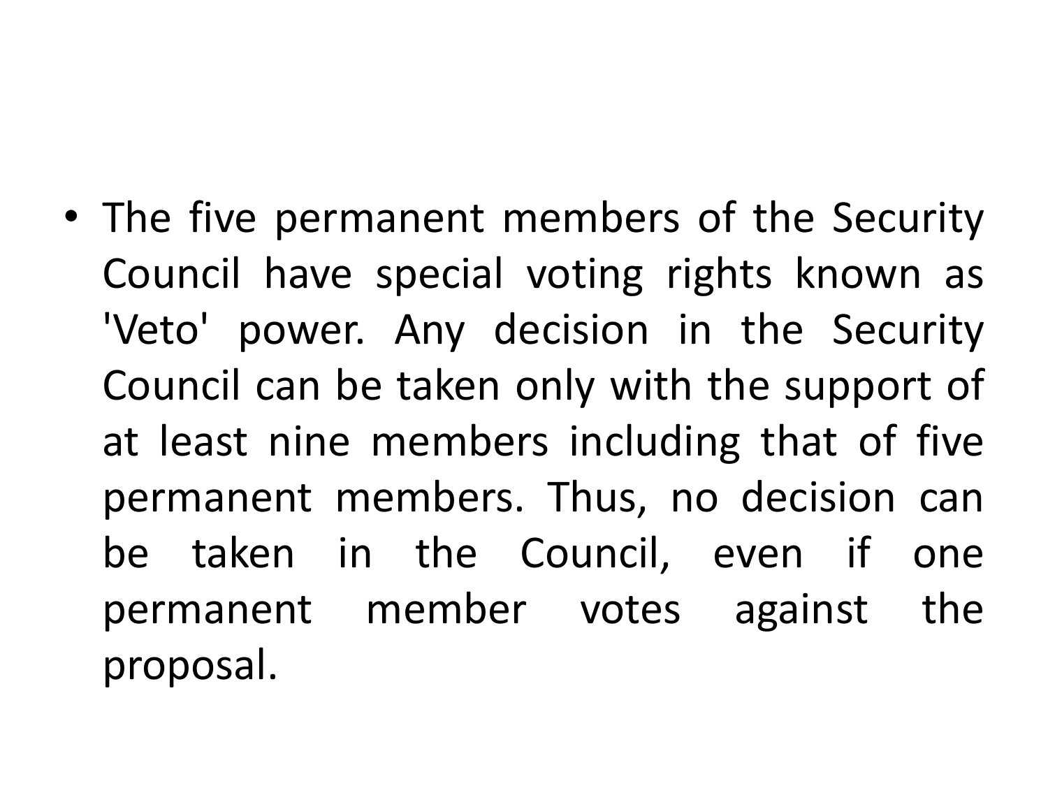- The five permanent members of the Security Council have special voting rights known as 'Veto' power. Any decision in the Security Council can be taken only with the support of at least nine members including that of five permanent members. Thus, no decision can be taken in the Council, even if one permanent member votes against the proposal.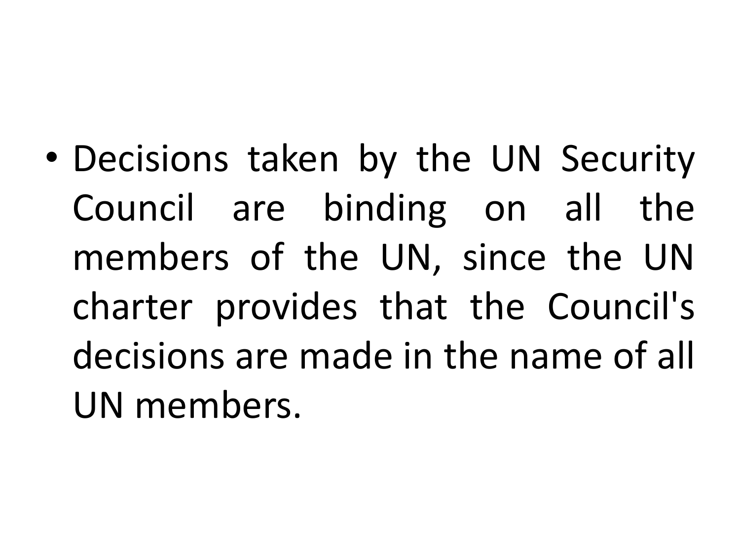- Decisions taken by the UN Security Council are binding on all the members of the UN, since the UN charter provides that the Council's decisions are made in the name of all UN members.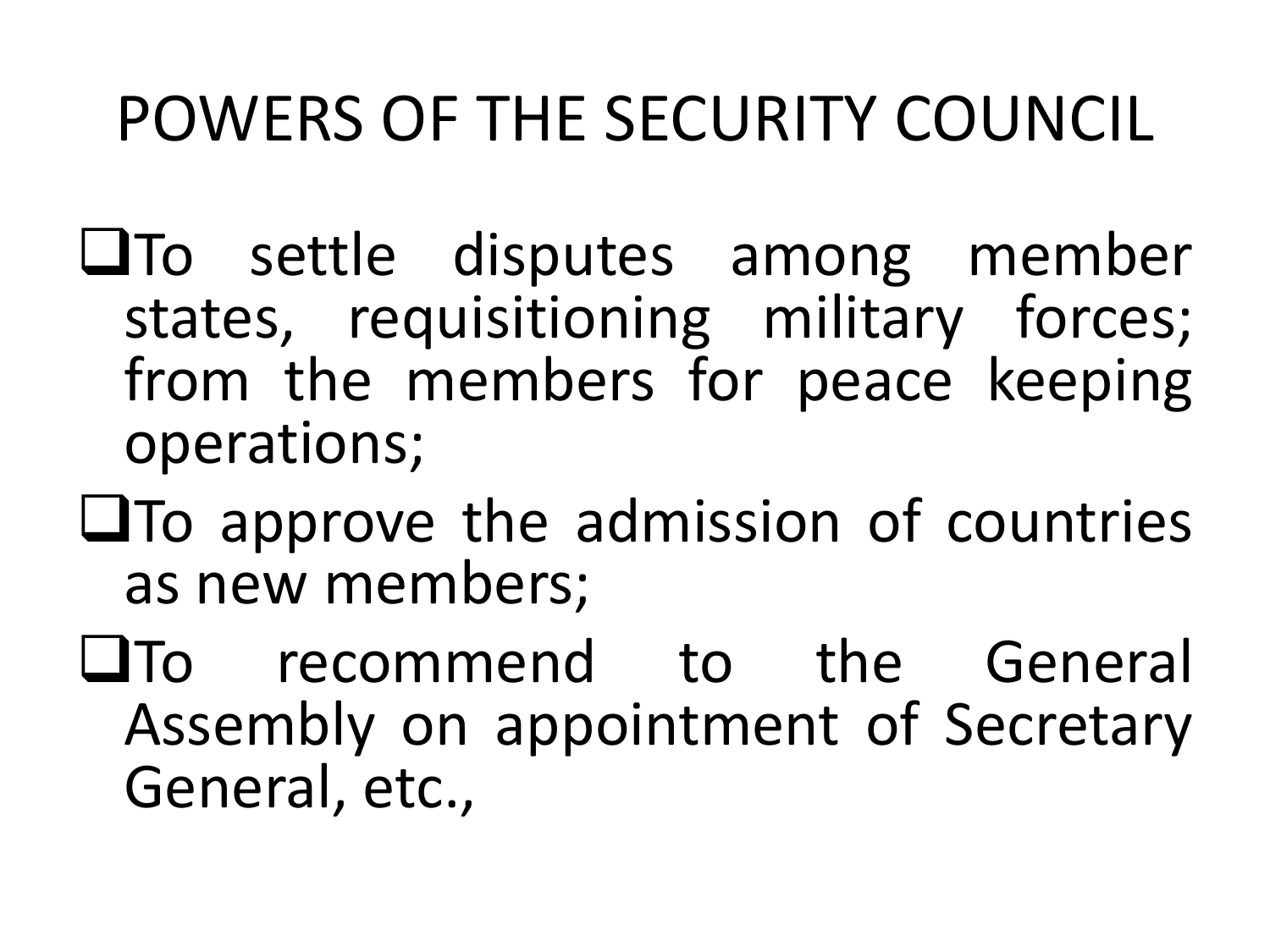# POWERS OF THE SECURITY COUNCIL

- To settle disputes among member states, requisitioning military forces; from the members for peace keeping operations;
- To approve the admission of countries as new members;
- To recommend to the General Assembly on appointment of Secretary General, etc.,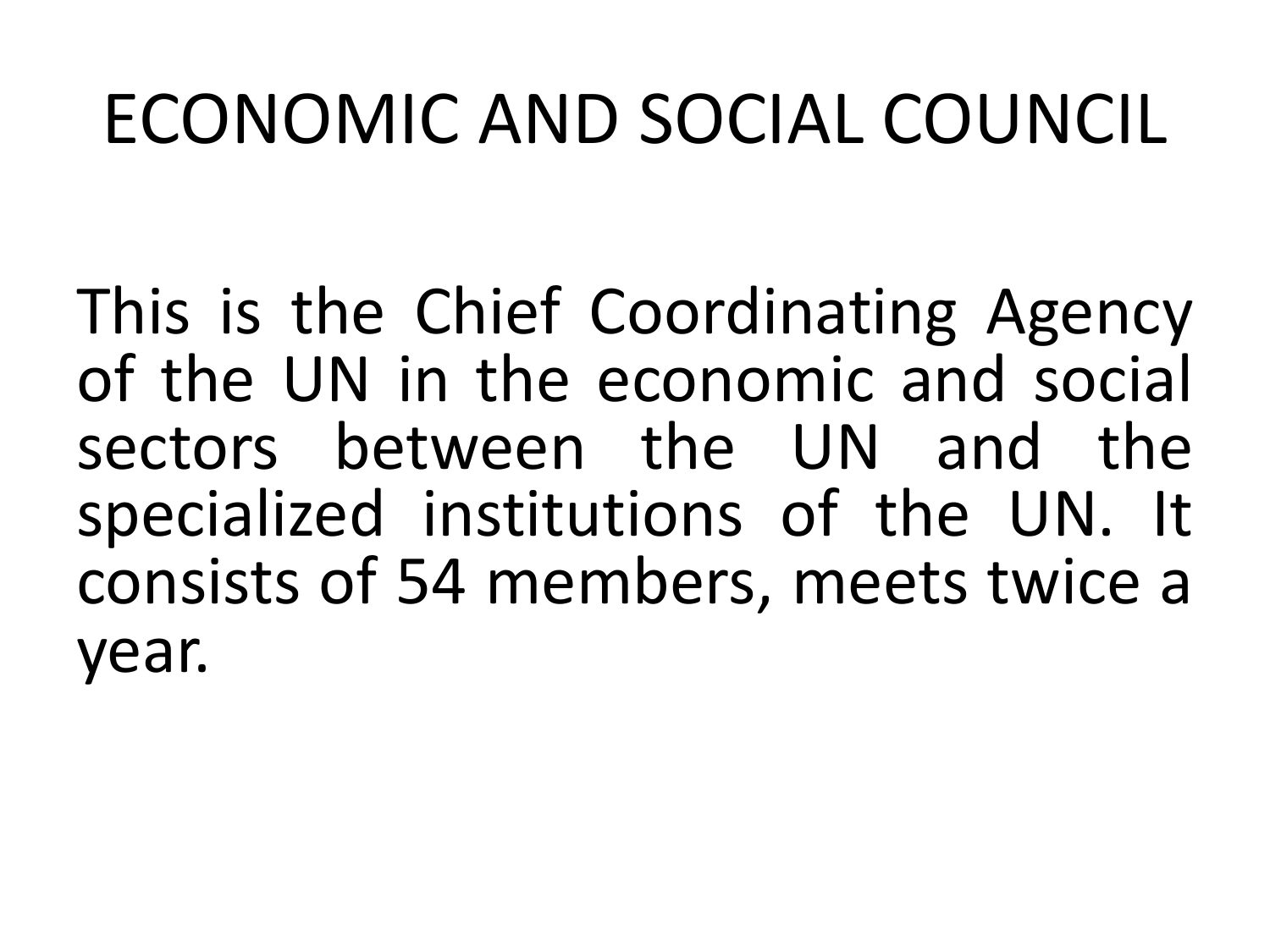# ECONOMIC AND SOCIAL COUNCIL

This is the Chief Coordinating Agency of the UN in the economic and social sectors between the UN and the specialized institutions of the UN. It consists of 54 members, meets twice a year.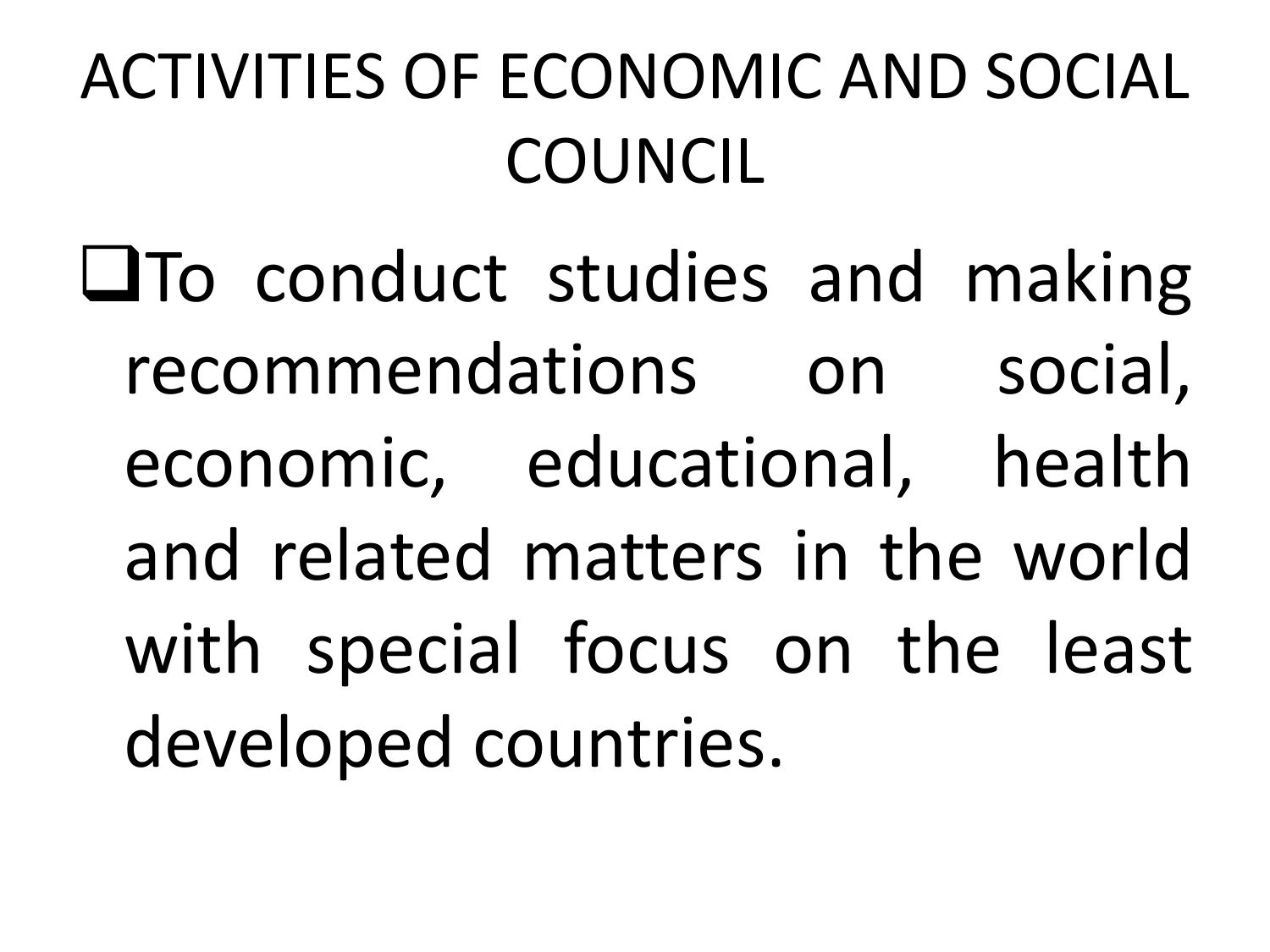# ACTIVITIES OF ECONOMIC AND SOCIAL COUNCIL

- To conduct studies and making recommendations on social, economic, educational, health and related matters in the world with special focus on the least developed countries.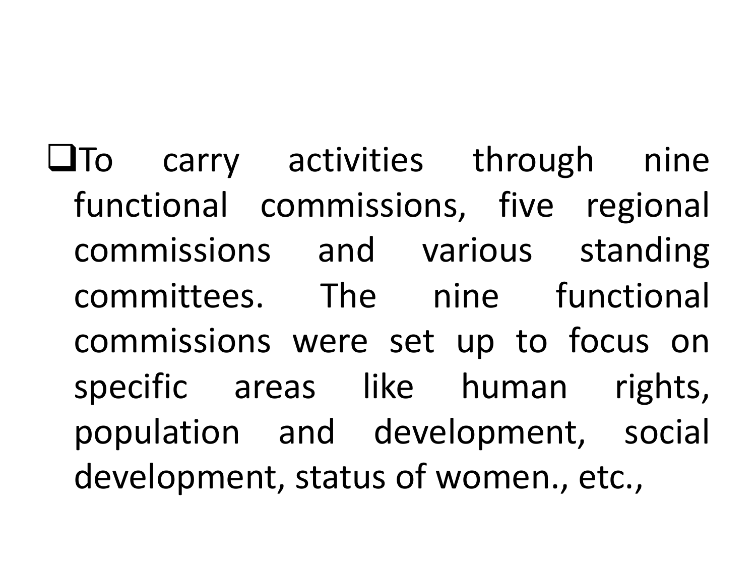- To carry activities through nine functional commissions, five regional commissions and various standing committees. The nine functional commissions were set up to focus on specific areas like human rights, population and development, social development, status of women., etc.,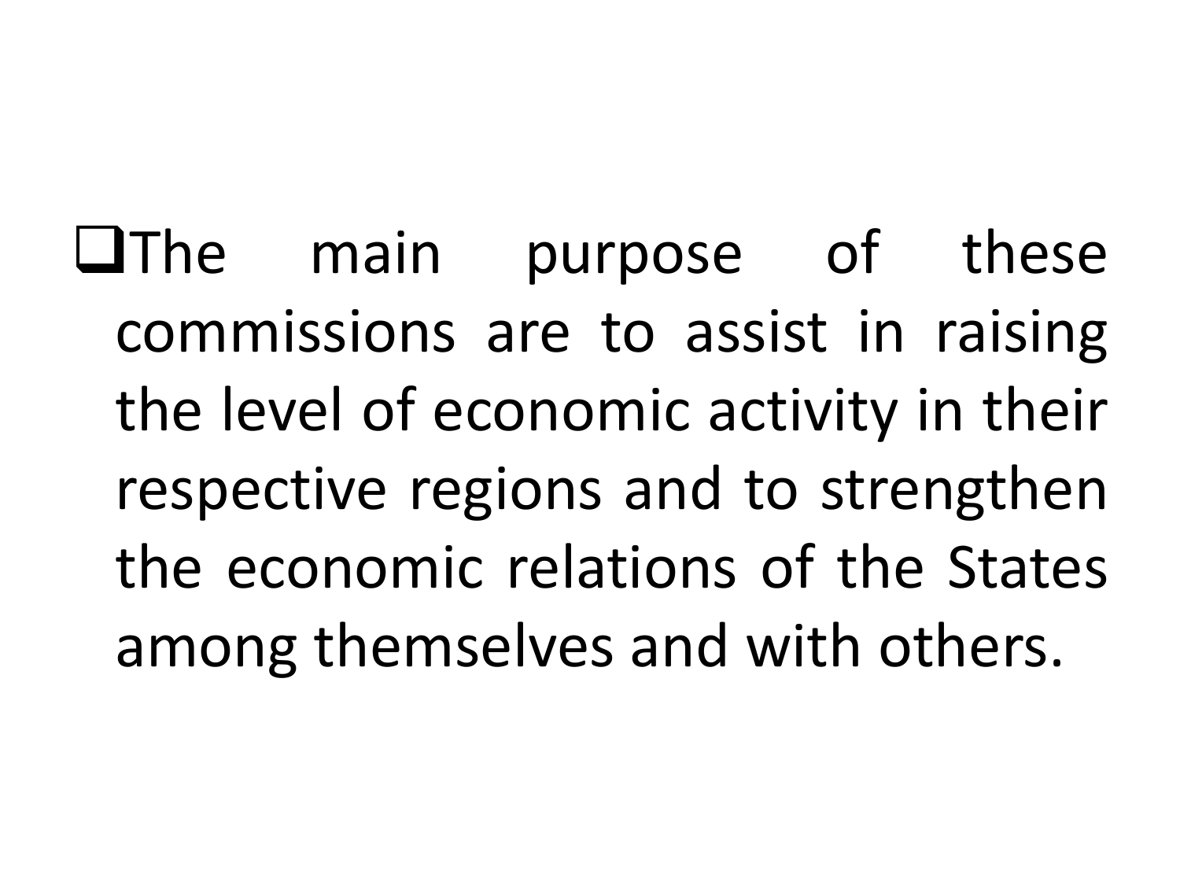- The main purpose of these commissions are to assist in raising the level of economic activity in their respective regions and to strengthen the economic relations of the States among themselves and with others.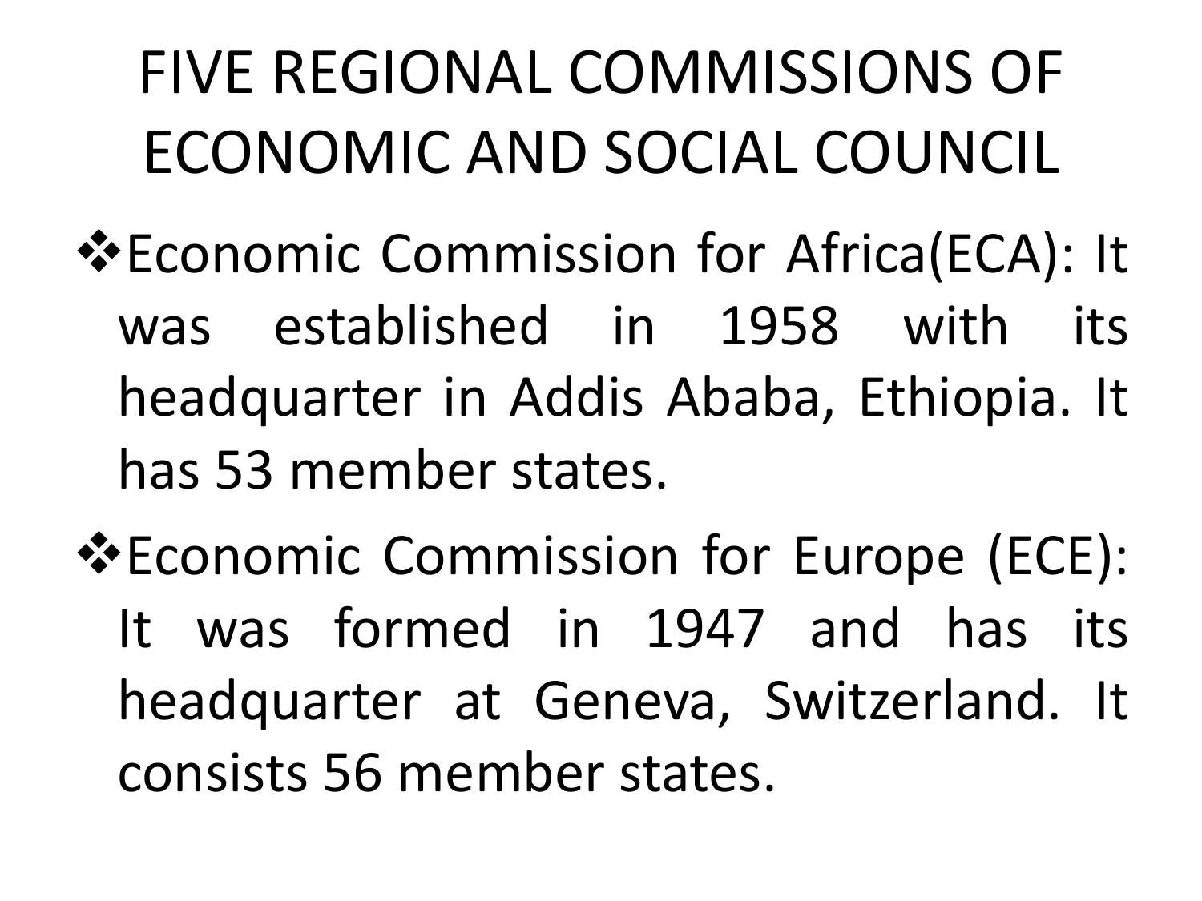# FIVE REGIONAL COMMISSIONS OF ECONOMIC AND SOCIAL COUNCIL

- Economic Commission for Africa(ECA): It was established in 1958 with its headquarter in Addis Ababa, Ethiopia. It has 53 member states.
- Economic Commission for Europe (ECE): It was formed in 1947 and has its headquarter at Geneva, Switzerland. It consists 56 member states.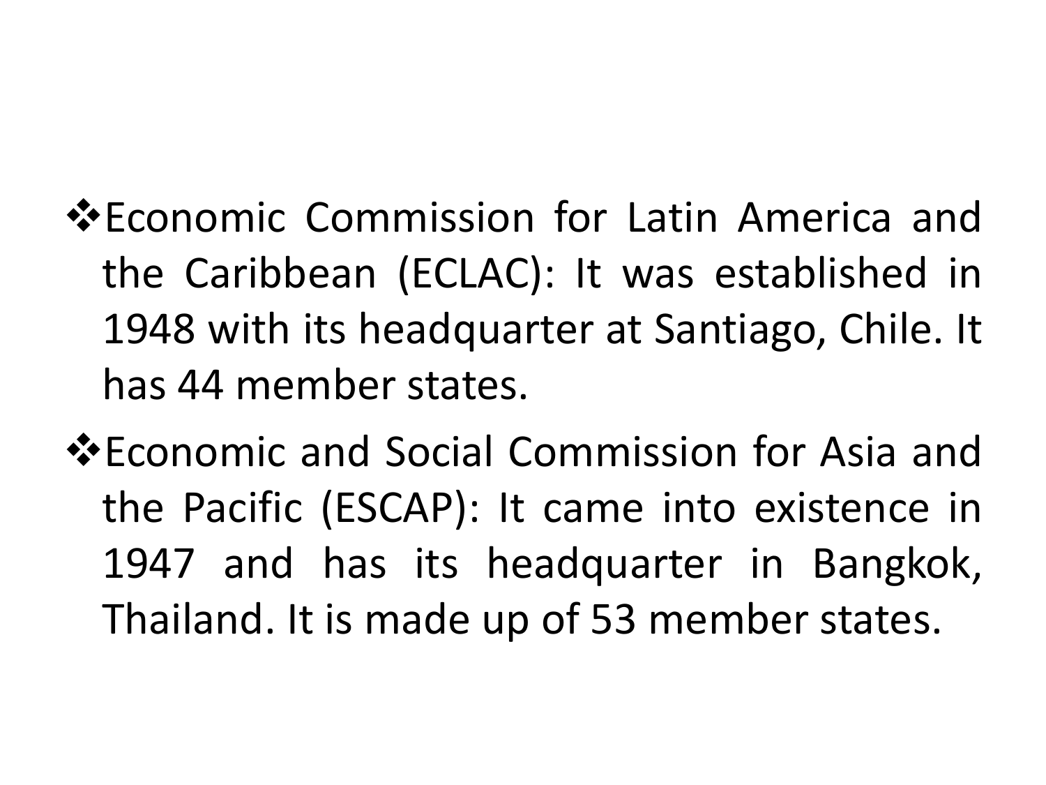- Economic Commission for Latin America and the Caribbean (ECLAC): It was established in 1948 with its headquarter at Santiago, Chile. It has 44 member states.
- Economic and Social Commission for Asia and the Pacific (ESCAP): It came into existence in 1947 and has its headquarter in Bangkok, Thailand. It is made up of 53 member states.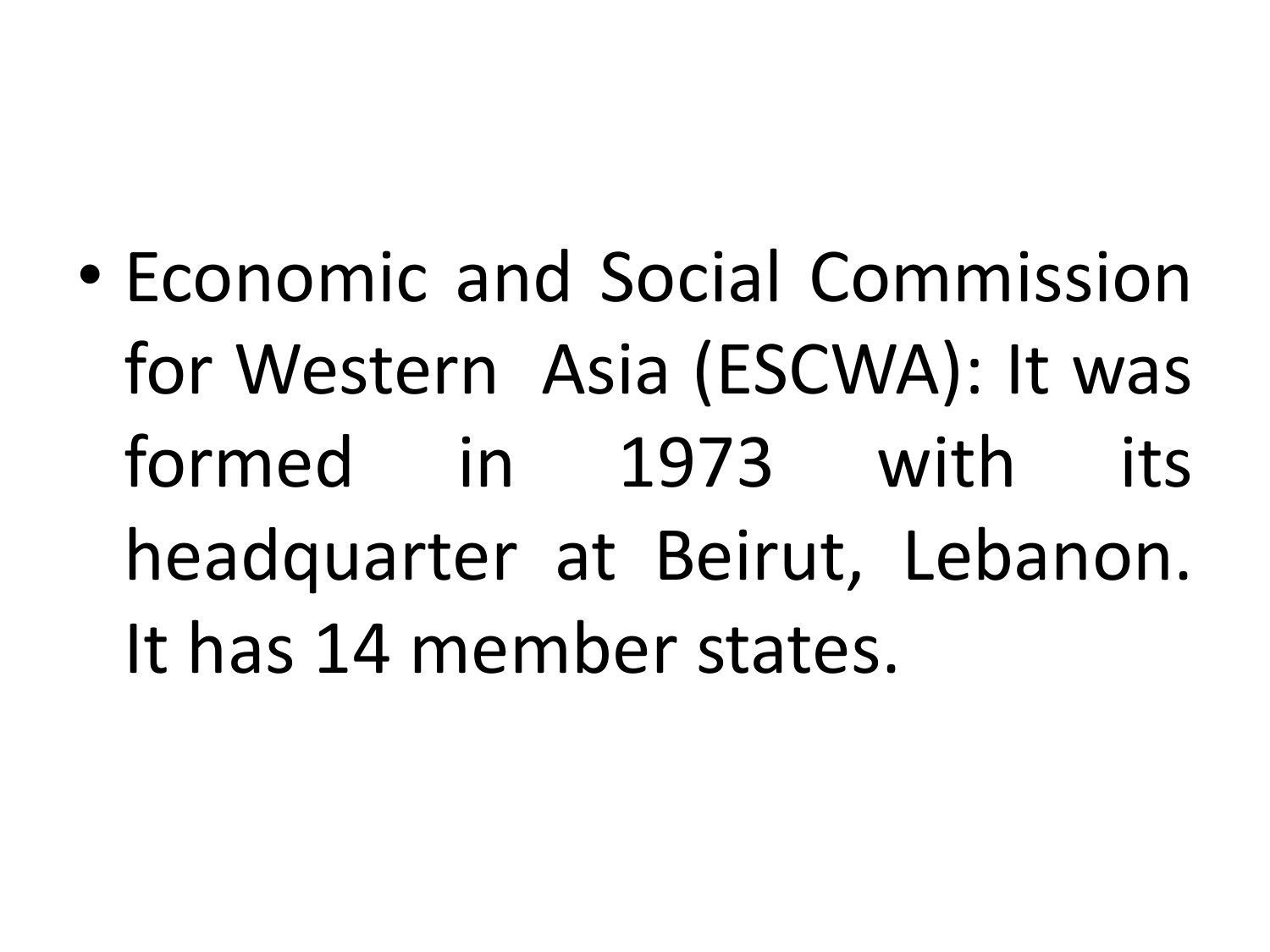- Economic and Social Commission for Western Asia (ESCWA): It was formed in 1973 with its headquarter at Beirut, Lebanon. It has 14 member states.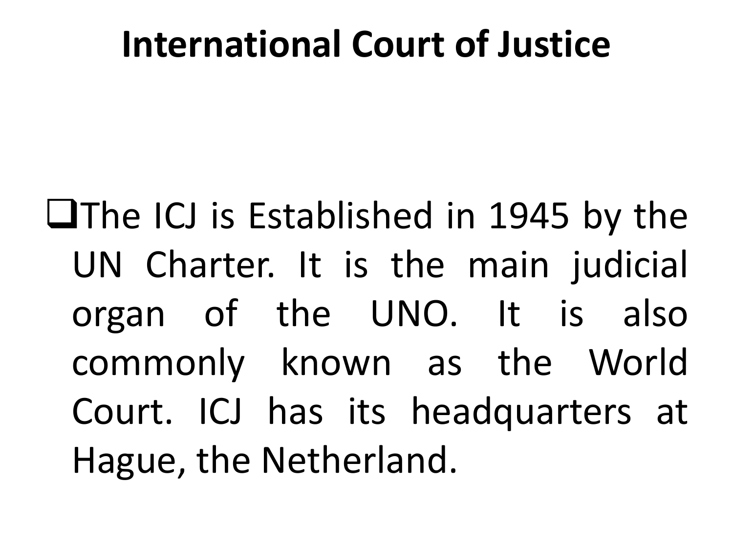# International Court of Justice

- The ICJ is Established in 1945 by the UN Charter. It is the main judicial organ of the UNO. It is also commonly known as the World Court. ICJ has its headquarters at Hague, the Netherland.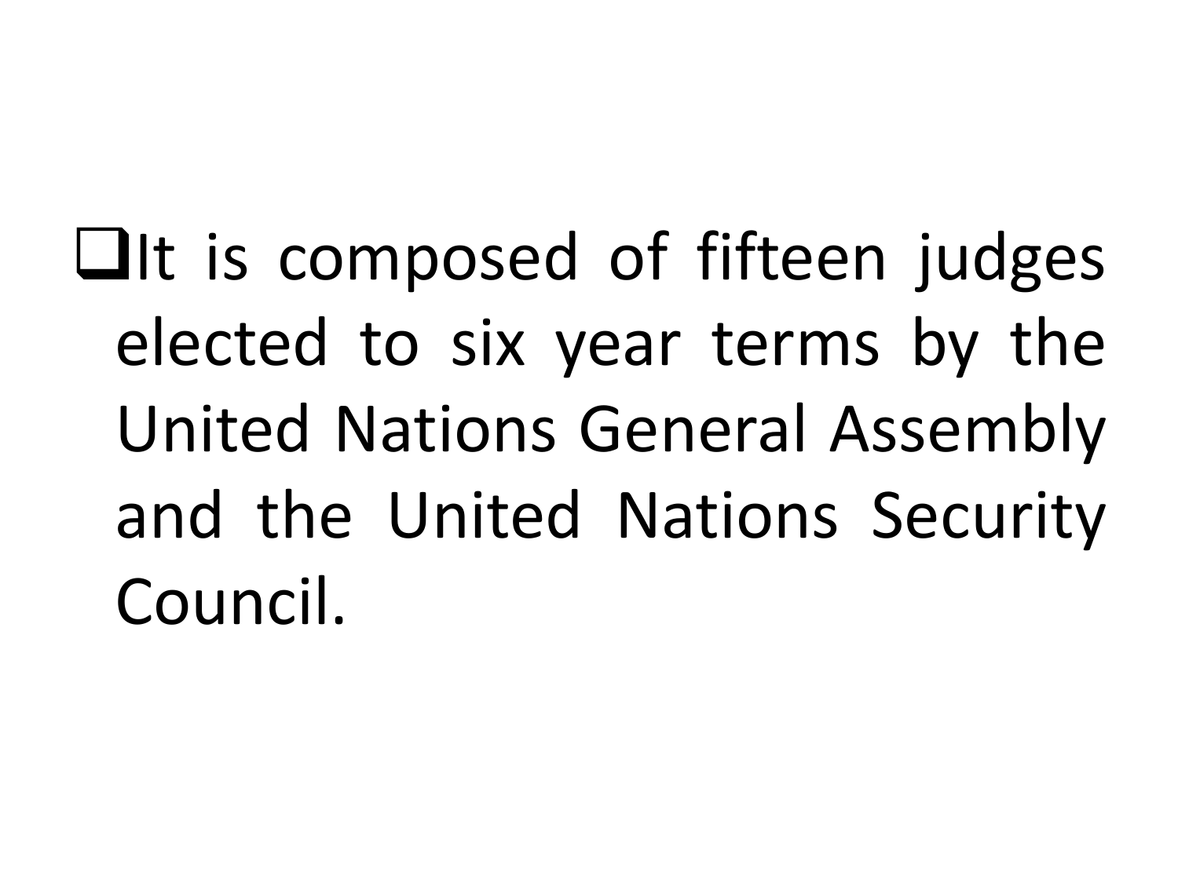- It is composed of fifteen judges elected to six year terms by the United Nations General Assembly and the United Nations Security Council.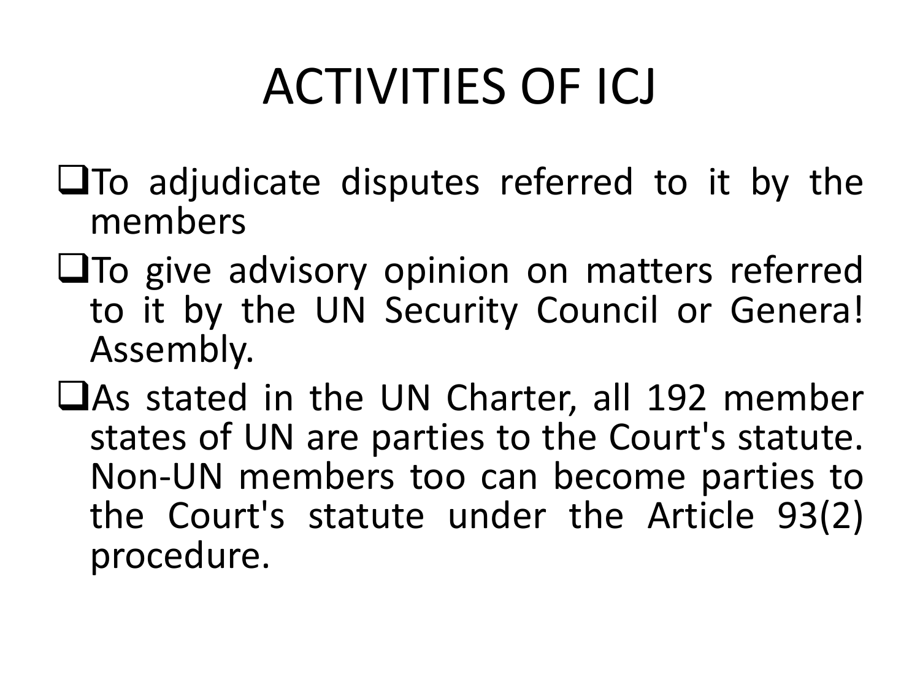# ACTIVITIES OF ICJ

- To adjudicate disputes referred to it by the members
- To give advisory opinion on matters referred to it by the UN Security Council or Genera! Assembly.
- As stated in the UN Charter, all 192 member states of UN are parties to the Court's statute. Non-UN members too can become parties to the Court's statute under the Article 93(2) procedure.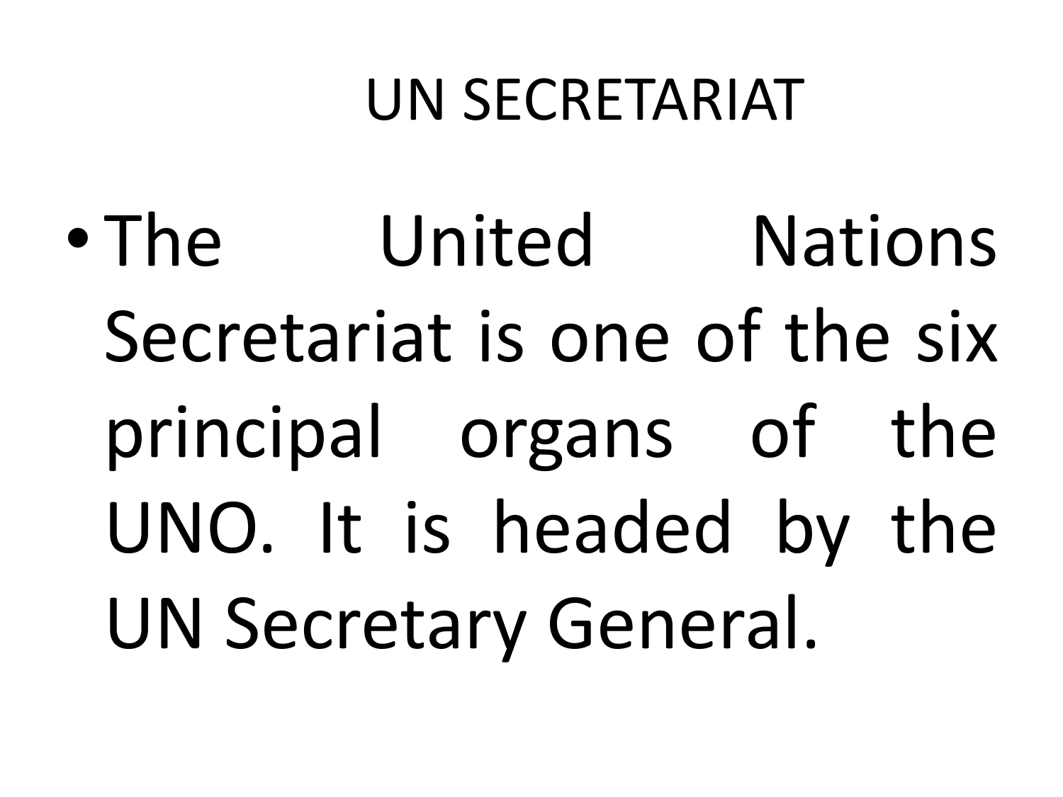# UN SECRETARIAT

- The United Nations Secretariat is one of the six principal organs of the UNO. It is headed by the UN Secretary General.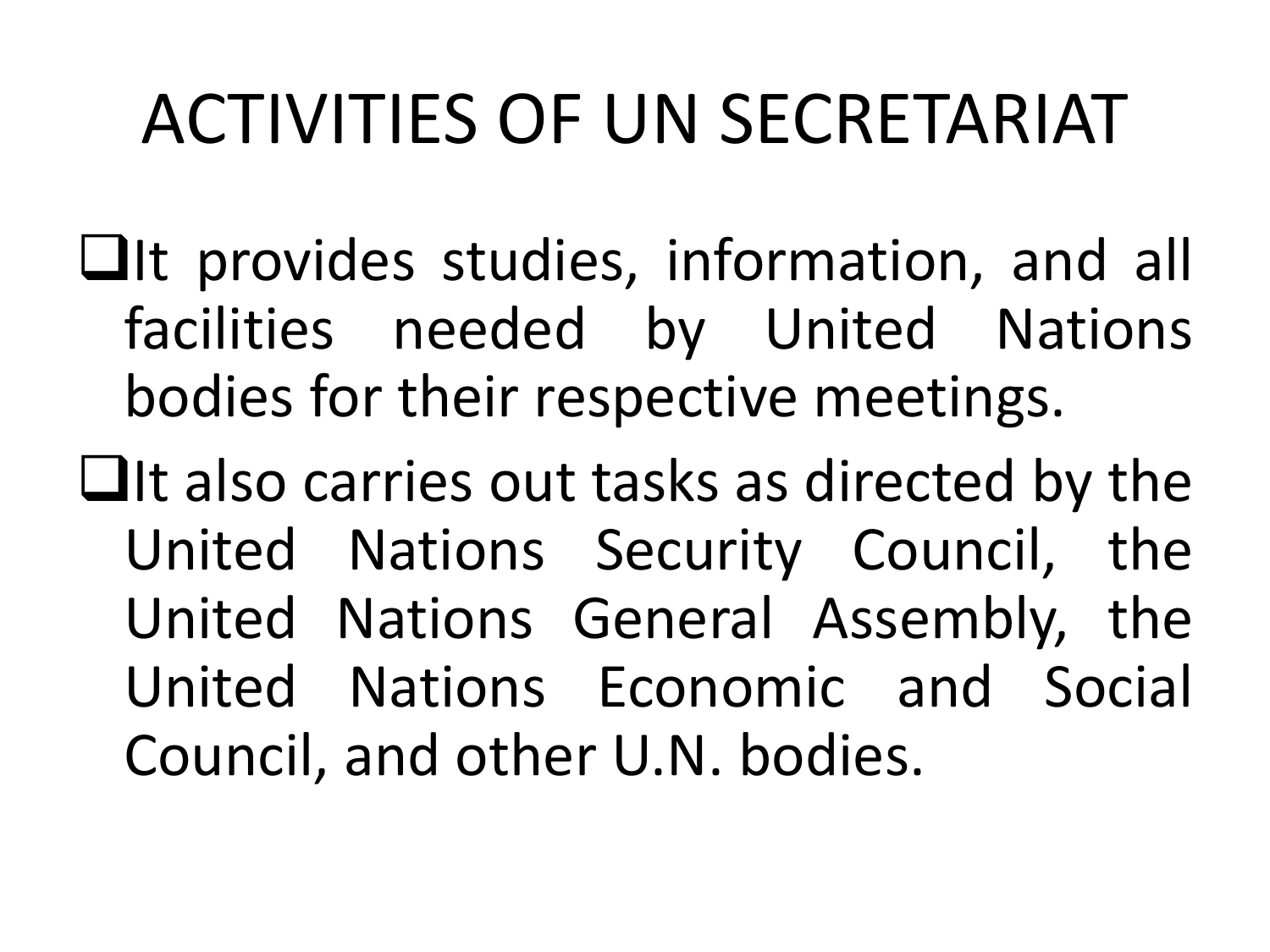# ACTIVITIES OF UN SECRETARIAT

- It provides studies, information, and all facilities needed by United Nations bodies for their respective meetings.
- It also carries out tasks as directed by the United Nations Security Council, the United Nations General Assembly, the United Nations Economic and Social Council, and other U.N. bodies.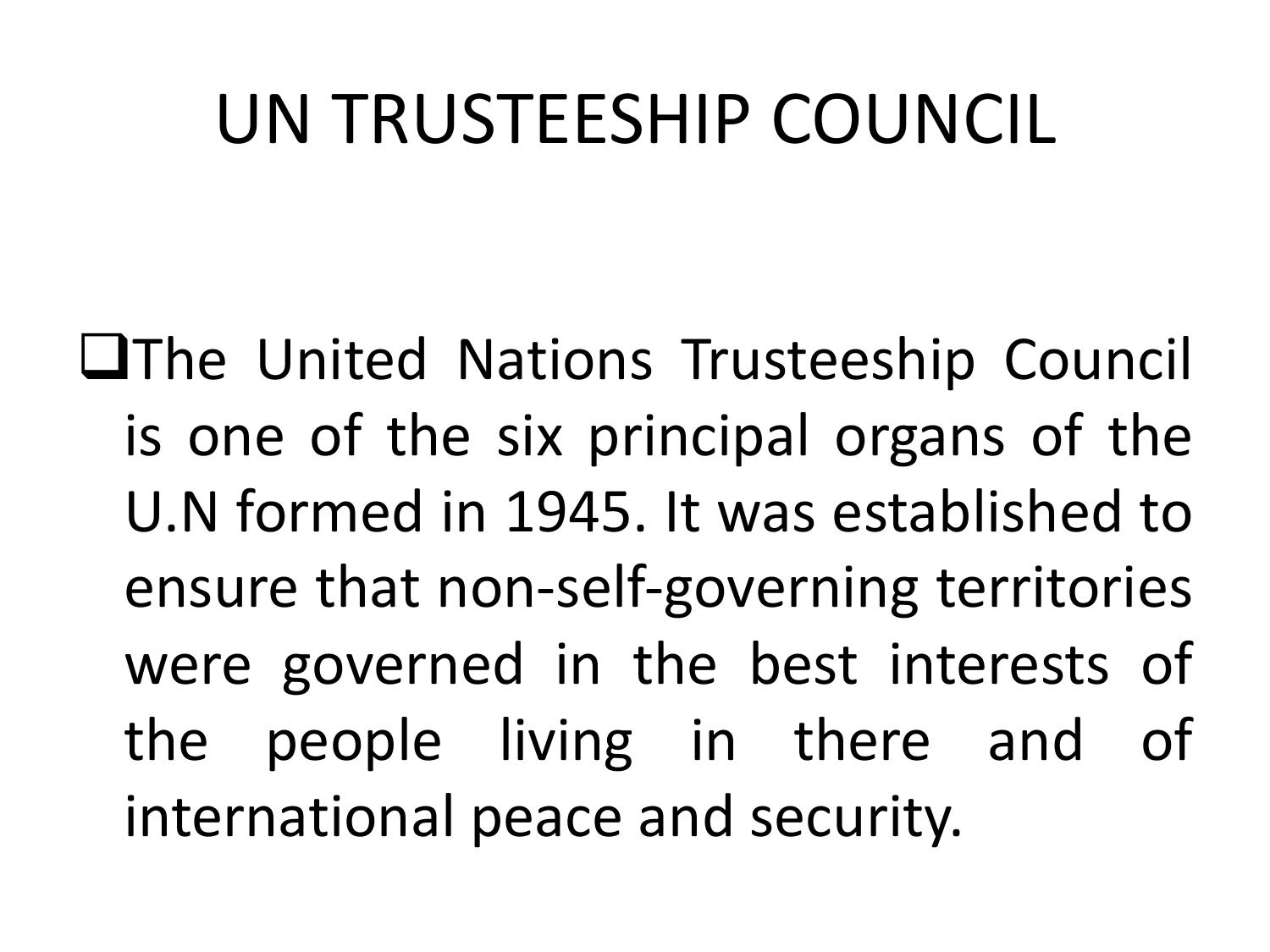# UN TRUSTEESHIP COUNCIL

- The United Nations Trusteeship Council is one of the six principal organs of the U.N formed in 1945. It was established to ensure that non-self-governing territories were governed in the best interests of the people living in there and of international peace and security.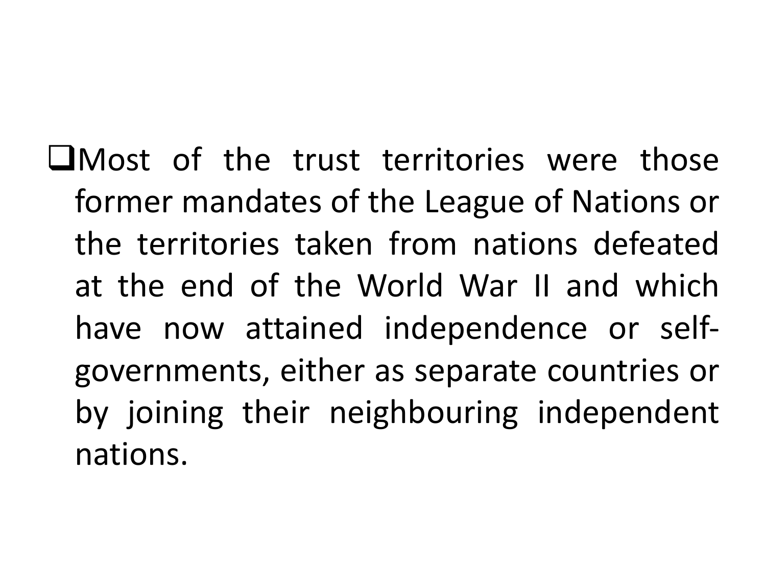- Most of the trust territories were those former mandates of the League of Nations or the territories taken from nations defeated at the end of the World War II and which have now attained independence or self-governments, either as separate countries or by joining their neighbouring independent nations.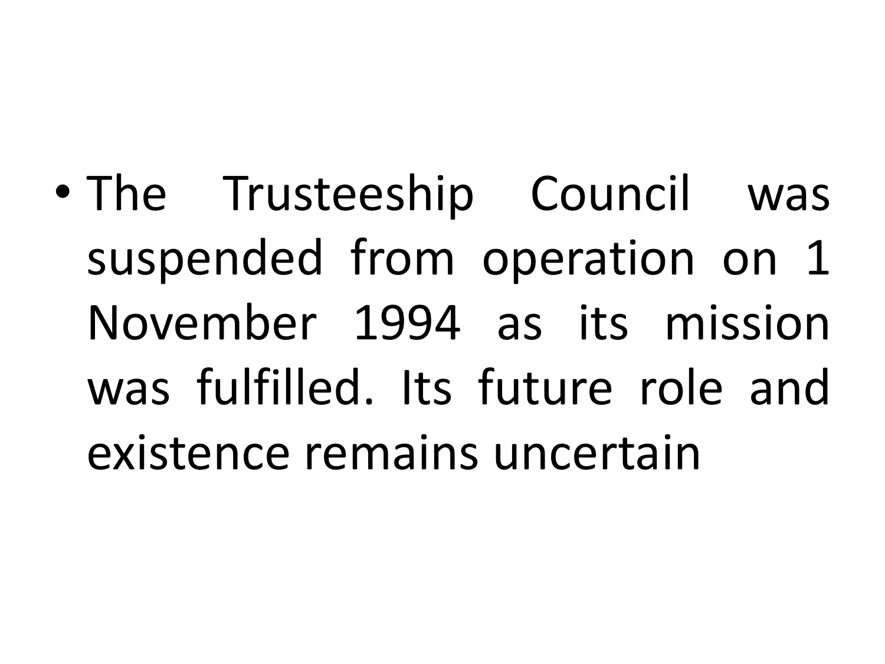- The Trusteeship Council was suspended from operation on 1 November 1994 as its mission was fulfilled. Its future role and existence remains uncertain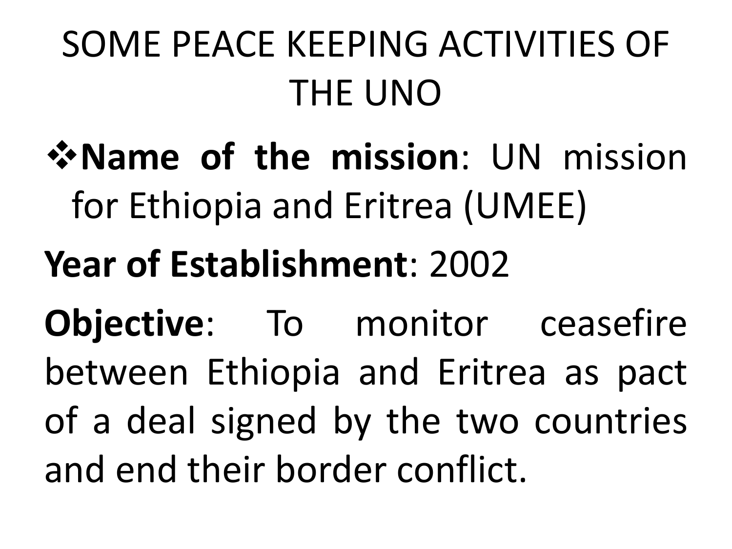# SOME PEACE KEEPING ACTIVITIES OF THE UNO

- **Name of the mission**: UN mission for Ethiopia and Eritrea (UMEE)

**Year of Establishment**: 2002

**Objective**: To monitor ceasefire between Ethiopia and Eritrea as pact of a deal signed by the two countries and end their border conflict.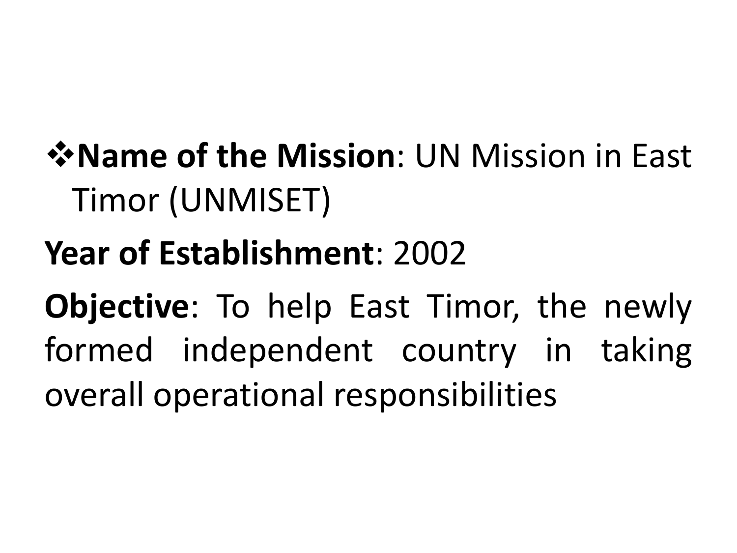- **Name of the Mission**: UN Mission in East Timor (UNMISET)

**Year of Establishment**: 2002

**Objective**: To help East Timor, the newly formed independent country in taking overall operational responsibilities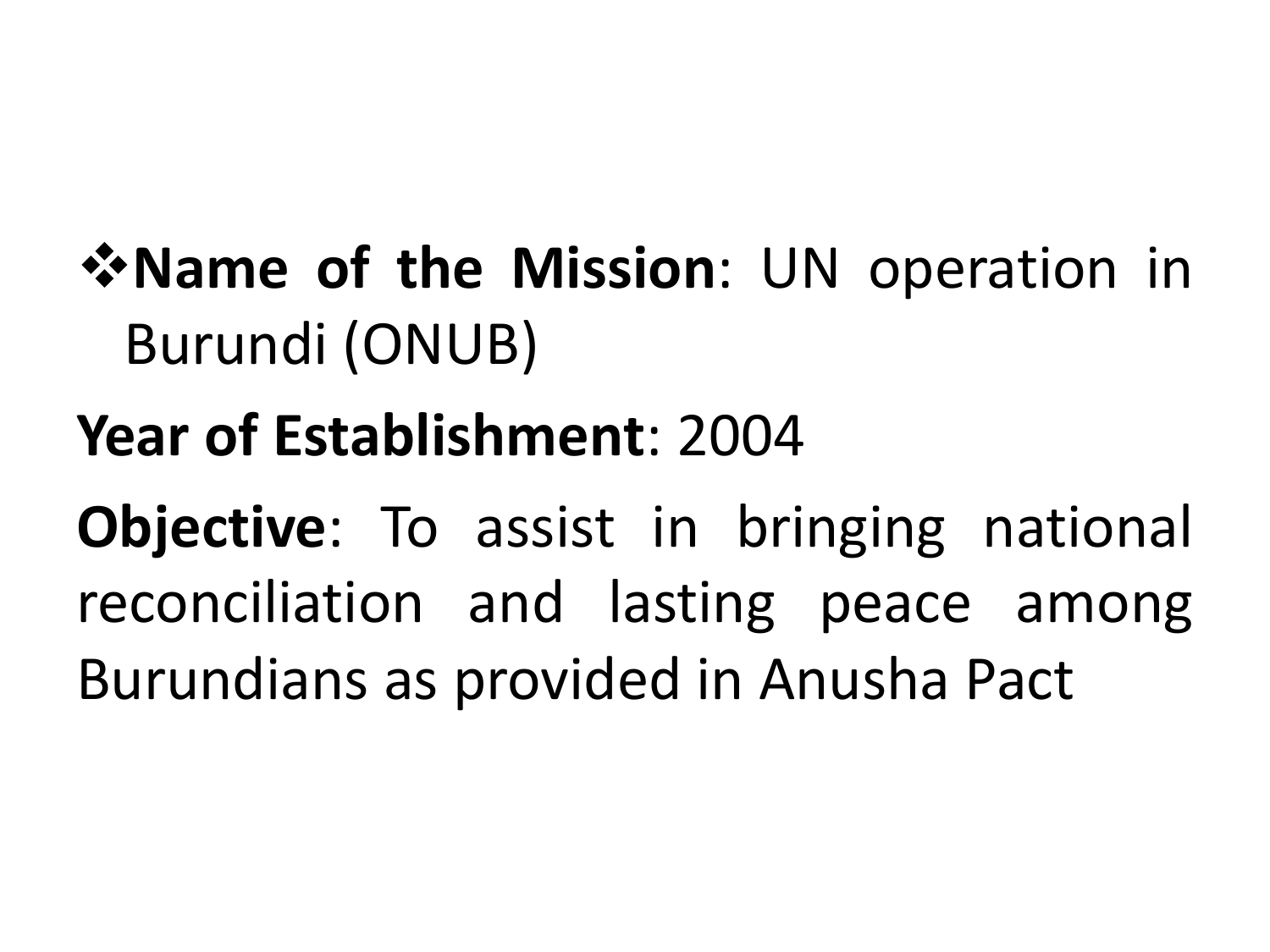- **Name of the Mission**: UN operation in Burundi (ONUB)

**Year of Establishment**: 2004

**Objective**: To assist in bringing national reconciliation and lasting peace among Burundians as provided in Anusha Pact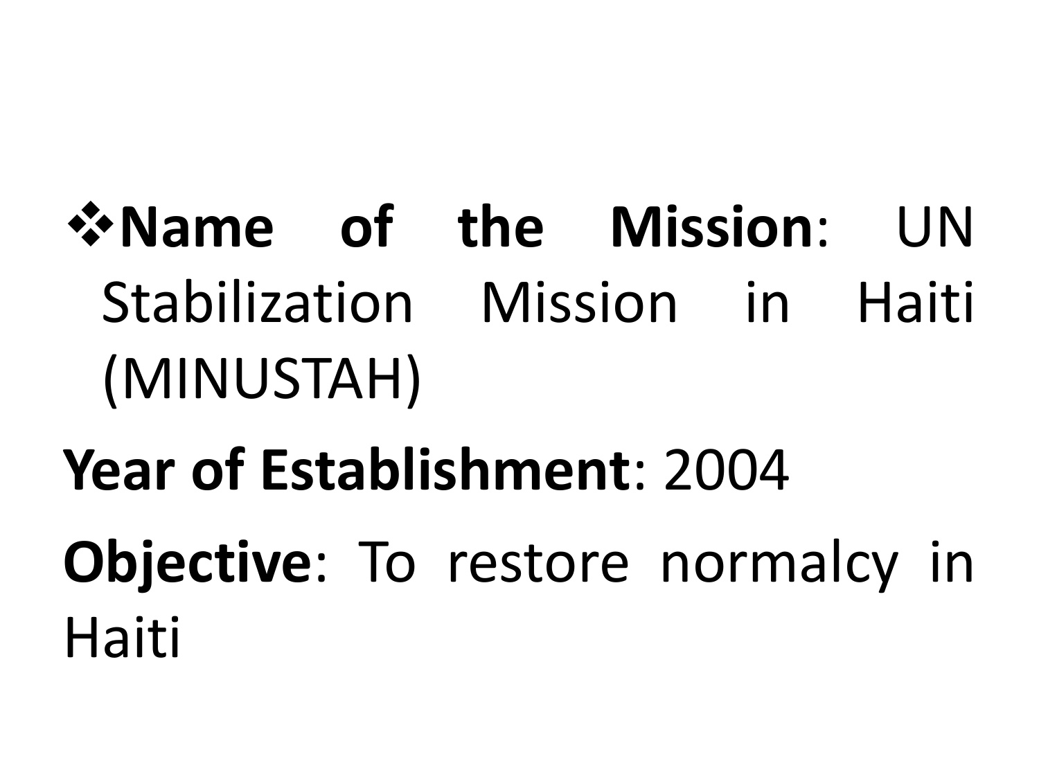- **Name of the Mission**: UN Stabilization Mission in Haiti (MINUSTAH)

**Year of Establishment**: 2004

**Objective**: To restore normalcy in Haiti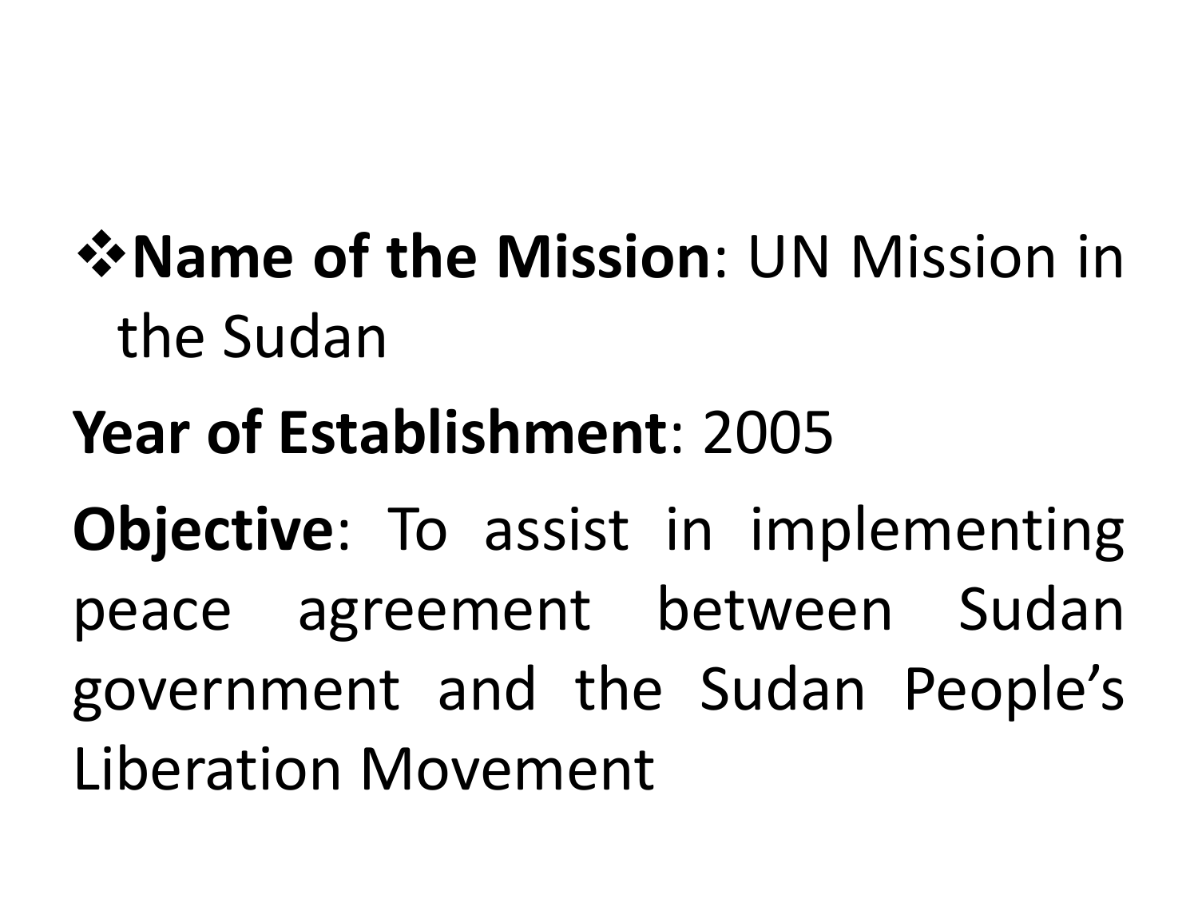- **Name of the Mission**: UN Mission in the Sudan

**Year of Establishment**: 2005

**Objective**: To assist in implementing peace agreement between Sudan government and the Sudan People's Liberation Movement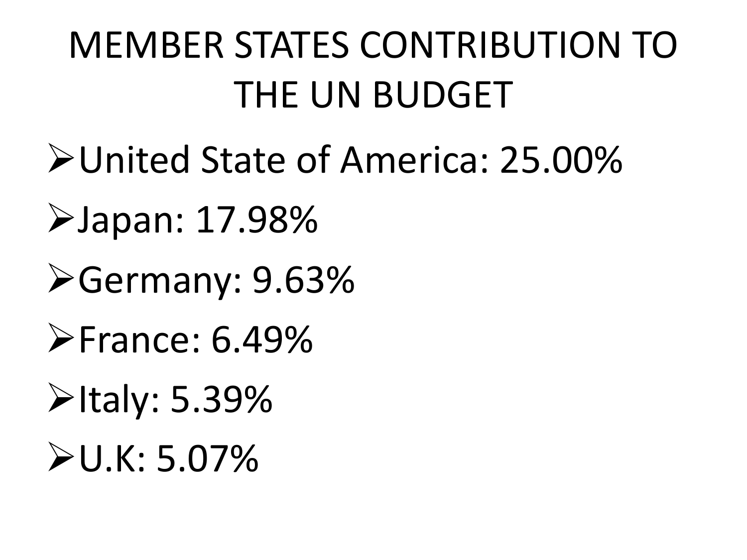# MEMBER STATES CONTRIBUTION TO THE UN BUDGET

- United State of America: 25.00%
- Japan: 17.98%
- Germany: 9.63%
- France: 6.49%
- Italy: 5.39%
- U.K: 5.07%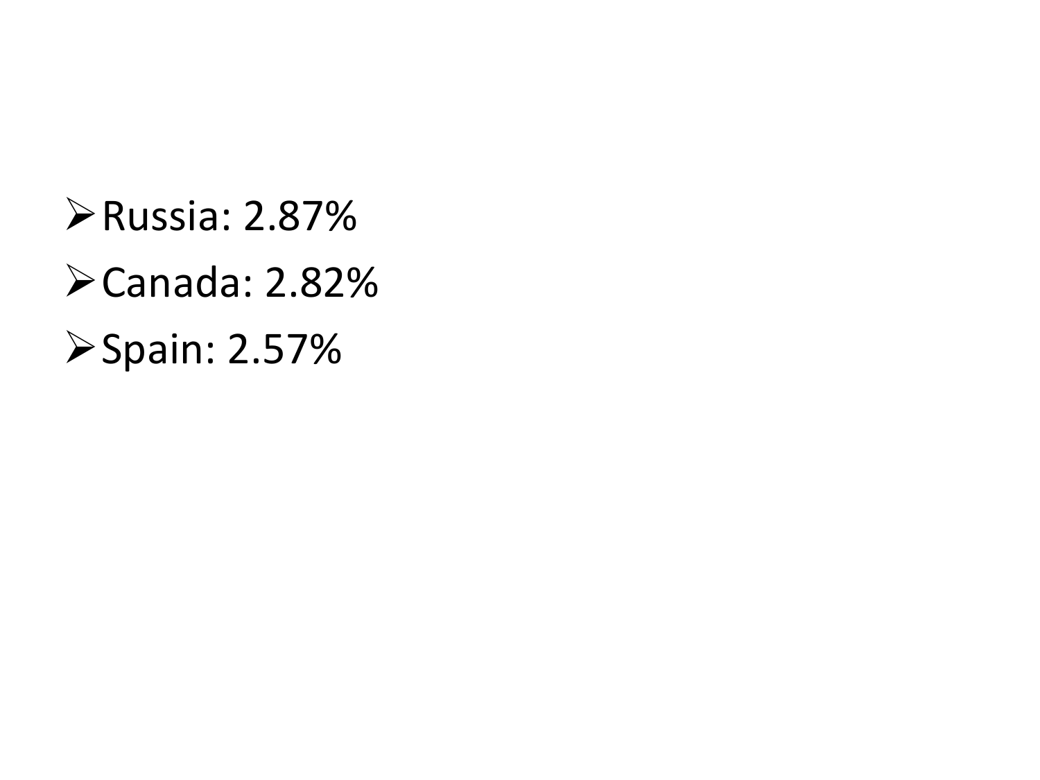- Russia: 2.87%
- Canada: 2.82%
- Spain: 2.57%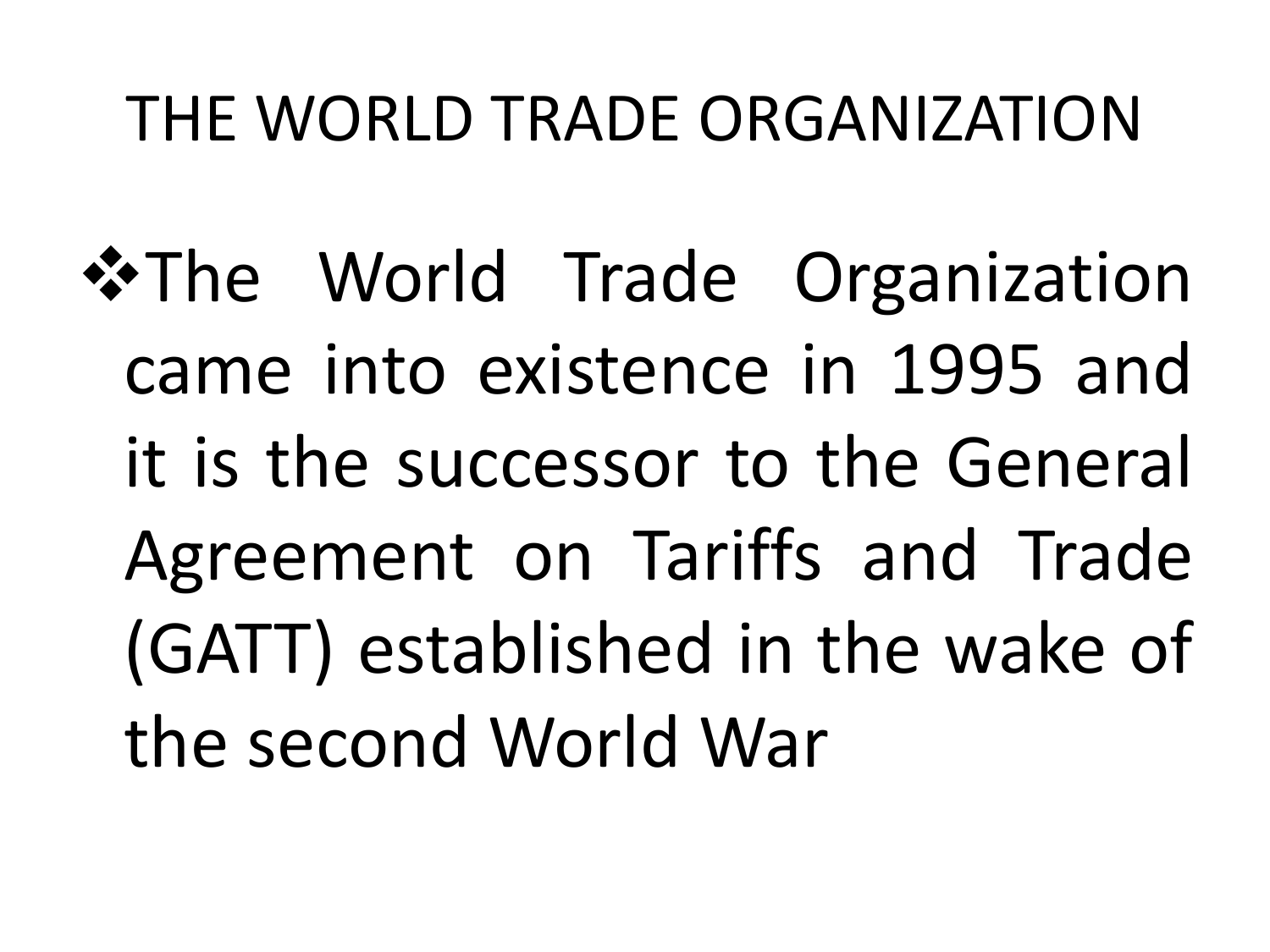# THE WORLD TRADE ORGANIZATION

- The World Trade Organization came into existence in 1995 and it is the successor to the General Agreement on Tariffs and Trade (GATT) established in the wake of the second World War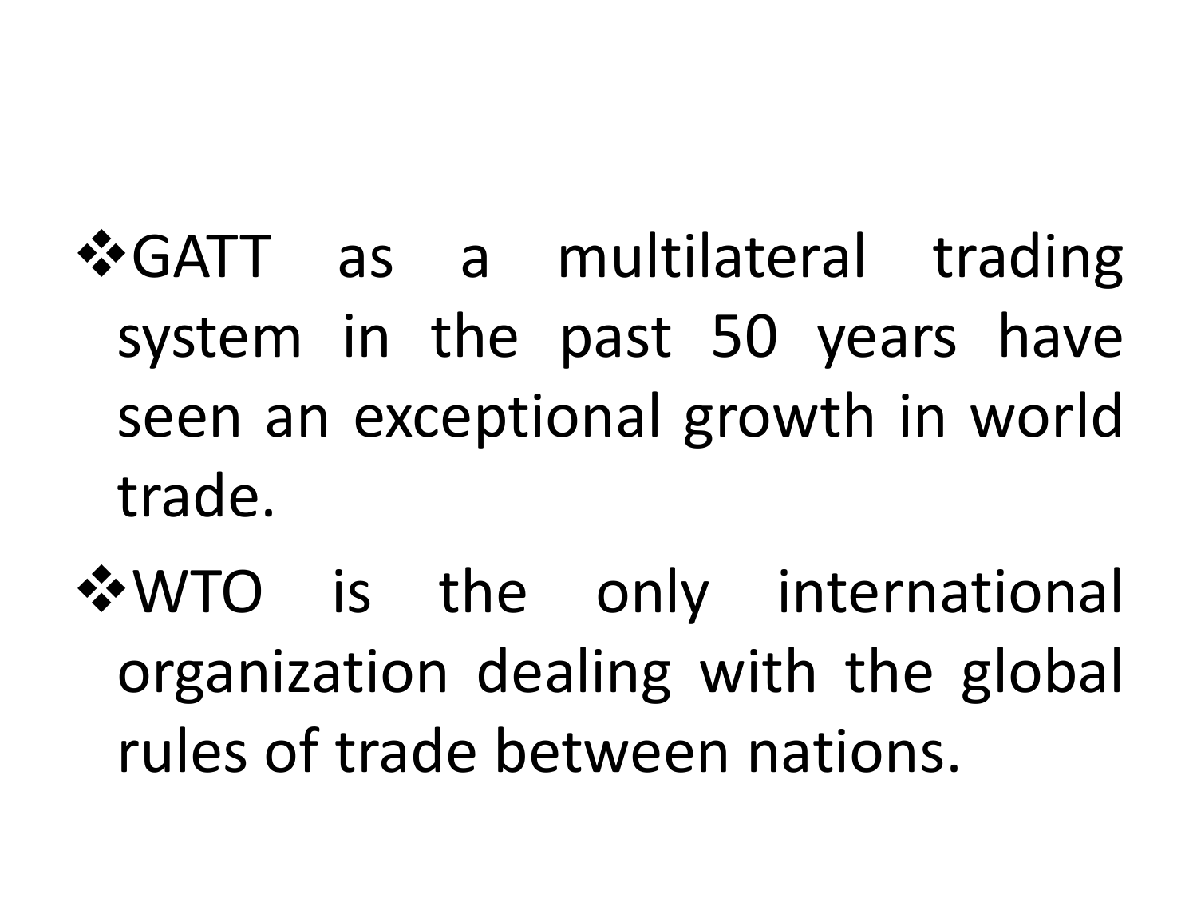- GATT as a multilateral trading system in the past 50 years have seen an exceptional growth in world trade.
- WTO is the only international organization dealing with the global rules of trade between nations.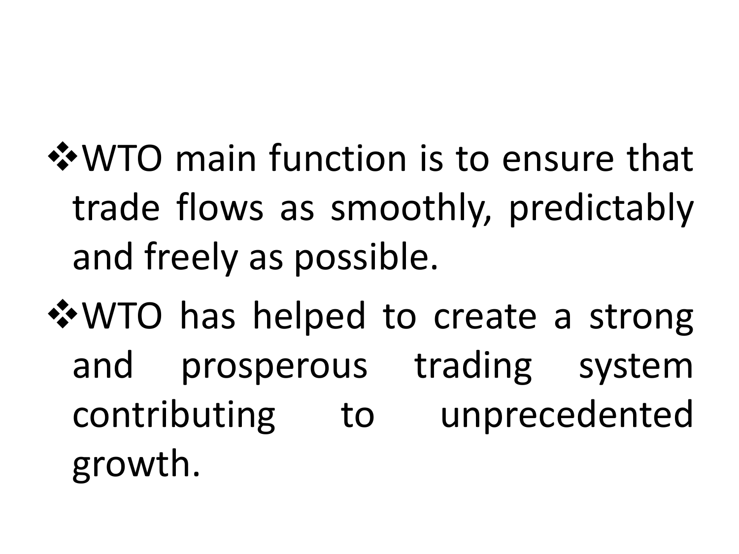- WTO main function is to ensure that trade flows as smoothly, predictably and freely as possible.
- WTO has helped to create a strong and prosperous trading system contributing to unprecedented growth.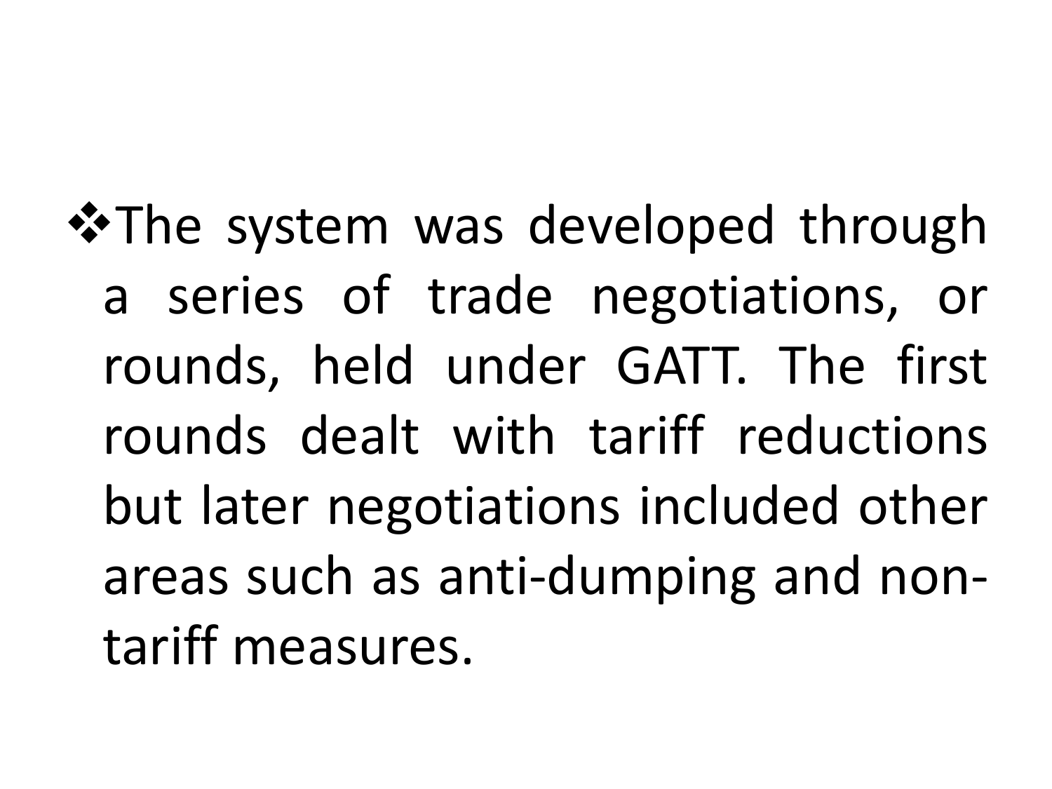- The system was developed through a series of trade negotiations, or rounds, held under GATT. The first rounds dealt with tariff reductions but later negotiations included other areas such as anti-dumping and non-tariff measures.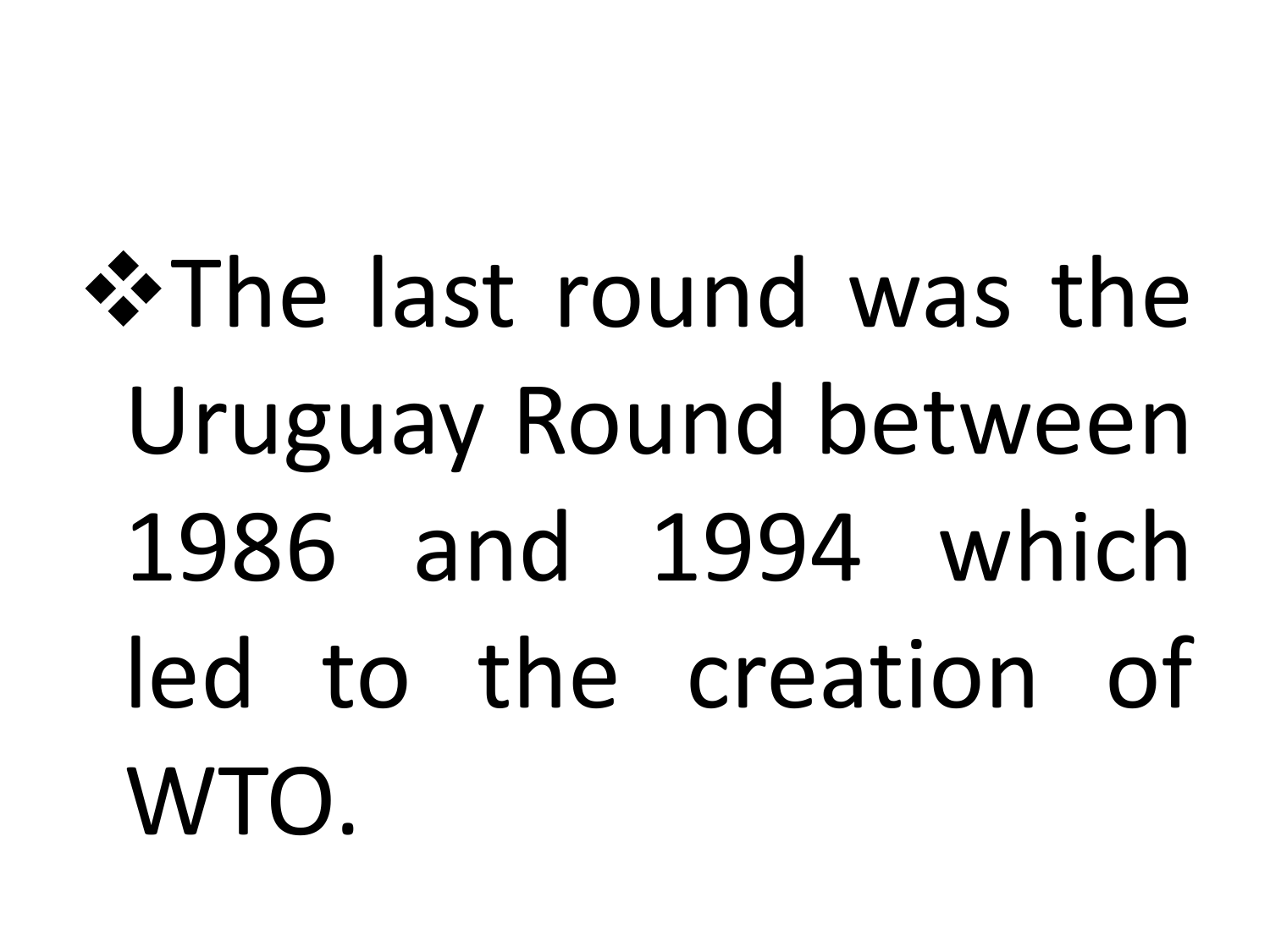- The last round was the Uruguay Round between 1986 and 1994 which led to the creation of WTO.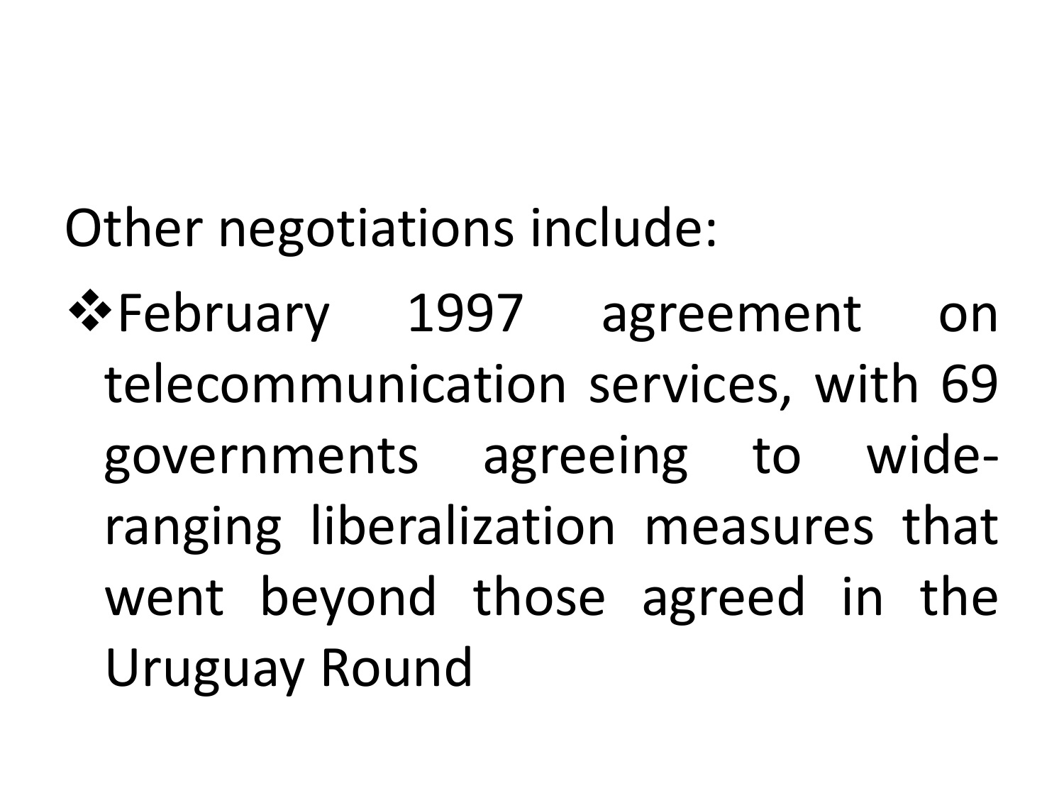Other negotiations include:

- February 1997 agreement on telecommunication services, with 69 governments agreeing to wide-ranging liberalization measures that went beyond those agreed in the Uruguay Round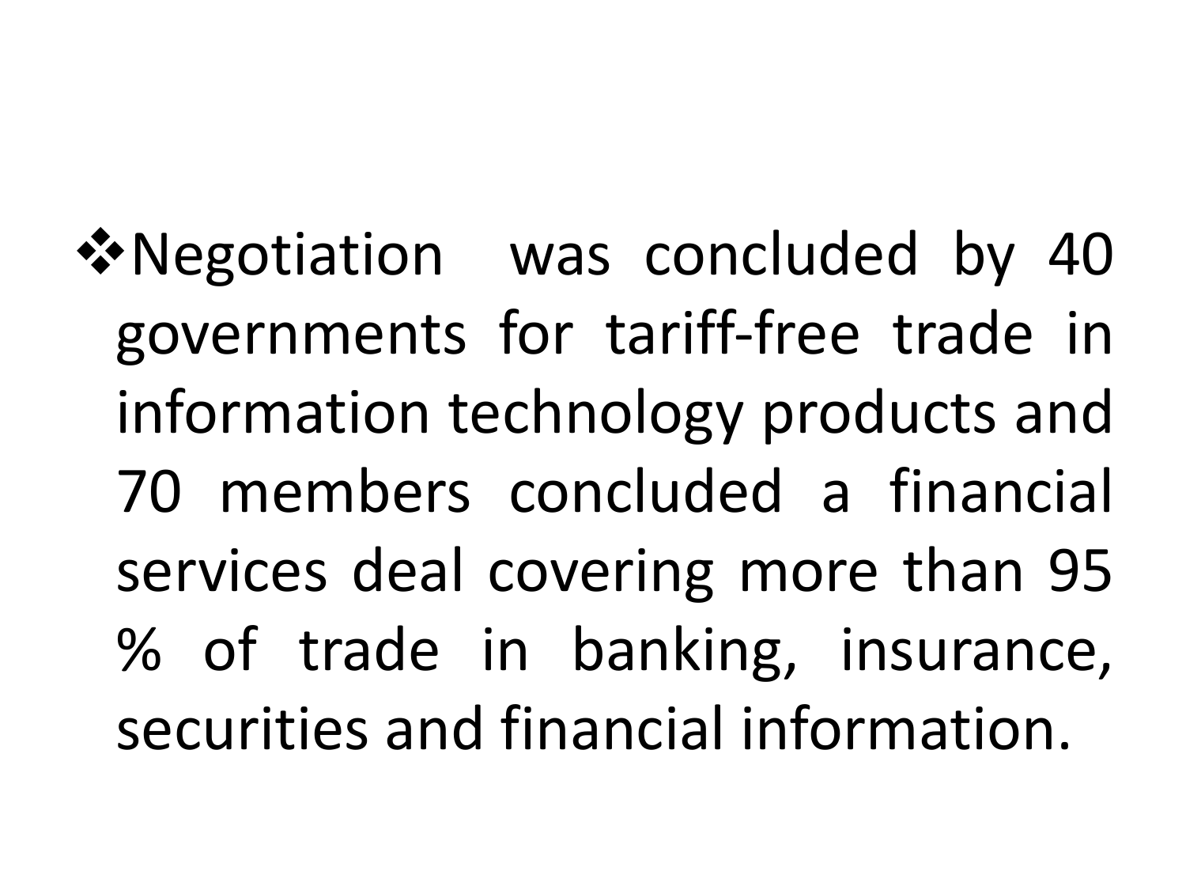- Negotiation was concluded by 40 governments for tariff-free trade in information technology products and 70 members concluded a financial services deal covering more than 95 % of trade in banking, insurance, securities and financial information.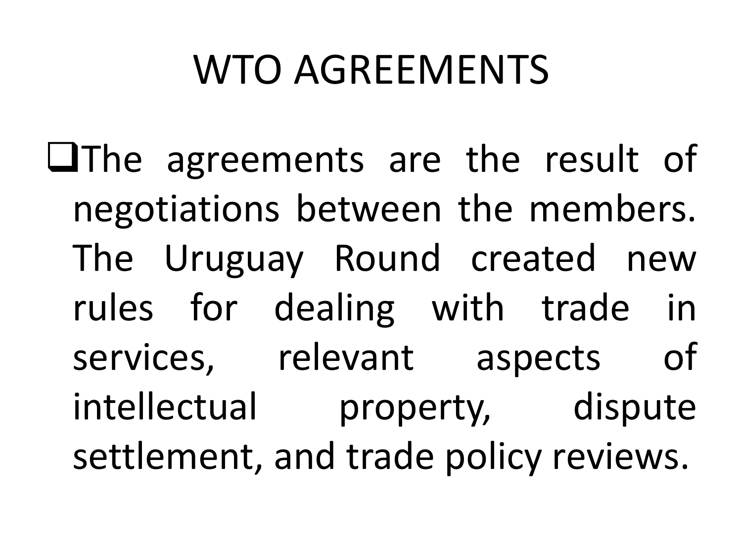# WTO AGREEMENTS

- The agreements are the result of negotiations between the members. The Uruguay Round created new rules for dealing with trade in services, relevant aspects of intellectual property, dispute settlement, and trade policy reviews.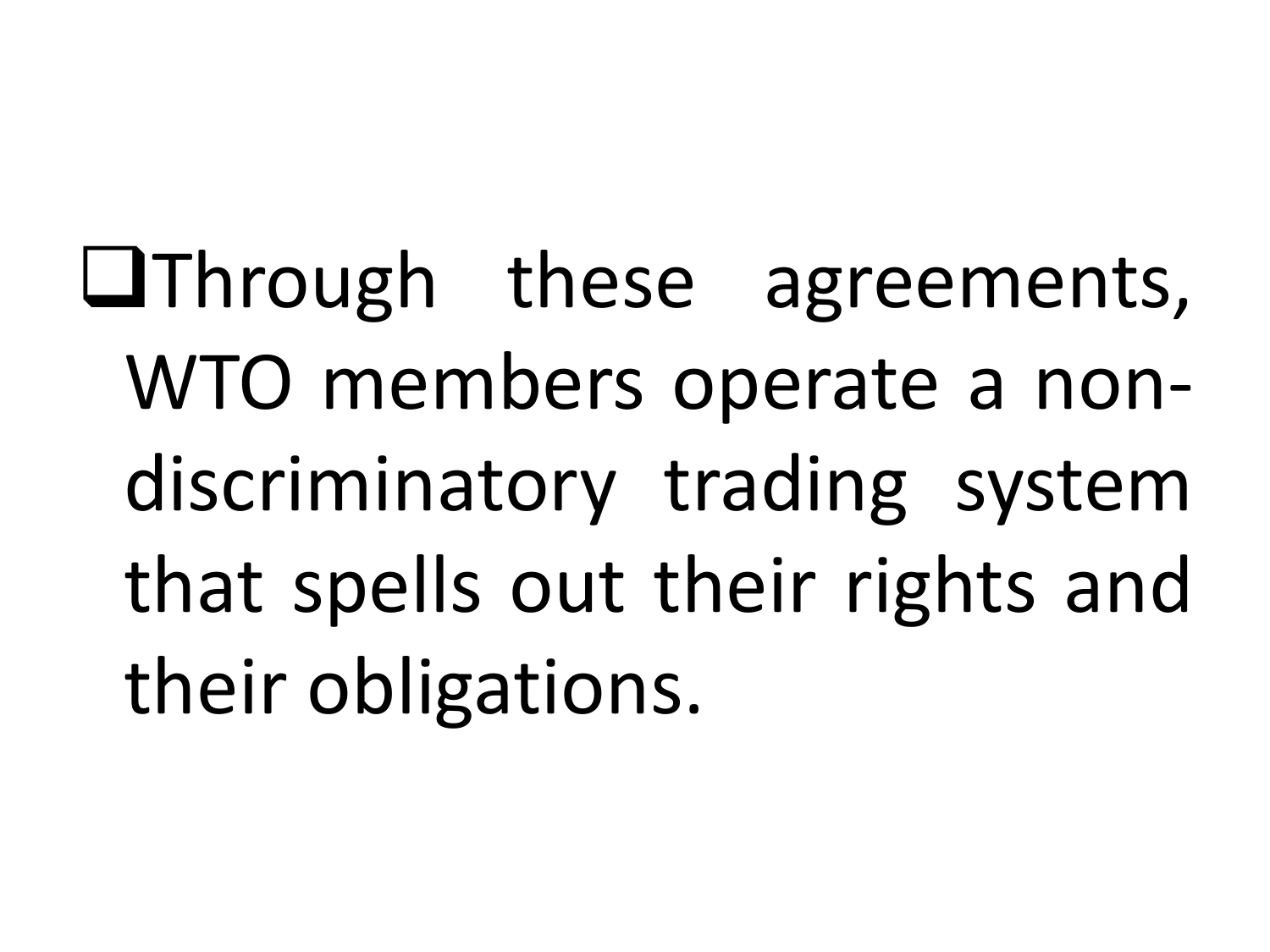- Through these agreements, WTO members operate a non-discriminatory trading system that spells out their rights and their obligations.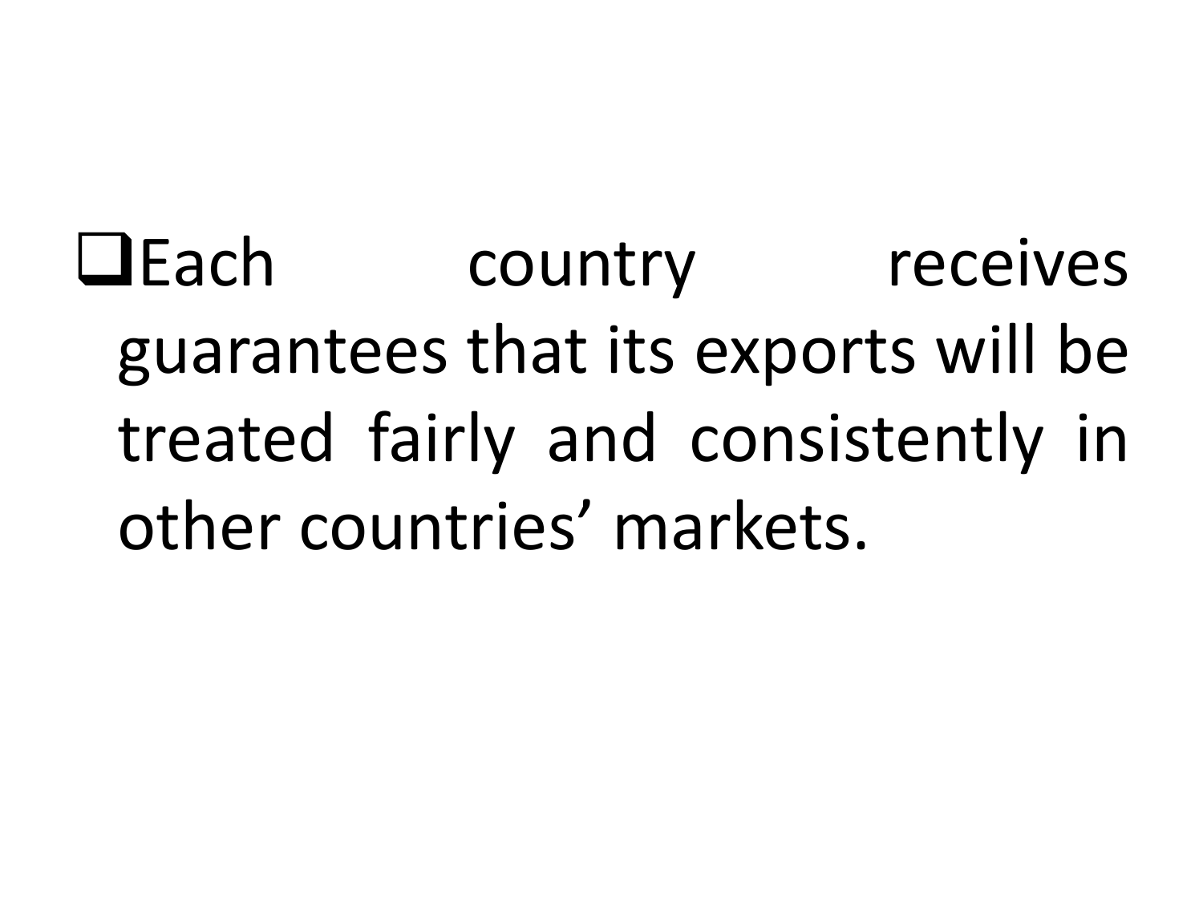- Each country receives guarantees that its exports will be treated fairly and consistently in other countries' markets.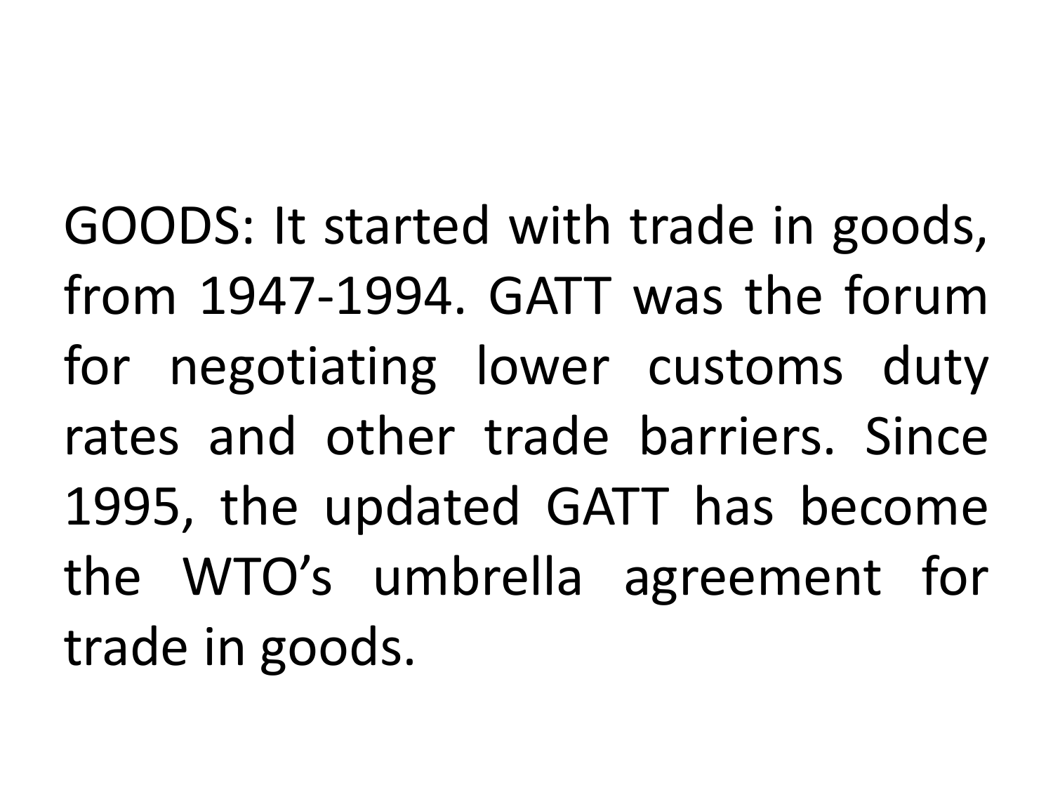GOODS: It started with trade in goods, from 1947-1994. GATT was the forum for negotiating lower customs duty rates and other trade barriers. Since 1995, the updated GATT has become the WTO's umbrella agreement for trade in goods.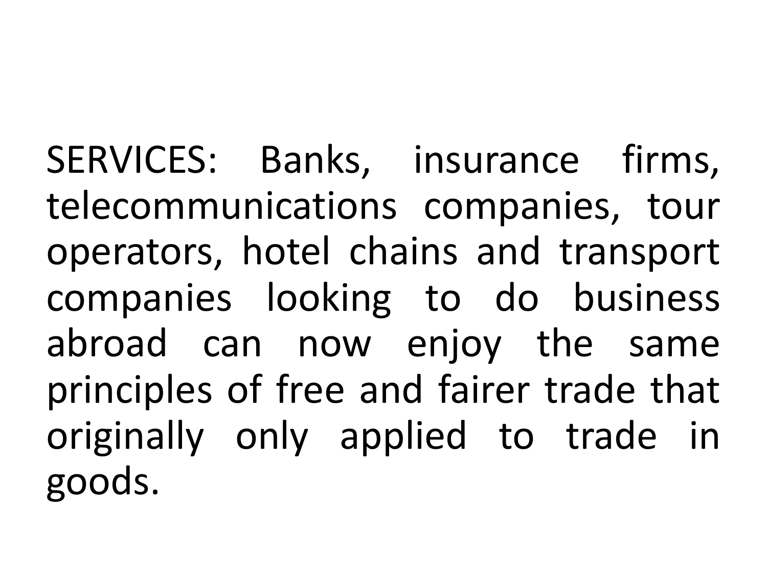SERVICES: Banks, insurance firms, telecommunications companies, tour operators, hotel chains and transport companies looking to do business abroad can now enjoy the same principles of free and fairer trade that originally only applied to trade in goods.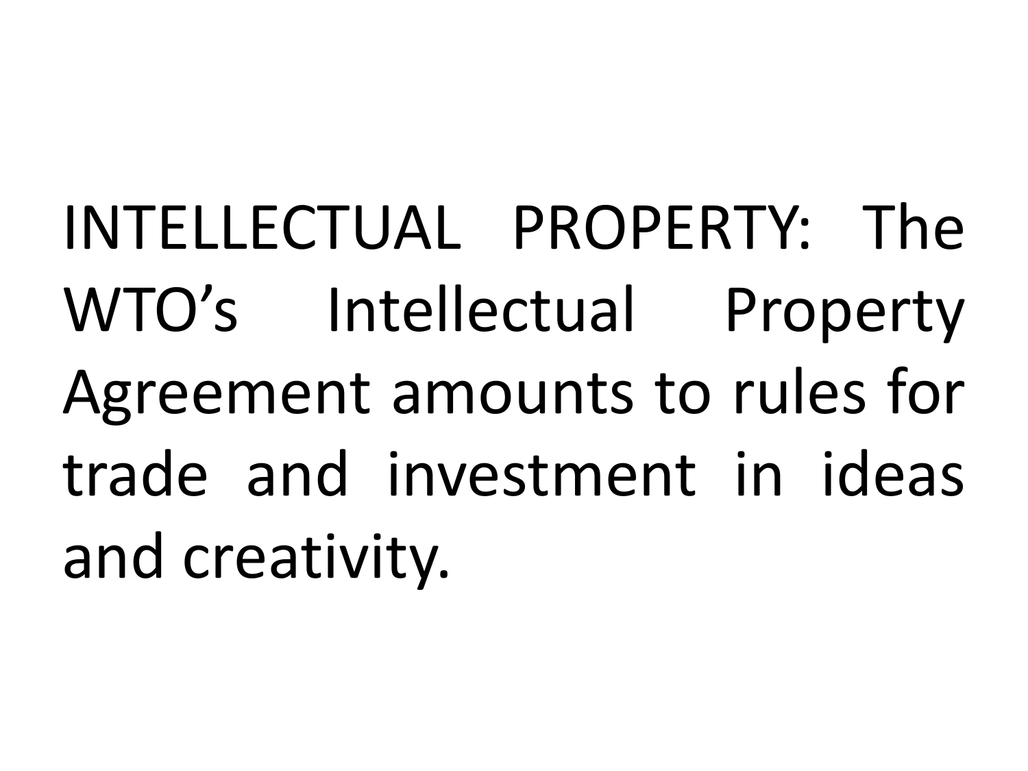INTELLECTUAL PROPERTY: The WTO’s Intellectual Property Agreement amounts to rules for trade and investment in ideas and creativity.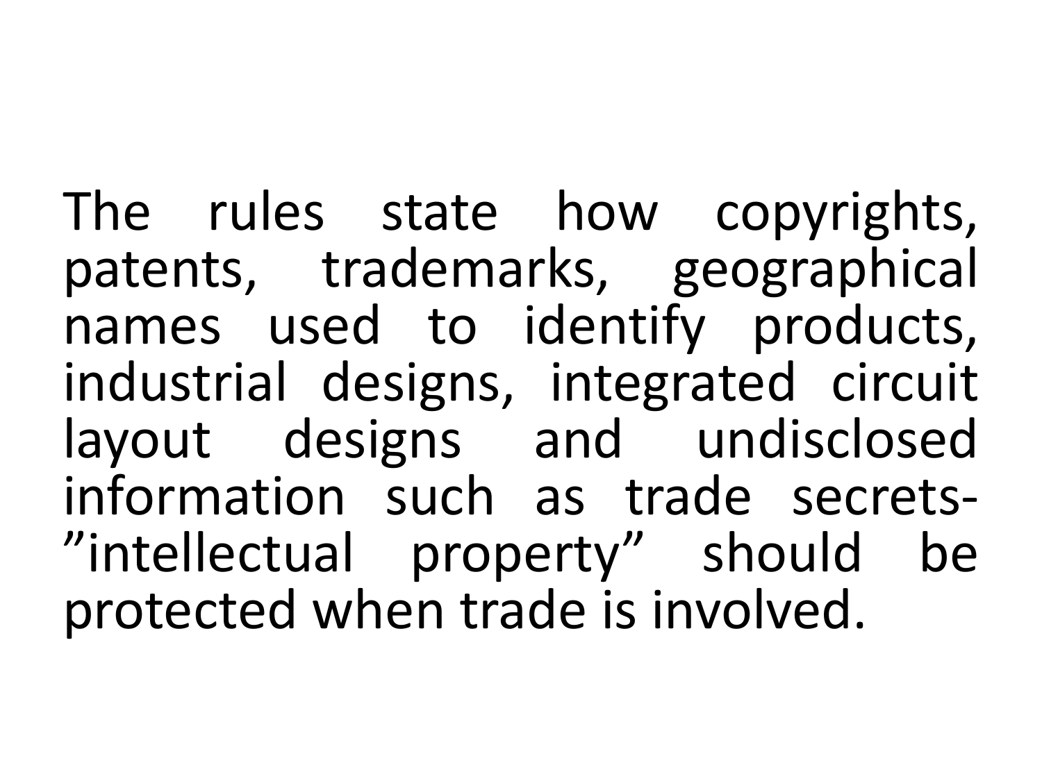The rules state how copyrights, patents, trademarks, geographical names used to identify products, industrial designs, integrated circuit layout designs and undisclosed information such as trade secrets- ”intellectual property” should be protected when trade is involved.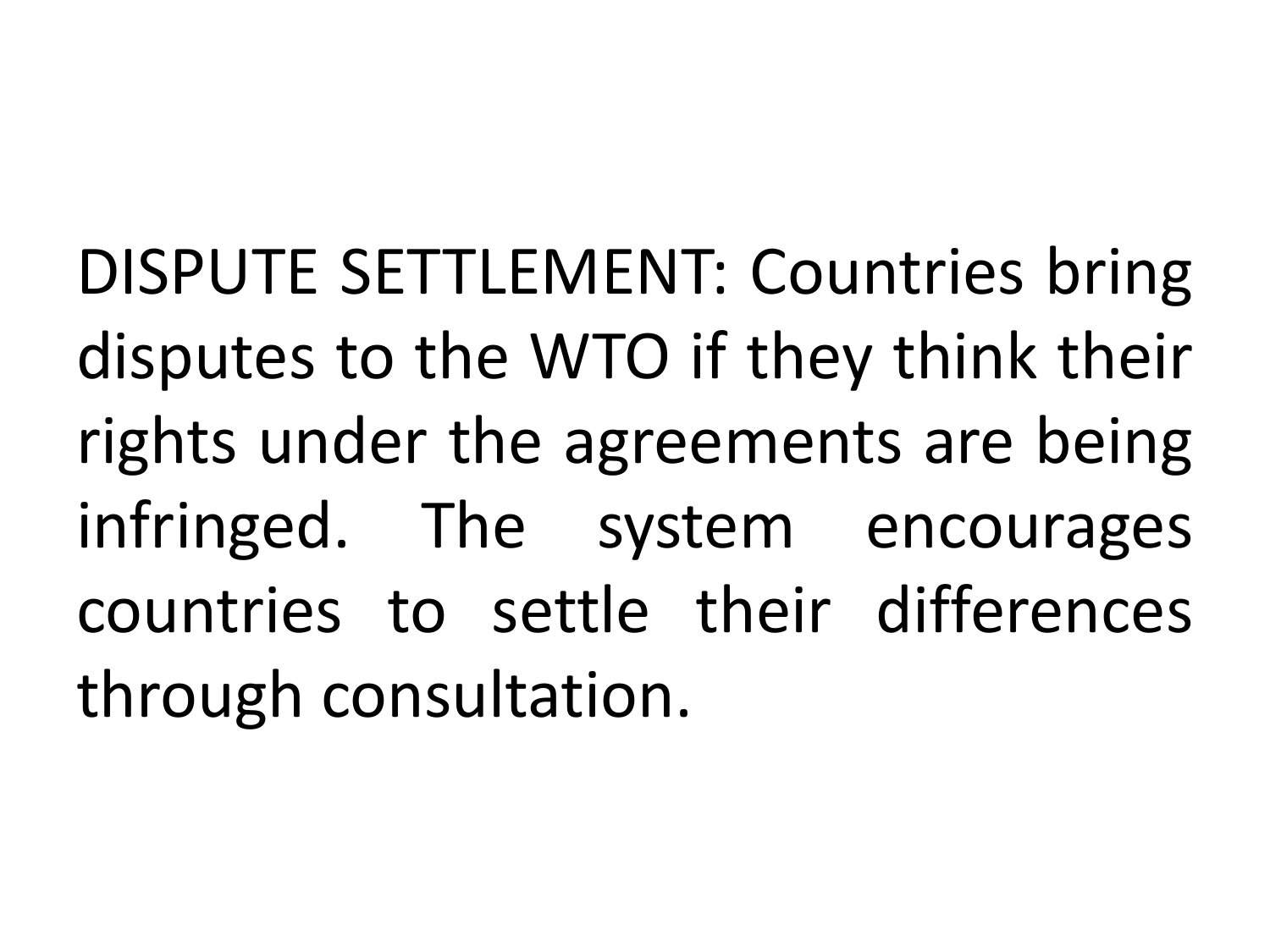DISPUTE SETTLEMENT: Countries bring disputes to the WTO if they think their rights under the agreements are being infringed. The system encourages countries to settle their differences through consultation.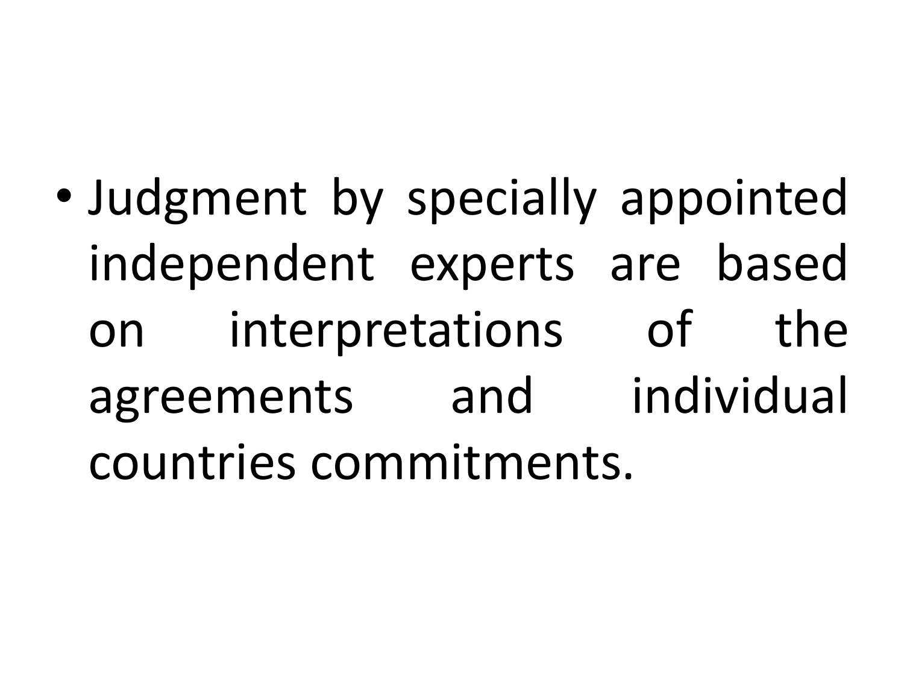- Judgment by specially appointed independent experts are based on interpretations of the agreements and individual countries commitments.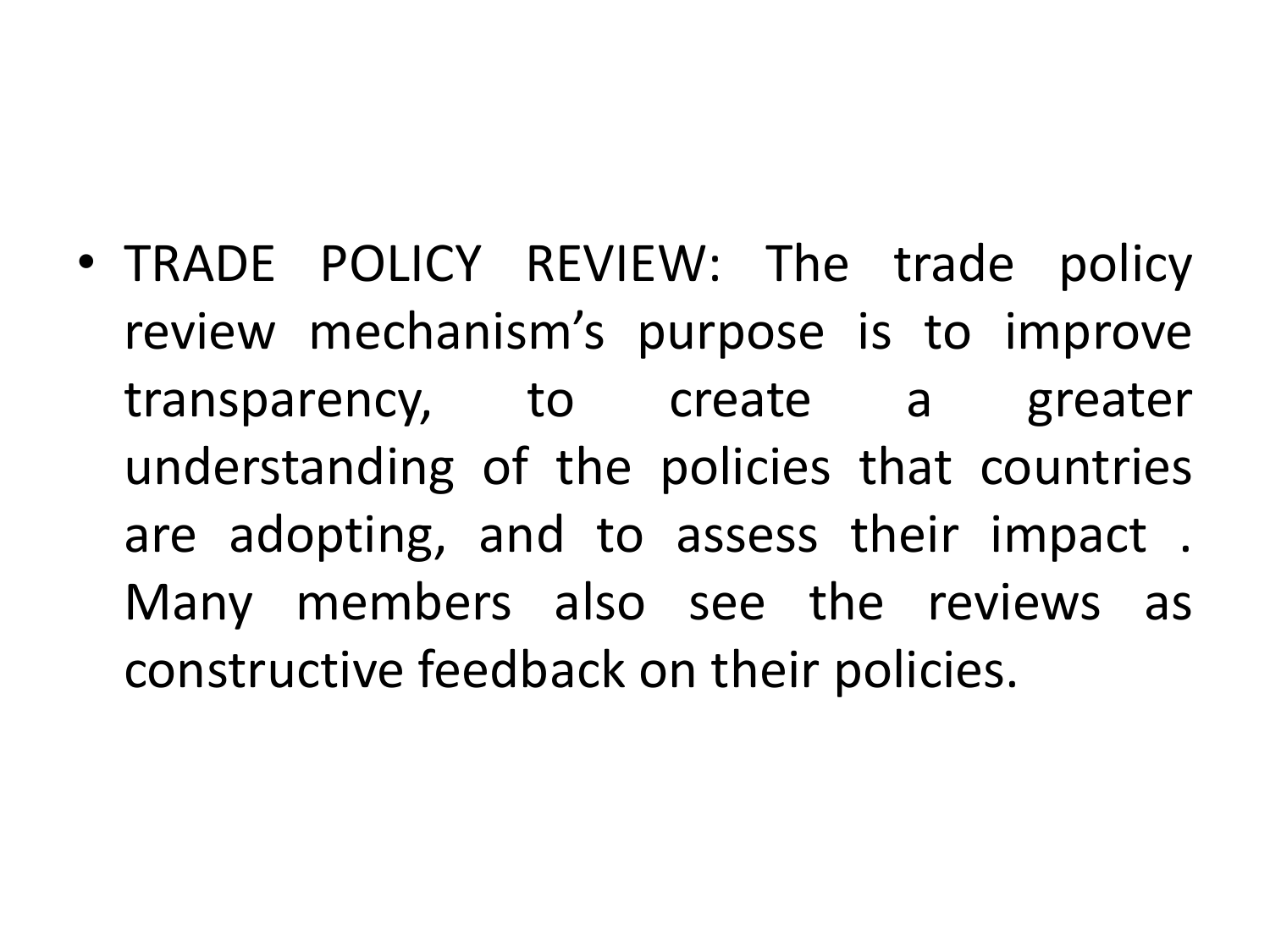- TRADE POLICY REVIEW: The trade policy review mechanism's purpose is to improve transparency, to create a greater understanding of the policies that countries are adopting, and to assess their impact . Many members also see the reviews as constructive feedback on their policies.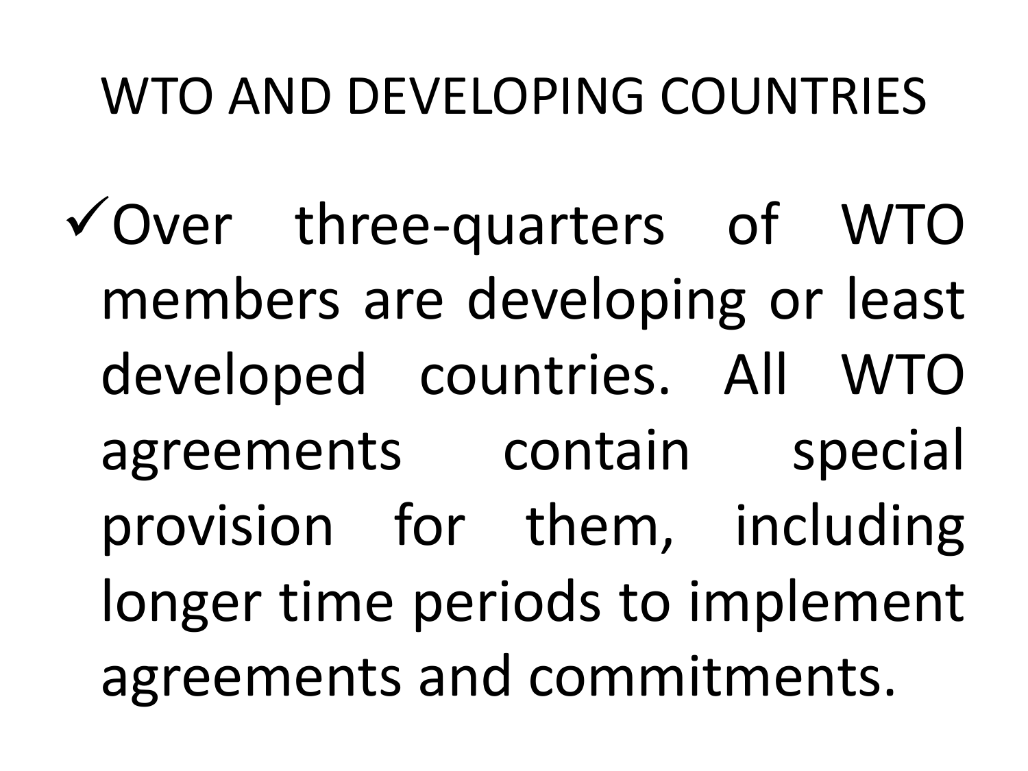# WTO AND DEVELOPING COUNTRIES

- ✓ Over three-quarters of WTO members are developing or least developed countries. All WTO agreements contain special provision for them, including longer time periods to implement agreements and commitments.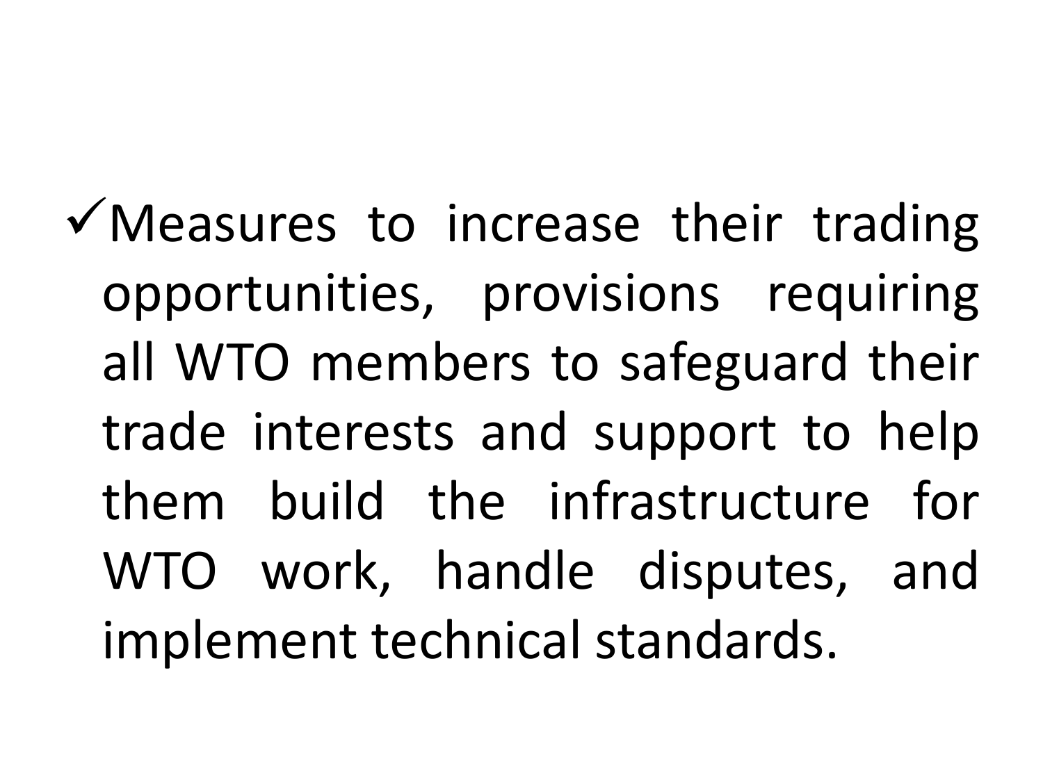- ✓Measures to increase their trading opportunities, provisions requiring all WTO members to safeguard their trade interests and support to help them build the infrastructure for WTO work, handle disputes, and implement technical standards.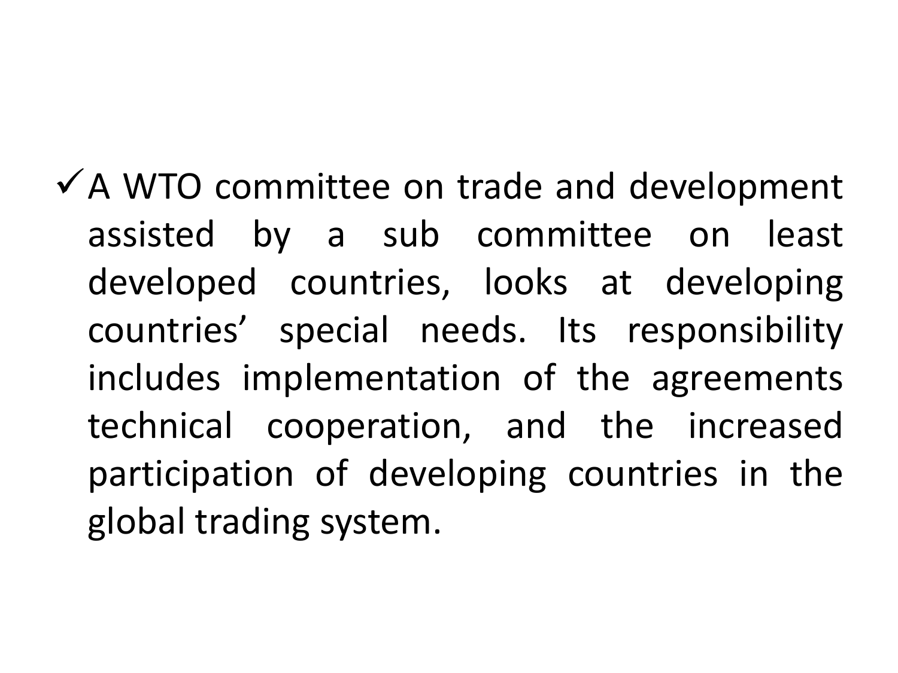- A WTO committee on trade and development assisted by a sub committee on least developed countries, looks at developing countries' special needs. Its responsibility includes implementation of the agreements technical cooperation, and the increased participation of developing countries in the global trading system.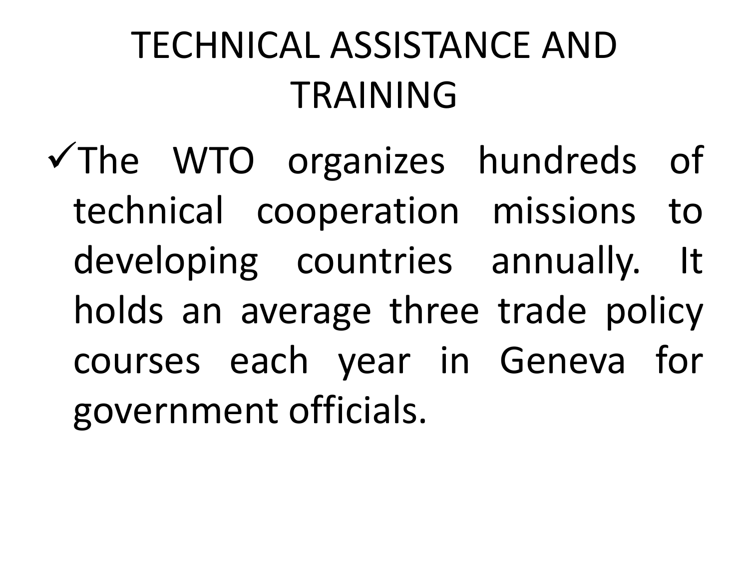# TECHNICAL ASSISTANCE AND TRAINING

- ✓The WTO organizes hundreds of technical cooperation missions to developing countries annually. It holds an average three trade policy courses each year in Geneva for government officials.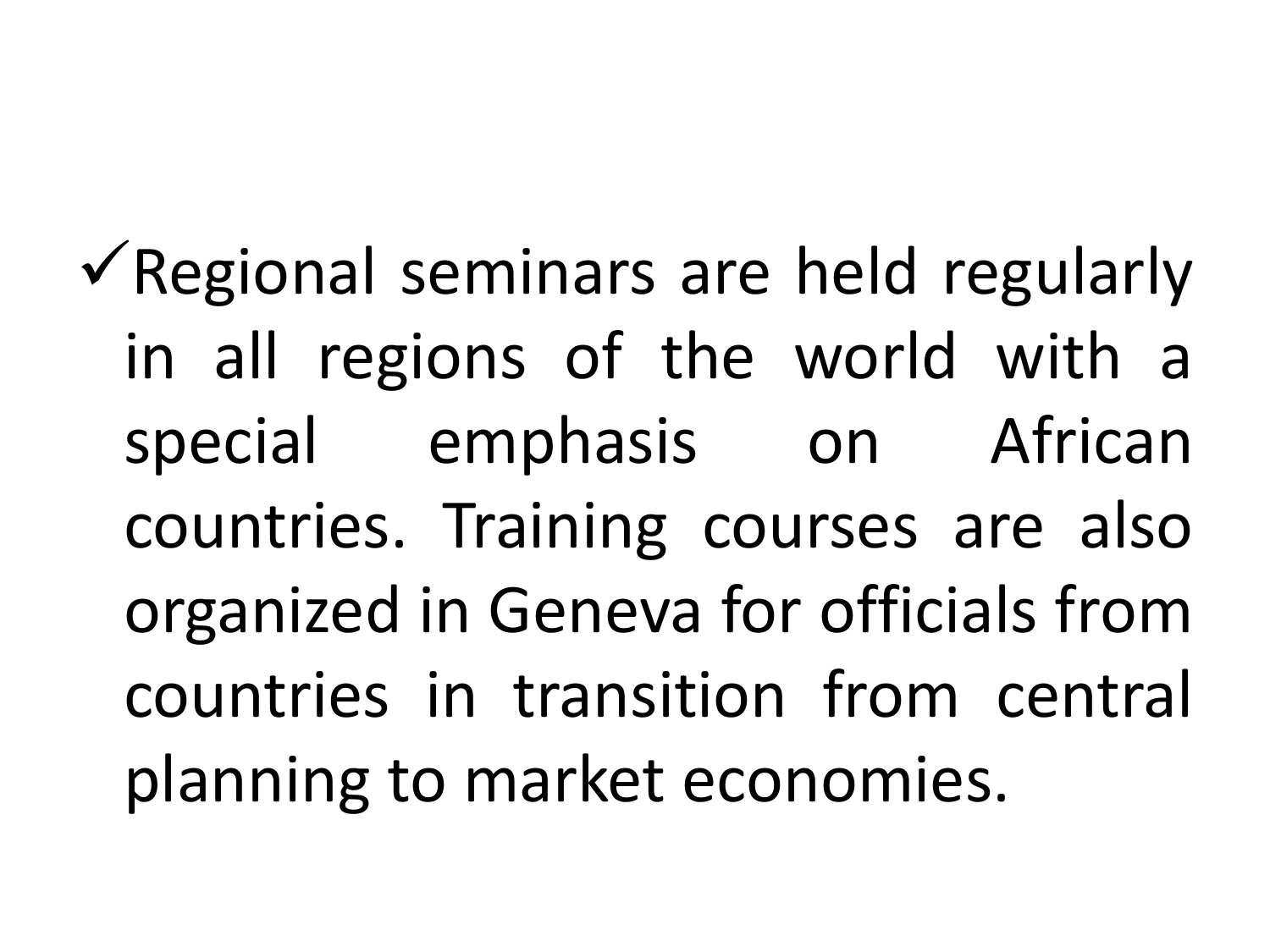- ✓Regional seminars are held regularly in all regions of the world with a special emphasis on African countries. Training courses are also organized in Geneva for officials from countries in transition from central planning to market economies.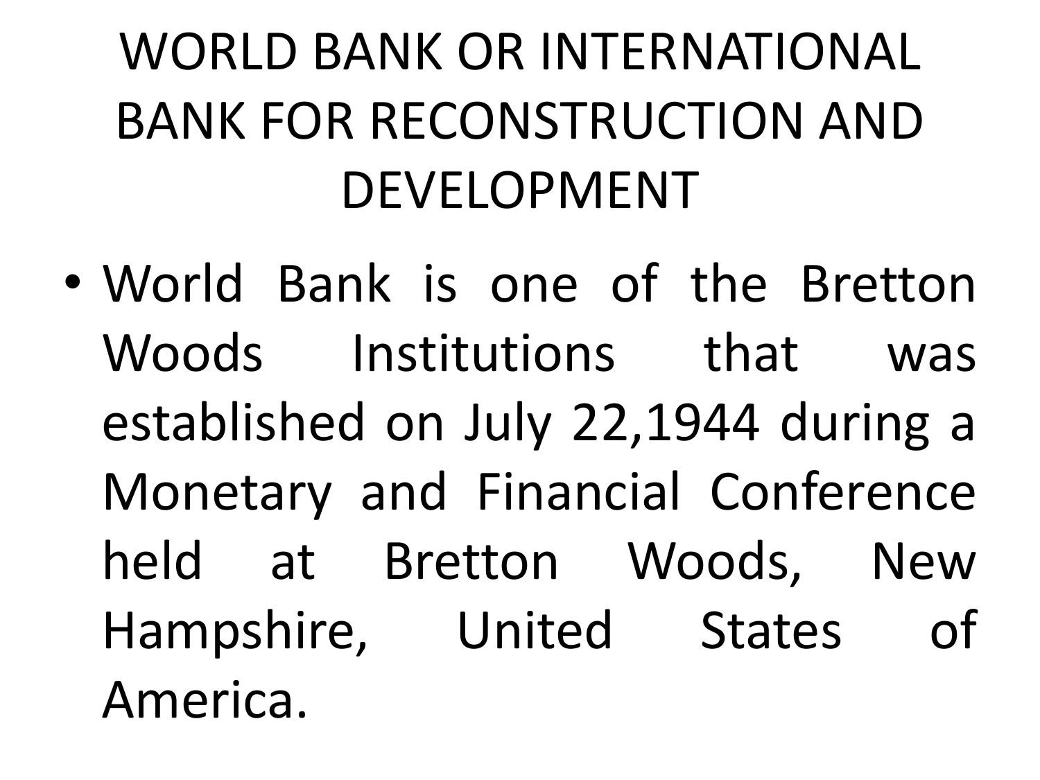# WORLD BANK OR INTERNATIONAL BANK FOR RECONSTRUCTION AND DEVELOPMENT

- World Bank is one of the Bretton Woods Institutions that was established on July 22,1944 during a Monetary and Financial Conference held at Bretton Woods, New Hampshire, United States of America.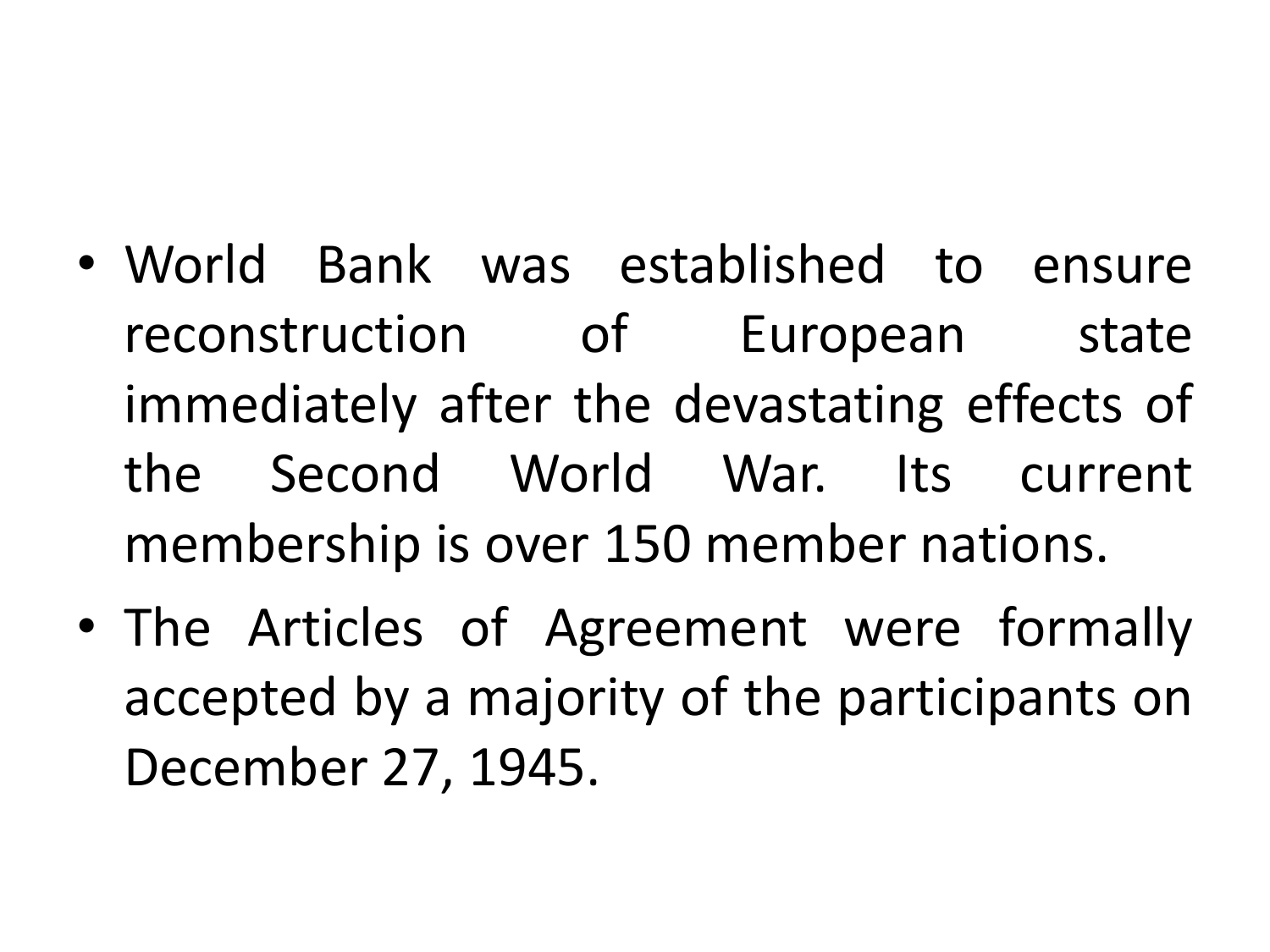- World Bank was established to ensure reconstruction of European state immediately after the devastating effects of the Second World War. Its current membership is over 150 member nations.
- The Articles of Agreement were formally accepted by a majority of the participants on December 27, 1945.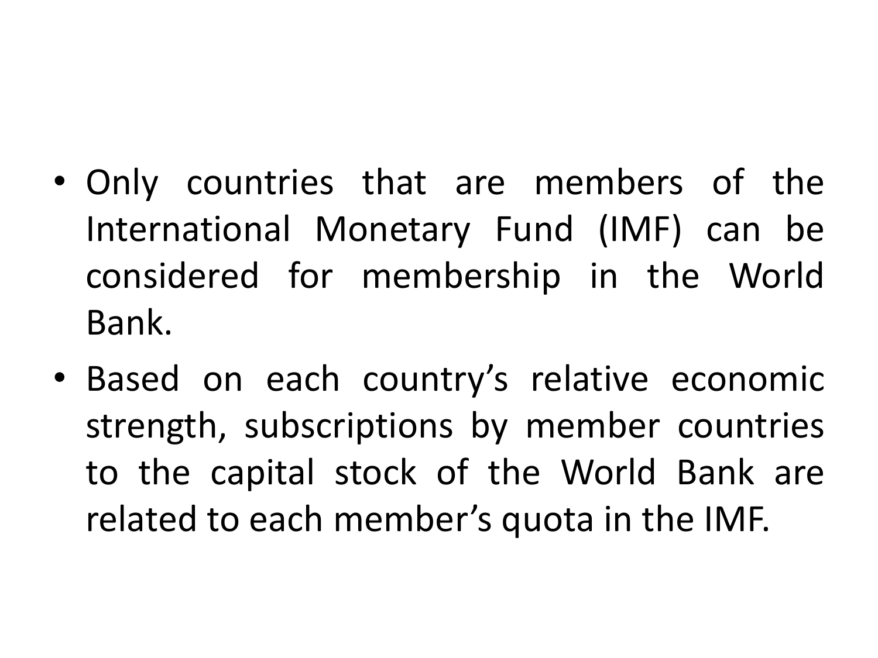- Only countries that are members of the International Monetary Fund (IMF) can be considered for membership in the World Bank.
- Based on each country’s relative economic strength, subscriptions by member countries to the capital stock of the World Bank are related to each member’s quota in the IMF.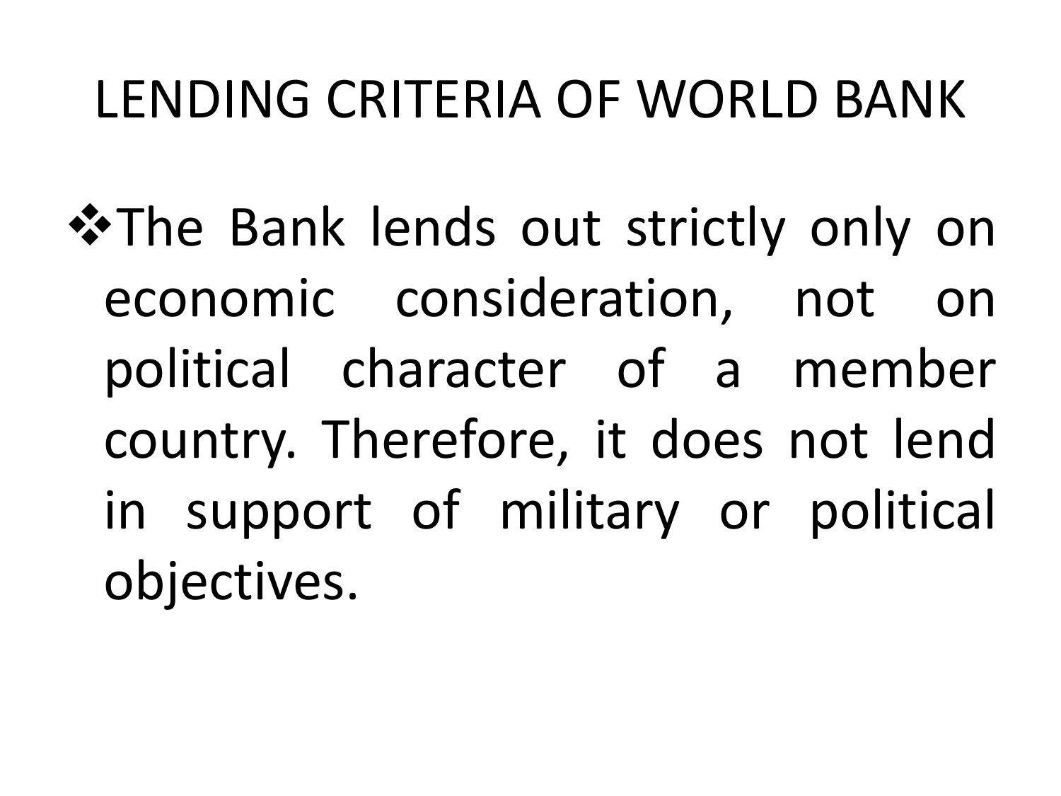# LENDING CRITERIA OF WORLD BANK

- The Bank lends out strictly only on economic consideration, not on political character of a member country. Therefore, it does not lend in support of military or political objectives.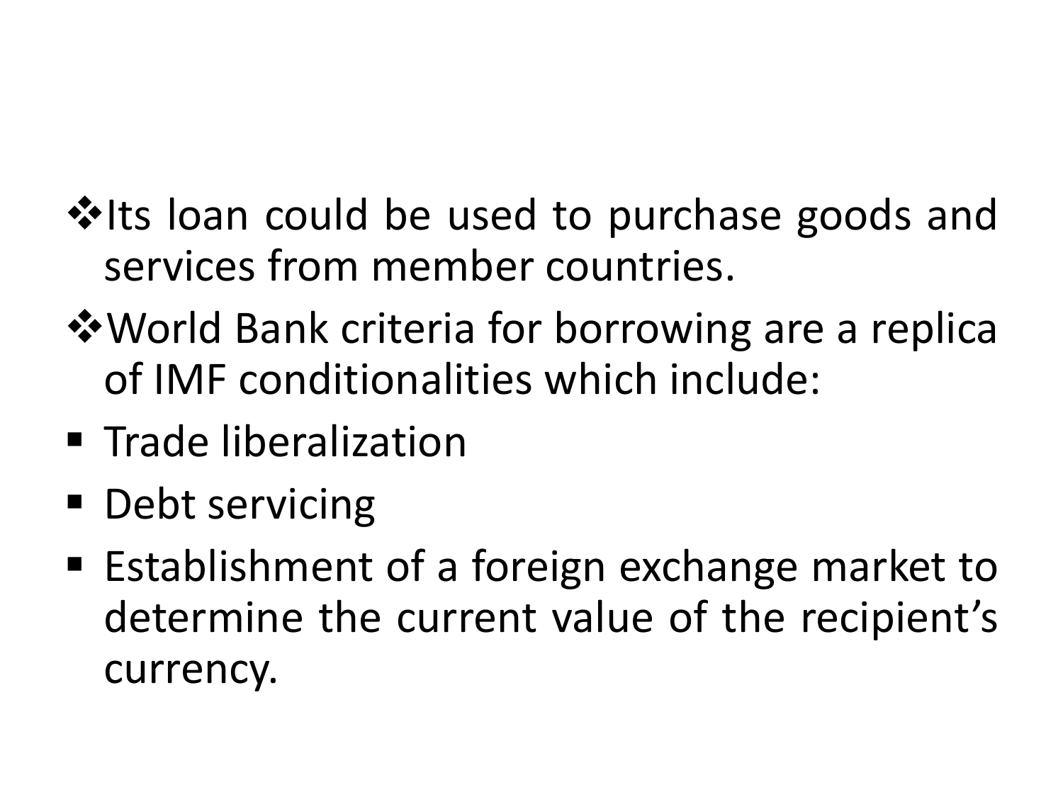- Its loan could be used to purchase goods and services from member countries.
- World Bank criteria for borrowing are a replica of IMF conditionalities which include:
  - Trade liberalization
  - Debt servicing
  - Establishment of a foreign exchange market to determine the current value of the recipient's currency.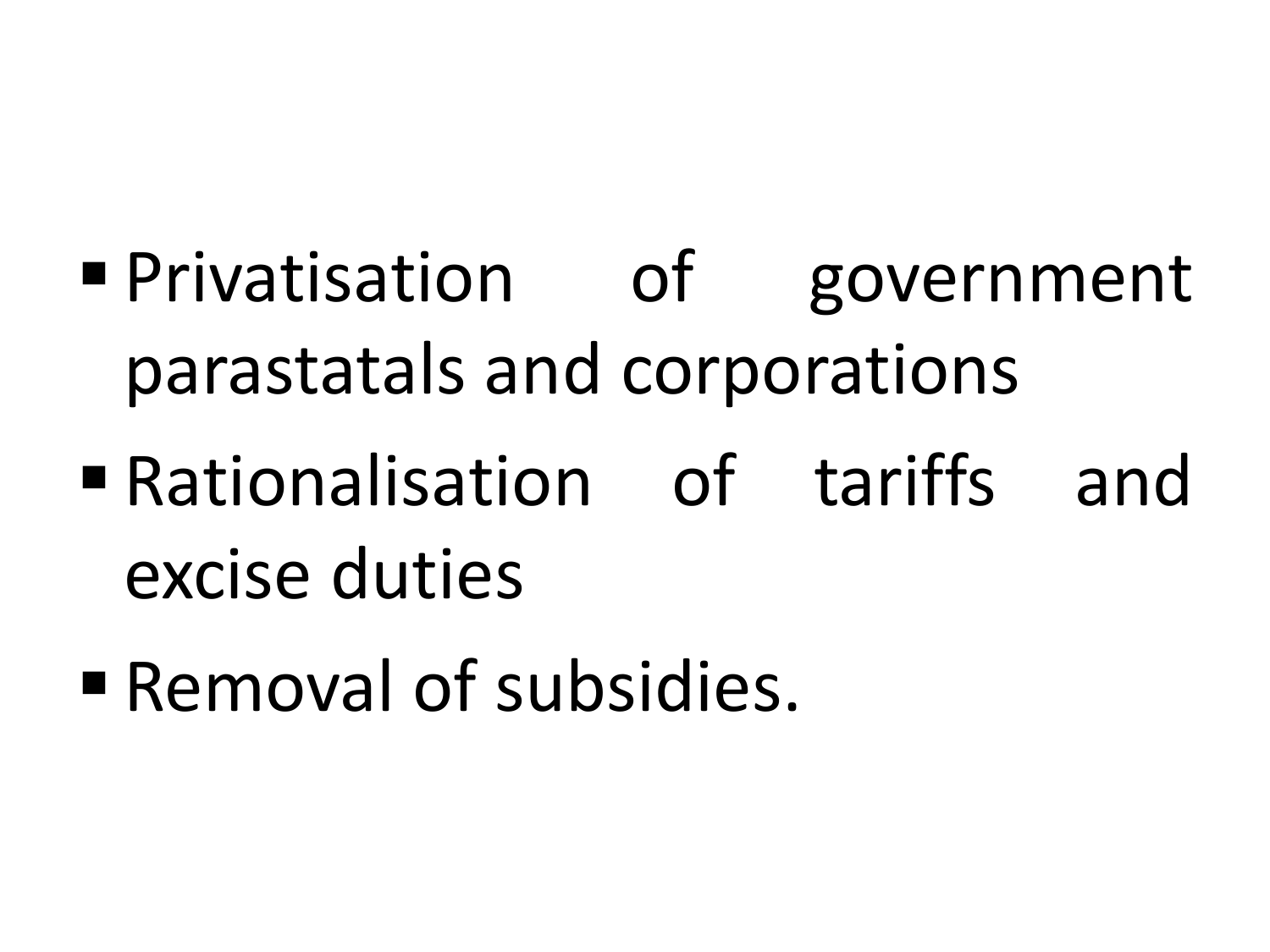- Privatisation of government parastatals and corporations
- Rationalisation of tariffs and excise duties
- Removal of subsidies.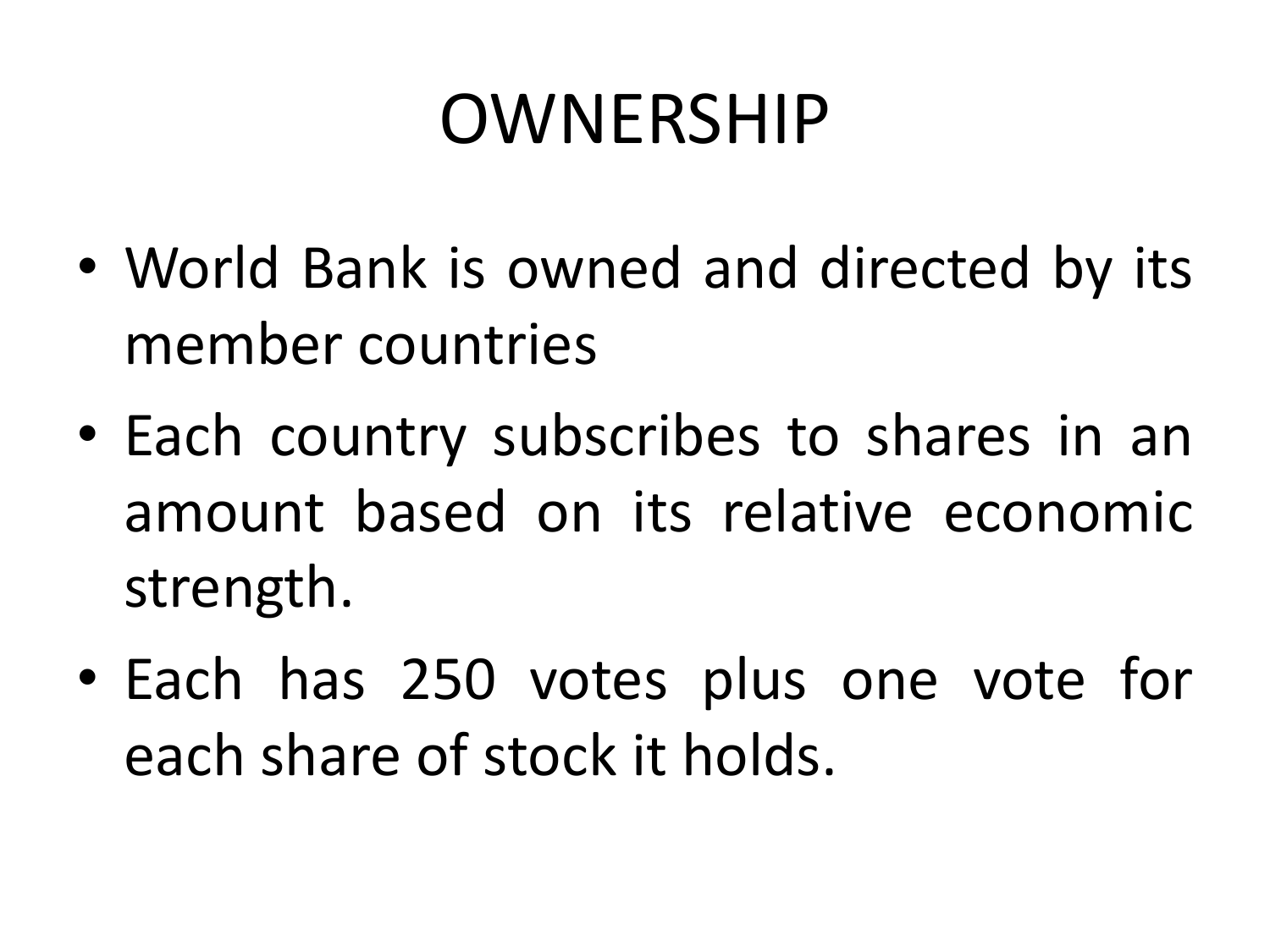# OWNERSHIP

- World Bank is owned and directed by its member countries
- Each country subscribes to shares in an amount based on its relative economic strength.
- Each has 250 votes plus one vote for each share of stock it holds.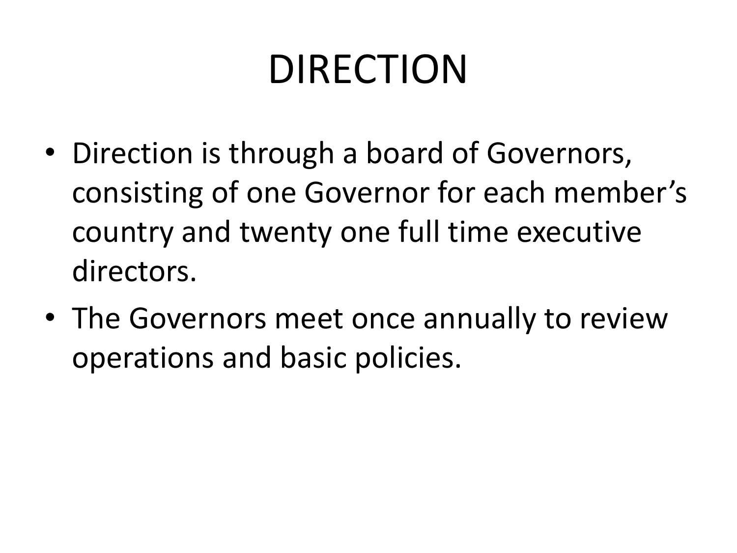# DIRECTION

- Direction is through a board of Governors, consisting of one Governor for each member's country and twenty one full time executive directors.
- The Governors meet once annually to review operations and basic policies.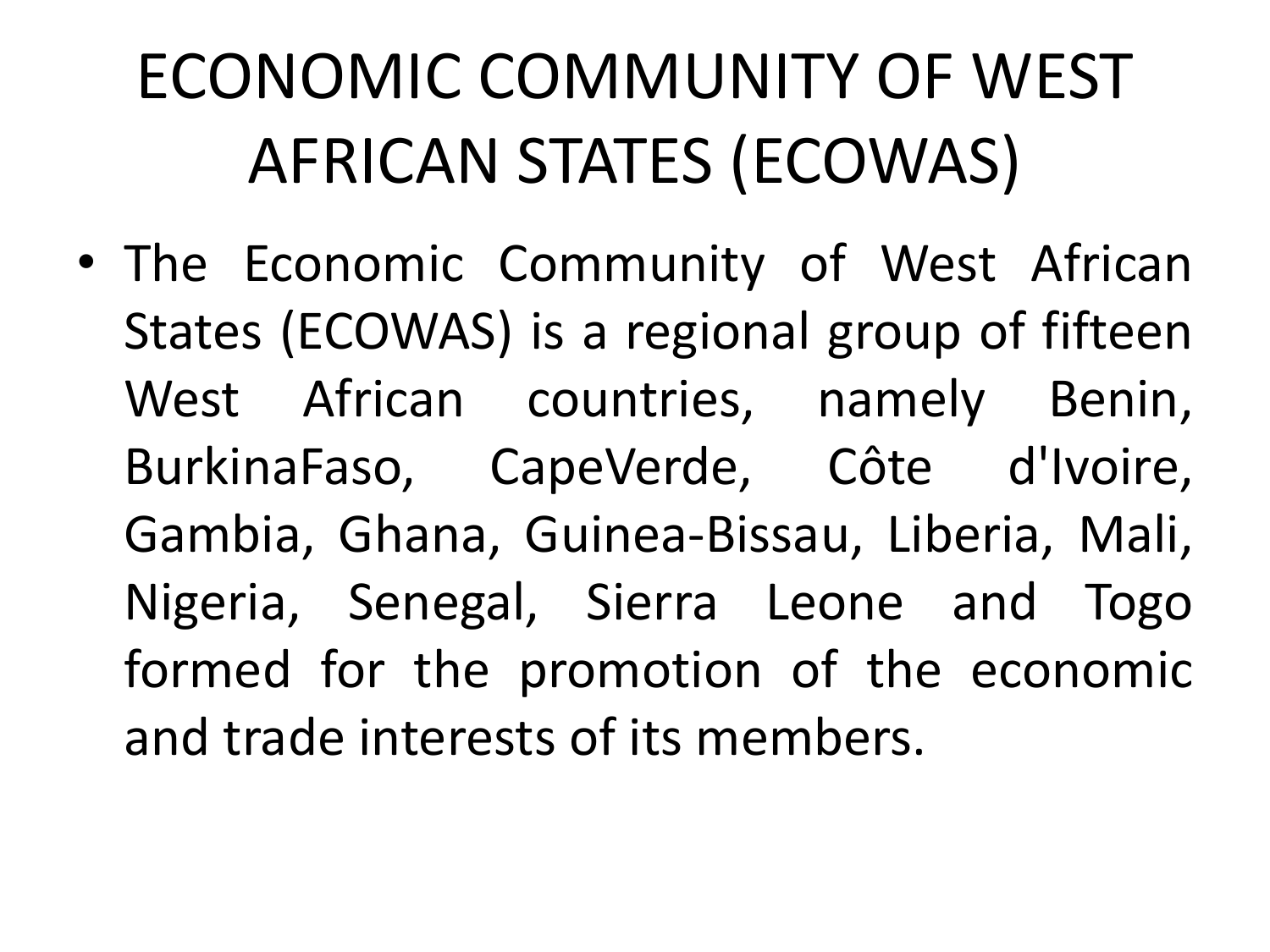# ECONOMIC COMMUNITY OF WEST AFRICAN STATES (ECOWAS)

- The Economic Community of West African States (ECOWAS) is a regional group of fifteen West African countries, namely Benin, BurkinaFaso, CapeVerde, Côte d'Ivoire, Gambia, Ghana, Guinea-Bissau, Liberia, Mali, Nigeria, Senegal, Sierra Leone and Togo formed for the promotion of the economic and trade interests of its members.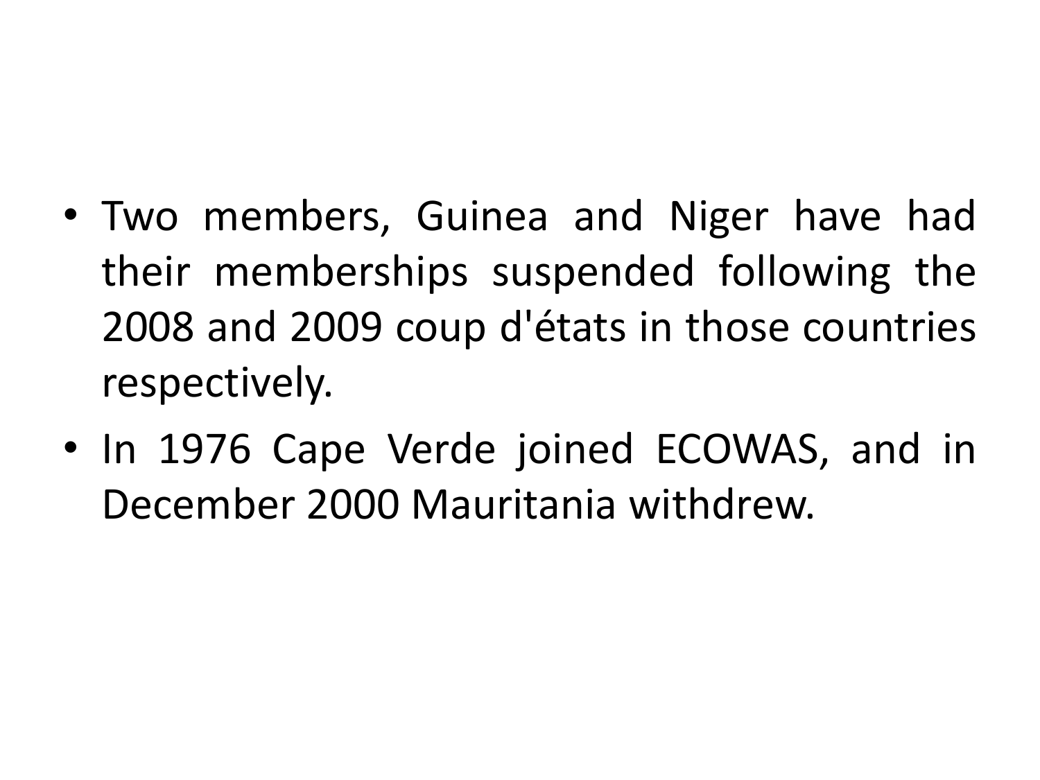- Two members, Guinea and Niger have had their memberships suspended following the 2008 and 2009 coup d'états in those countries respectively.
- In 1976 Cape Verde joined ECOWAS, and in December 2000 Mauritania withdrew.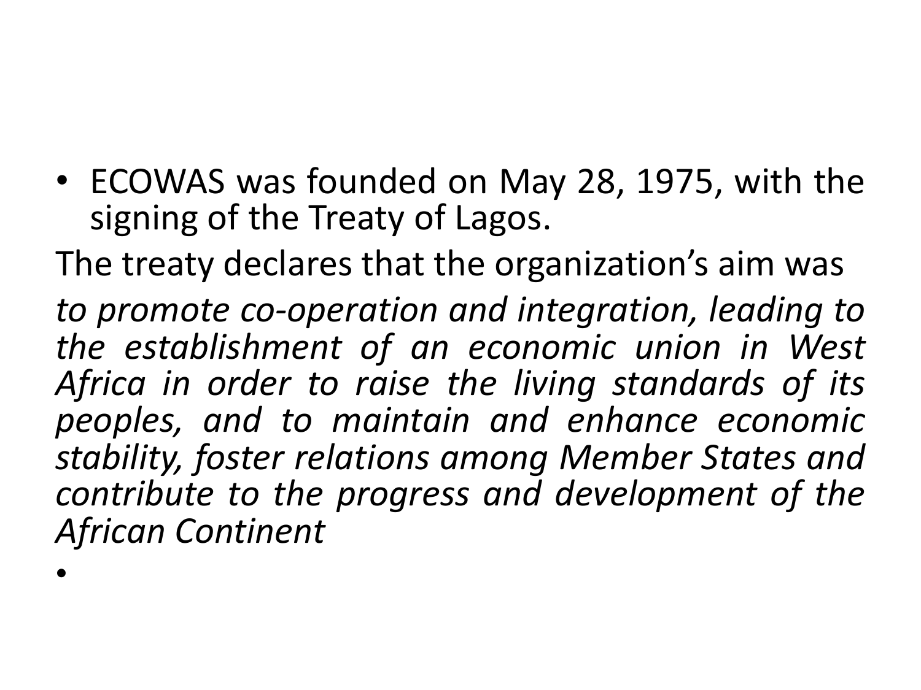- ECOWAS was founded on May 28, 1975, with the signing of the Treaty of Lagos.

The treaty declares that the organization's aim was

*to promote co-operation and integration, leading to the establishment of an economic union in West Africa in order to raise the living standards of its peoples, and to maintain and enhance economic stability, foster relations among Member States and contribute to the progress and development of the African Continent*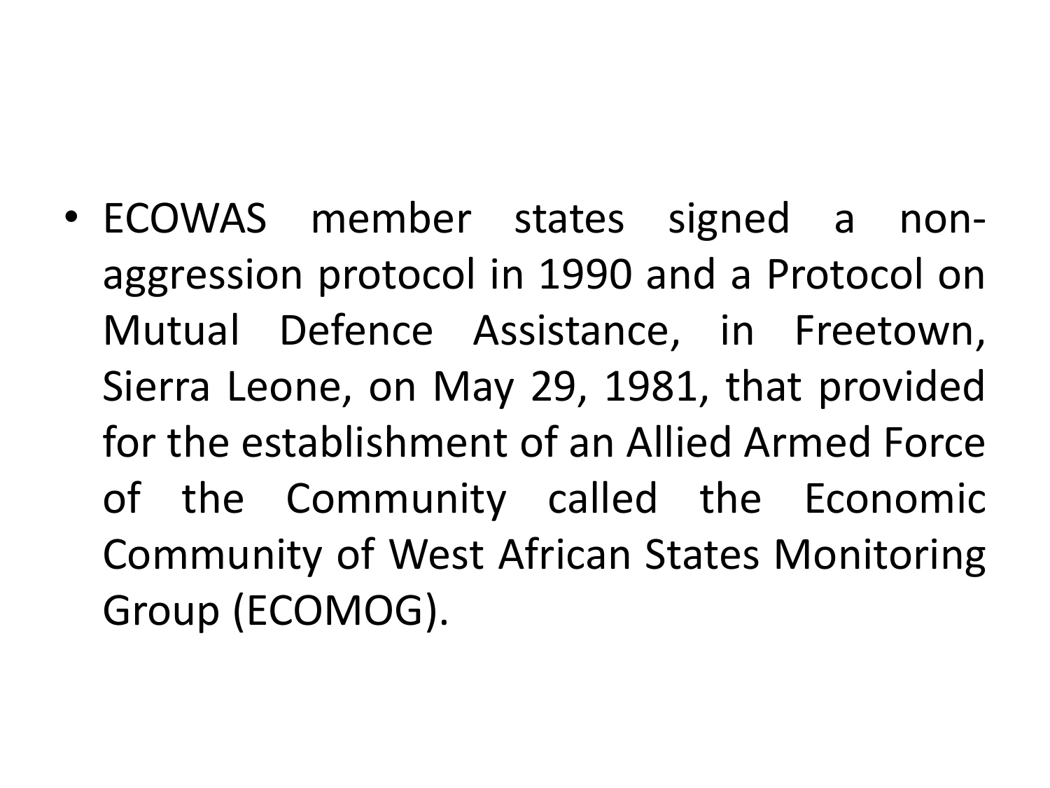- ECOWAS member states signed a non-aggression protocol in 1990 and a Protocol on Mutual Defence Assistance, in Freetown, Sierra Leone, on May 29, 1981, that provided for the establishment of an Allied Armed Force of the Community called the Economic Community of West African States Monitoring Group (ECOMOG).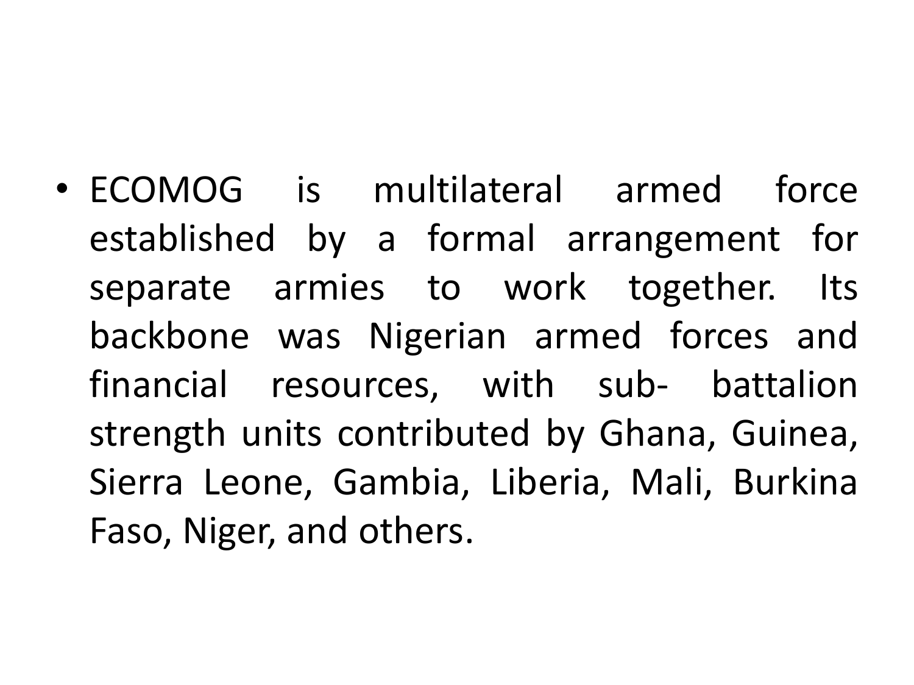- ECOMOG is multilateral armed force established by a formal arrangement for separate armies to work together. Its backbone was Nigerian armed forces and financial resources, with sub- battalion strength units contributed by Ghana, Guinea, Sierra Leone, Gambia, Liberia, Mali, Burkina Faso, Niger, and others.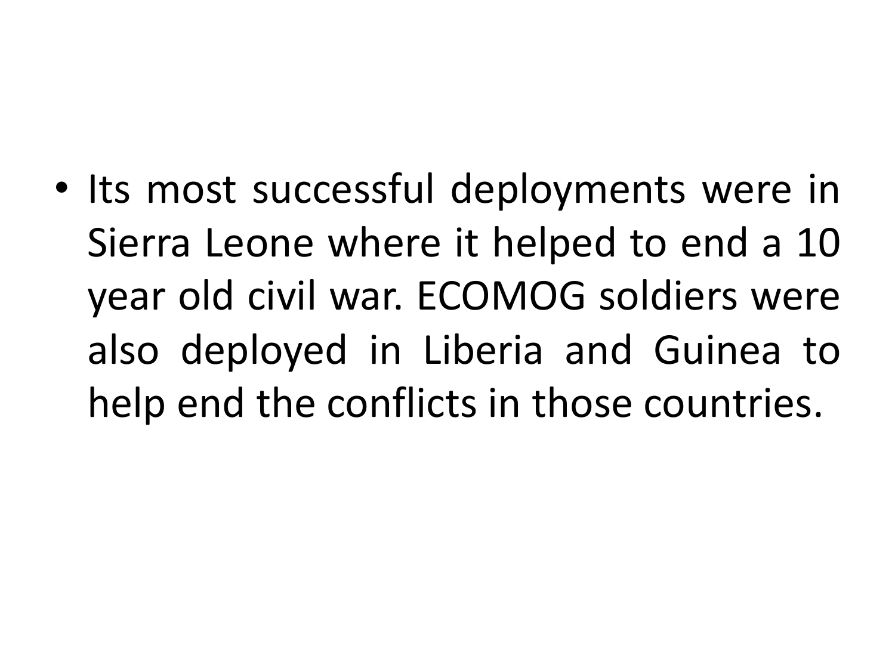- Its most successful deployments were in Sierra Leone where it helped to end a 10 year old civil war. ECOMOG soldiers were also deployed in Liberia and Guinea to help end the conflicts in those countries.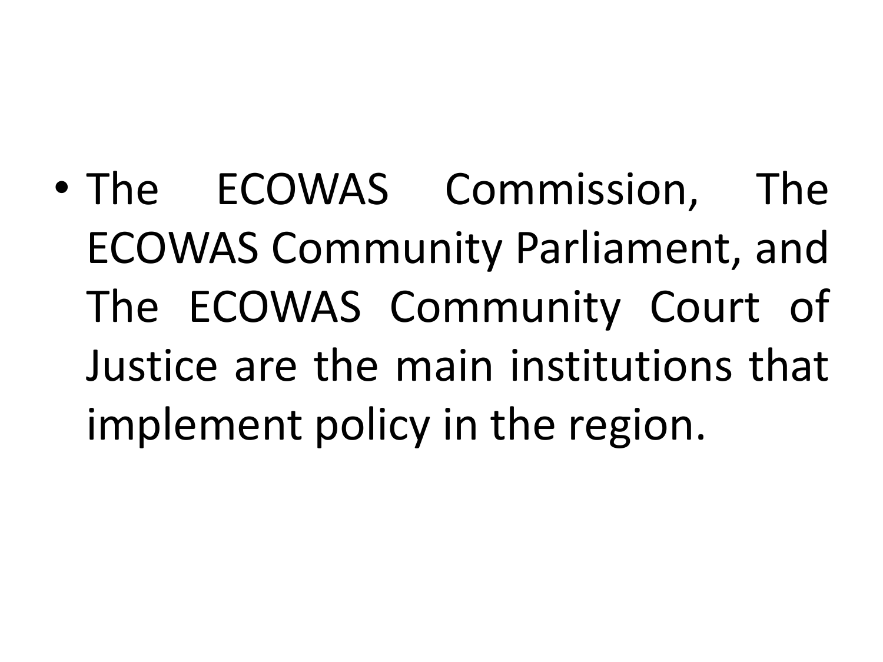- The ECOWAS Commission, The ECOWAS Community Parliament, and The ECOWAS Community Court of Justice are the main institutions that implement policy in the region.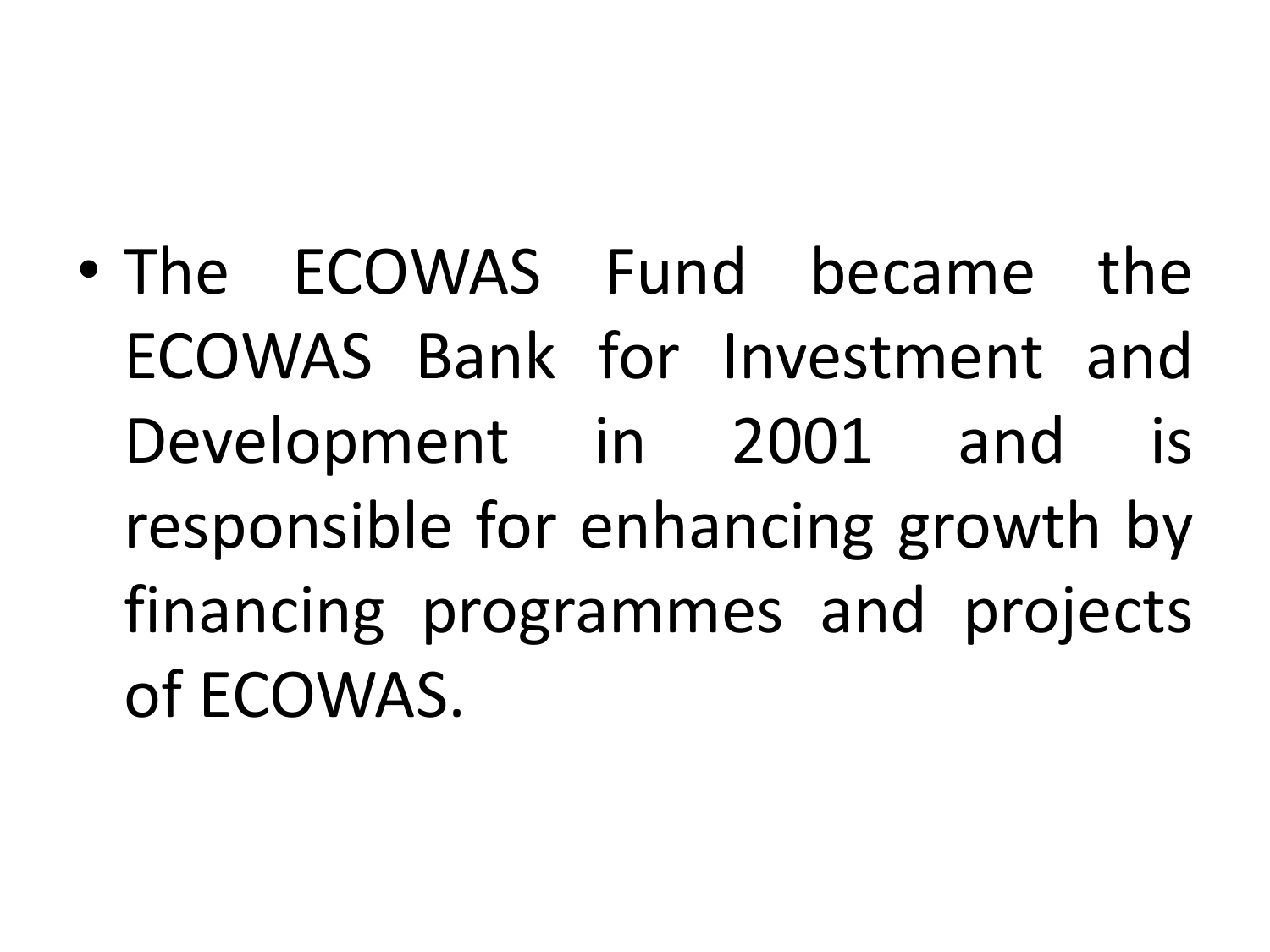- The ECOWAS Fund became the ECOWAS Bank for Investment and Development in 2001 and is responsible for enhancing growth by financing programmes and projects of ECOWAS.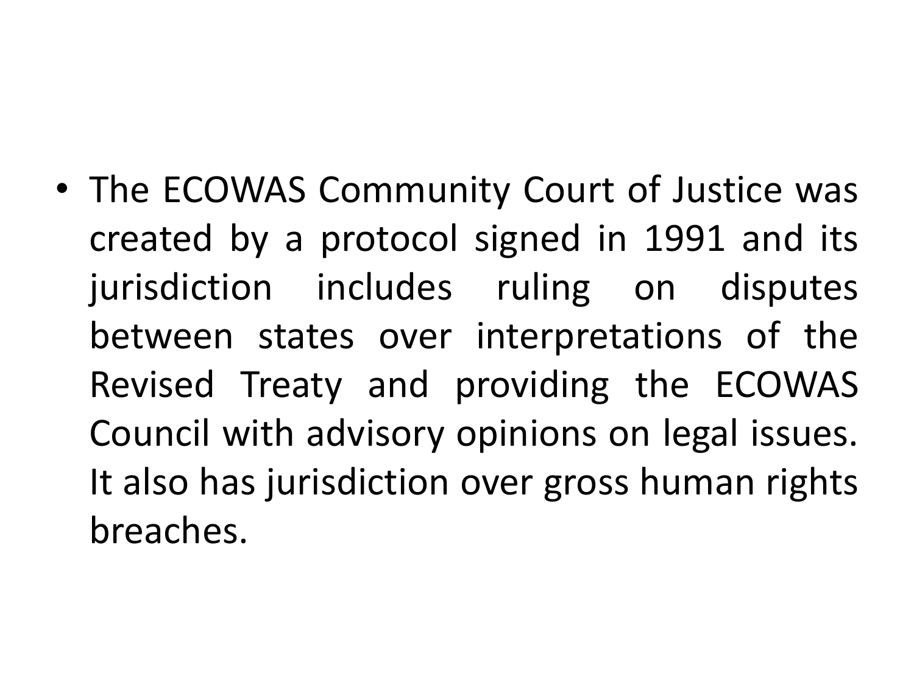- The ECOWAS Community Court of Justice was created by a protocol signed in 1991 and its jurisdiction includes ruling on disputes between states over interpretations of the Revised Treaty and providing the ECOWAS Council with advisory opinions on legal issues. It also has jurisdiction over gross human rights breaches.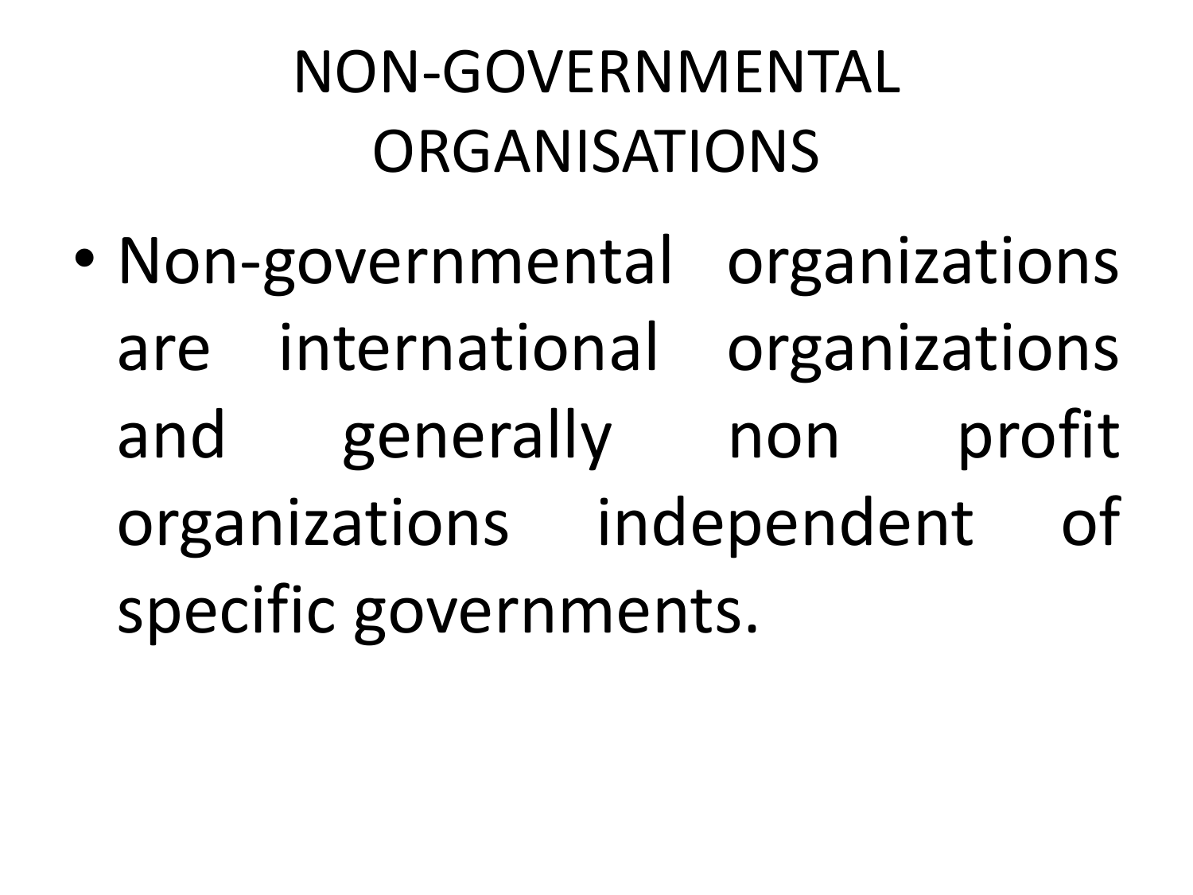# NON-GOVERNMENTAL ORGANISATIONS

- Non-governmental organizations are international organizations and generally non profit organizations independent of specific governments.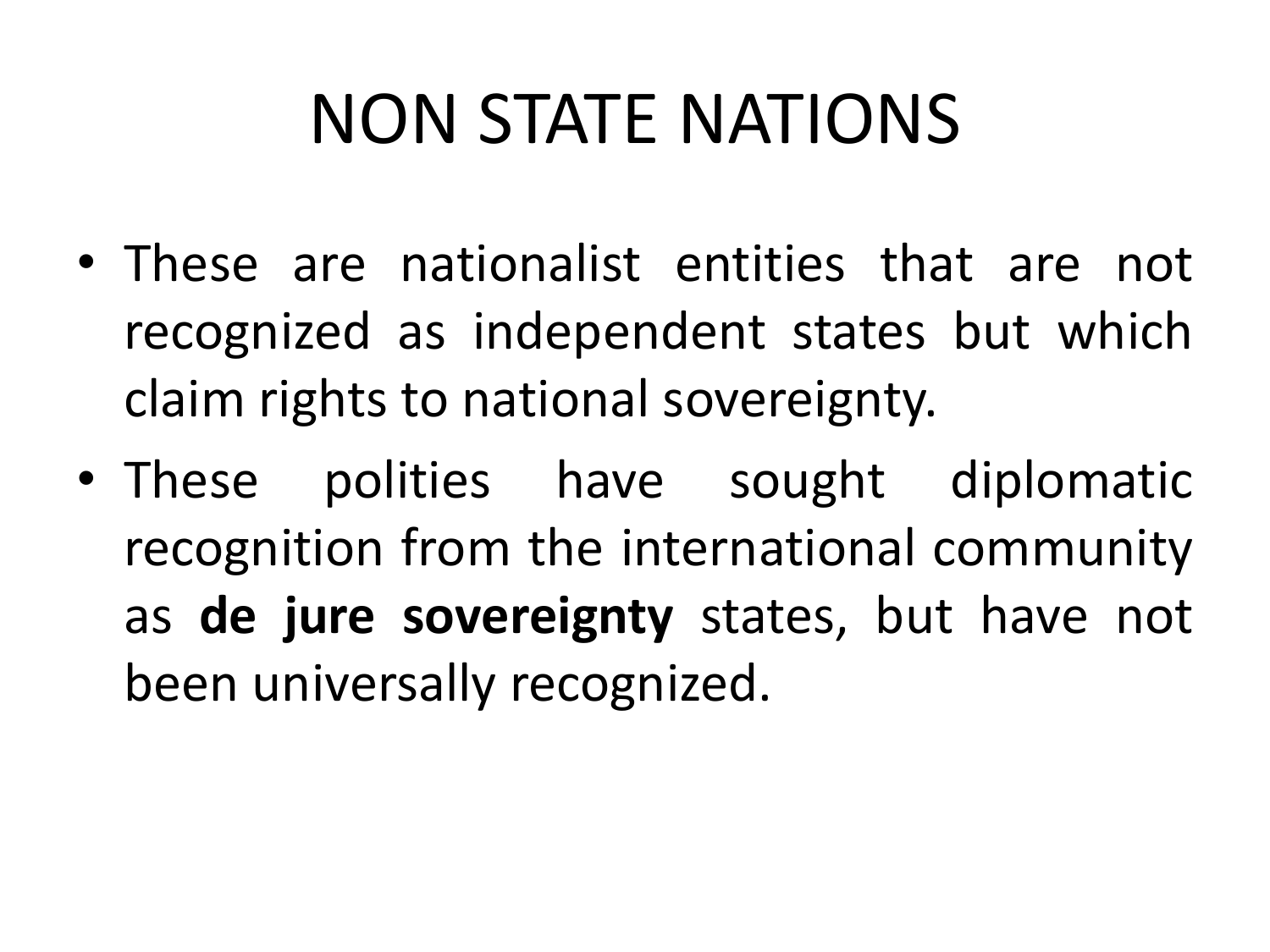# NON STATE NATIONS

- These are nationalist entities that are not recognized as independent states but which claim rights to national sovereignty.
- These polities have sought diplomatic recognition from the international community as **de jure sovereignty** states, but have not been universally recognized.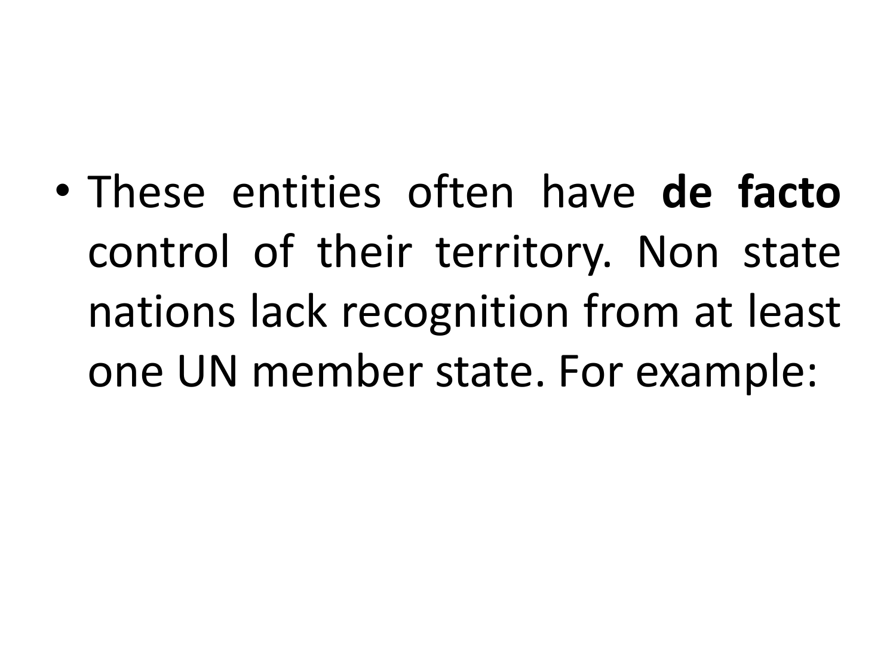- These entities often have **de facto** control of their territory. Non state nations lack recognition from at least one UN member state. For example: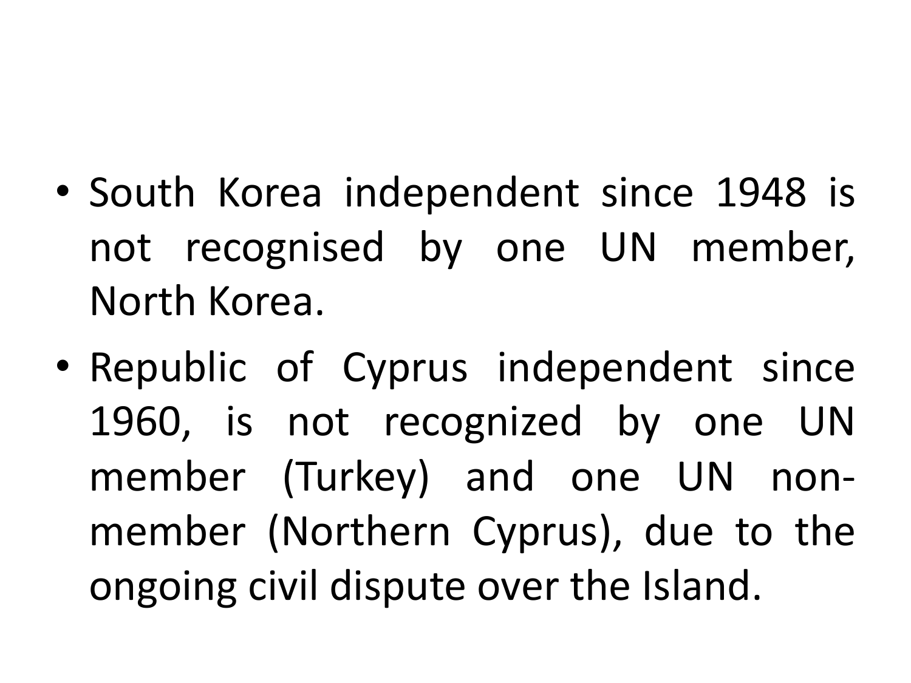- South Korea independent since 1948 is not recognised by one UN member, North Korea.
- Republic of Cyprus independent since 1960, is not recognized by one UN member (Turkey) and one UN non-member (Northern Cyprus), due to the ongoing civil dispute over the Island.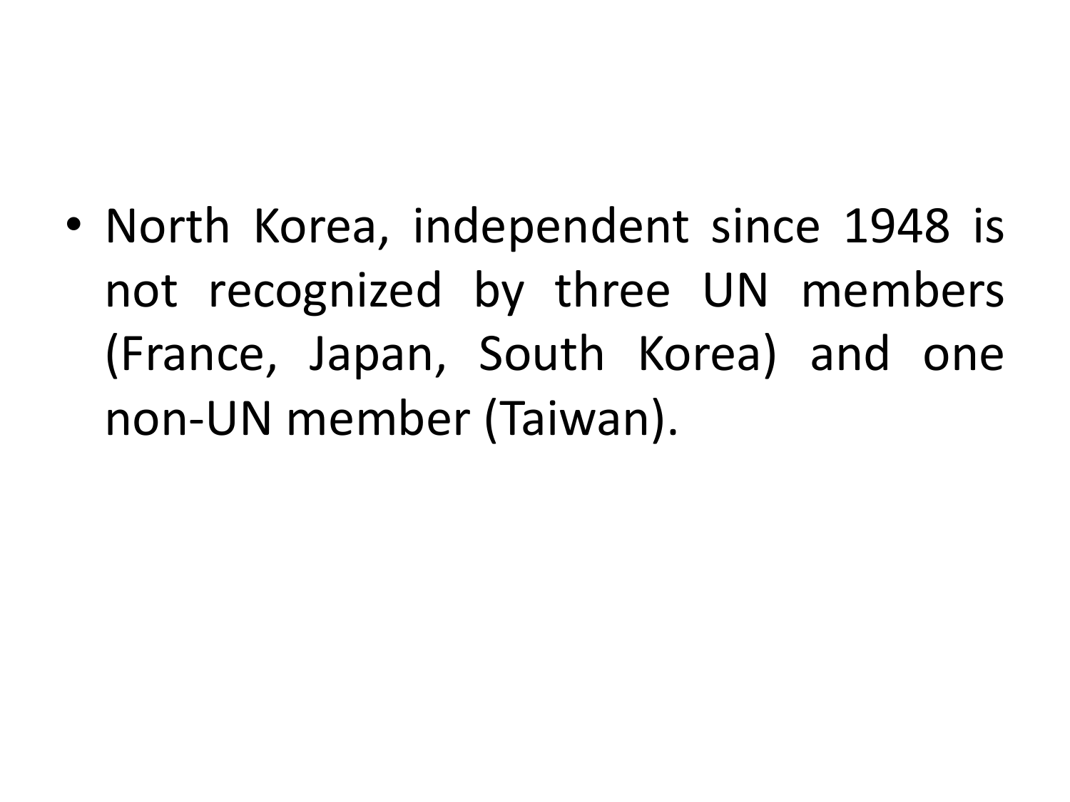- North Korea, independent since 1948 is not recognized by three UN members (France, Japan, South Korea) and one non-UN member (Taiwan).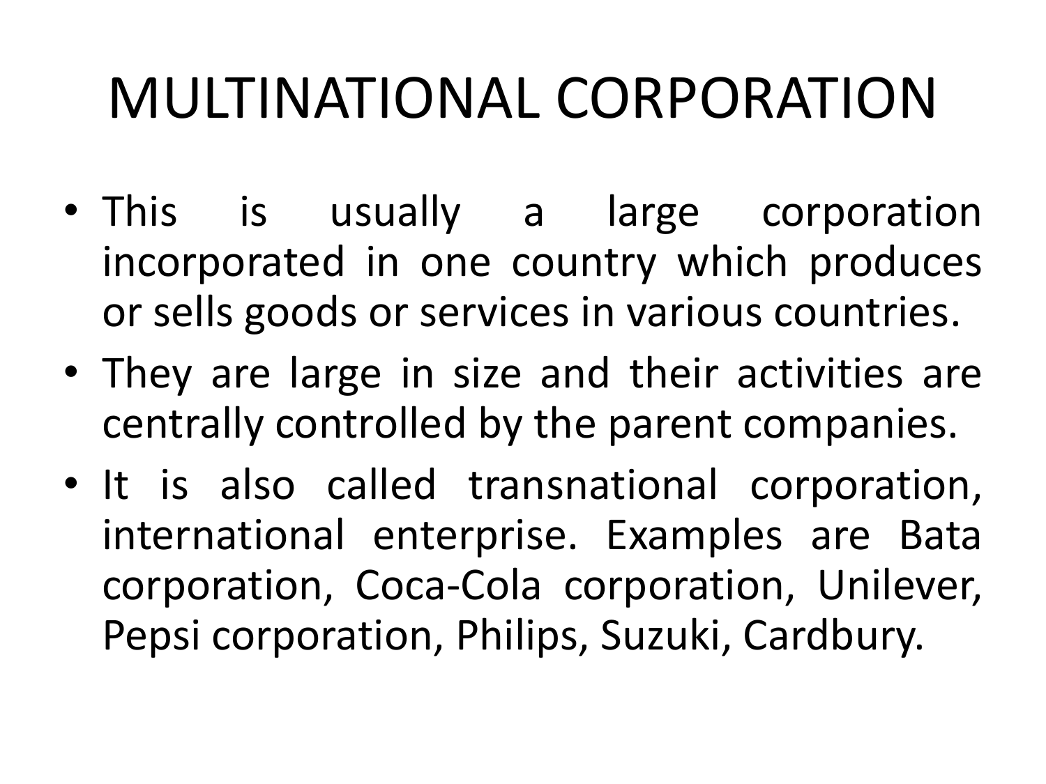# MULTINATIONAL CORPORATION

- This is usually a large corporation incorporated in one country which produces or sells goods or services in various countries.
- They are large in size and their activities are centrally controlled by the parent companies.
- It is also called transnational corporation, international enterprise. Examples are Bata corporation, Coca-Cola corporation, Unilever, Pepsi corporation, Philips, Suzuki, Cardbury.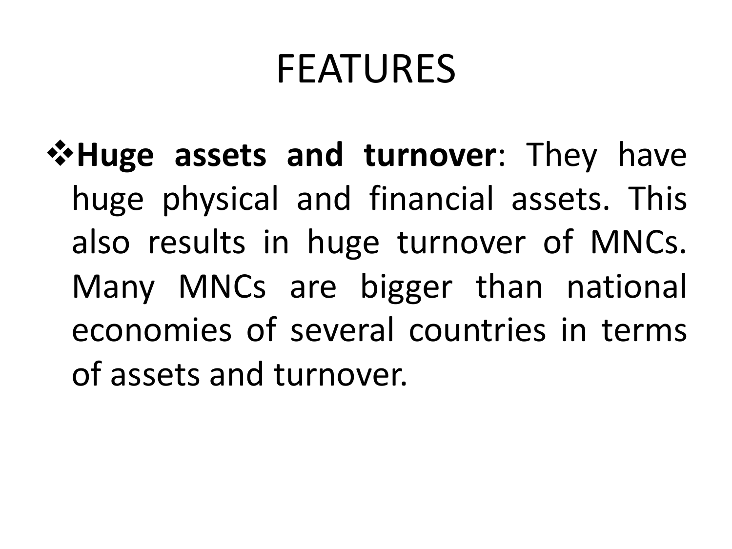# FEATURES

- **Huge assets and turnover**: They have huge physical and financial assets. This also results in huge turnover of MNCs. Many MNCs are bigger than national economies of several countries in terms of assets and turnover.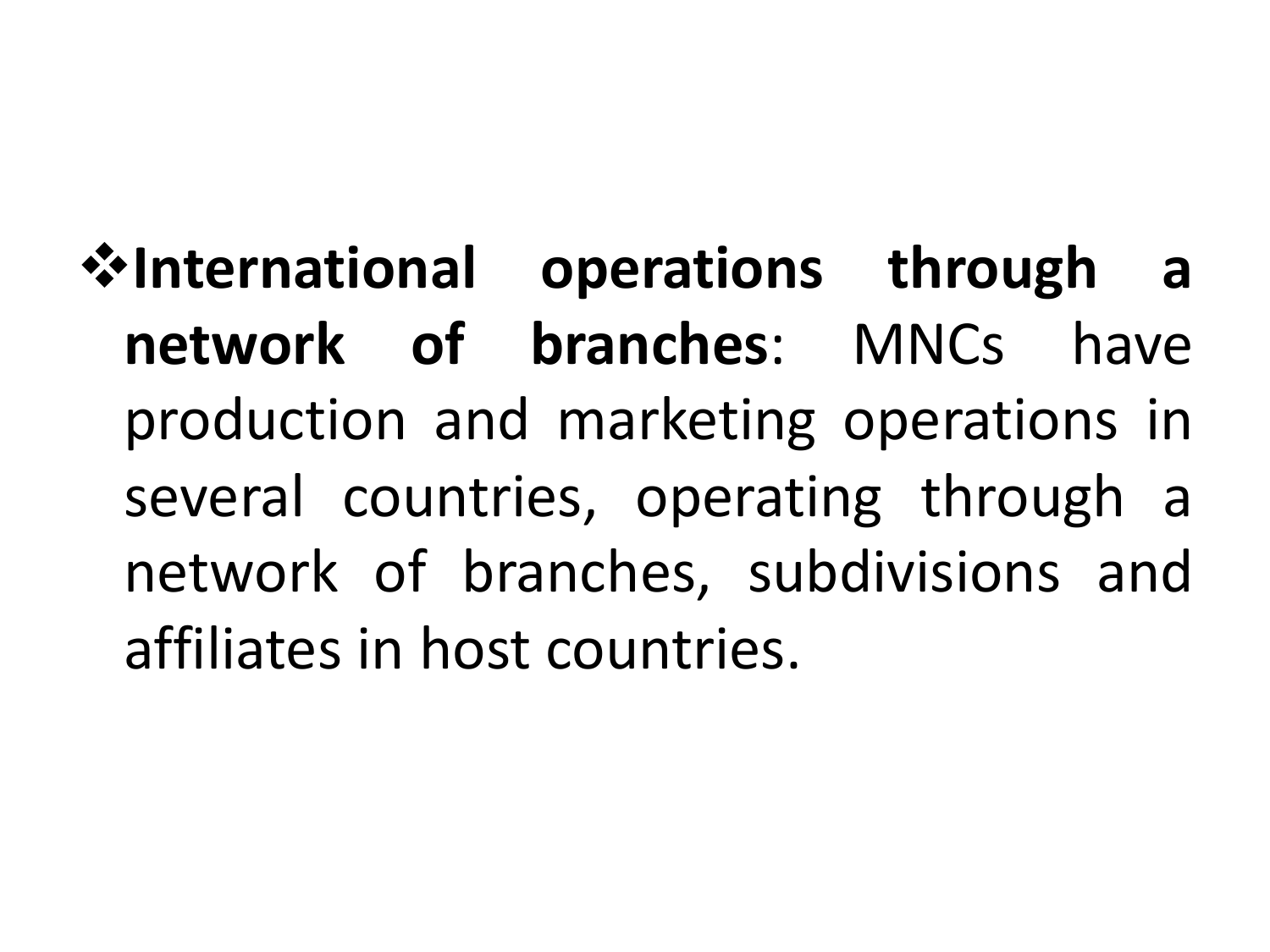- **International operations through a network of branches**: MNCs have production and marketing operations in several countries, operating through a network of branches, subdivisions and affiliates in host countries.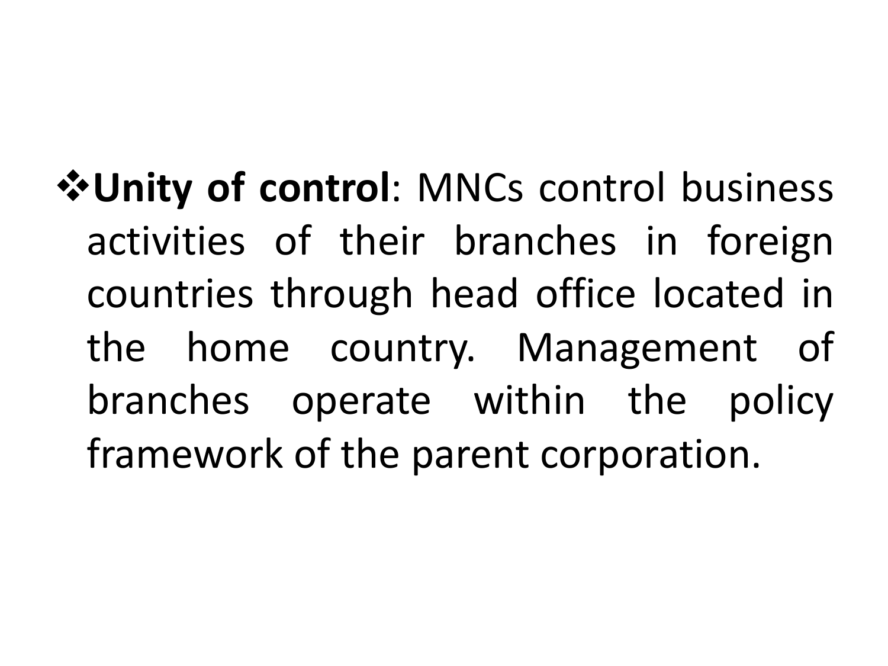- **Unity of control**: MNCs control business activities of their branches in foreign countries through head office located in the home country. Management of branches operate within the policy framework of the parent corporation.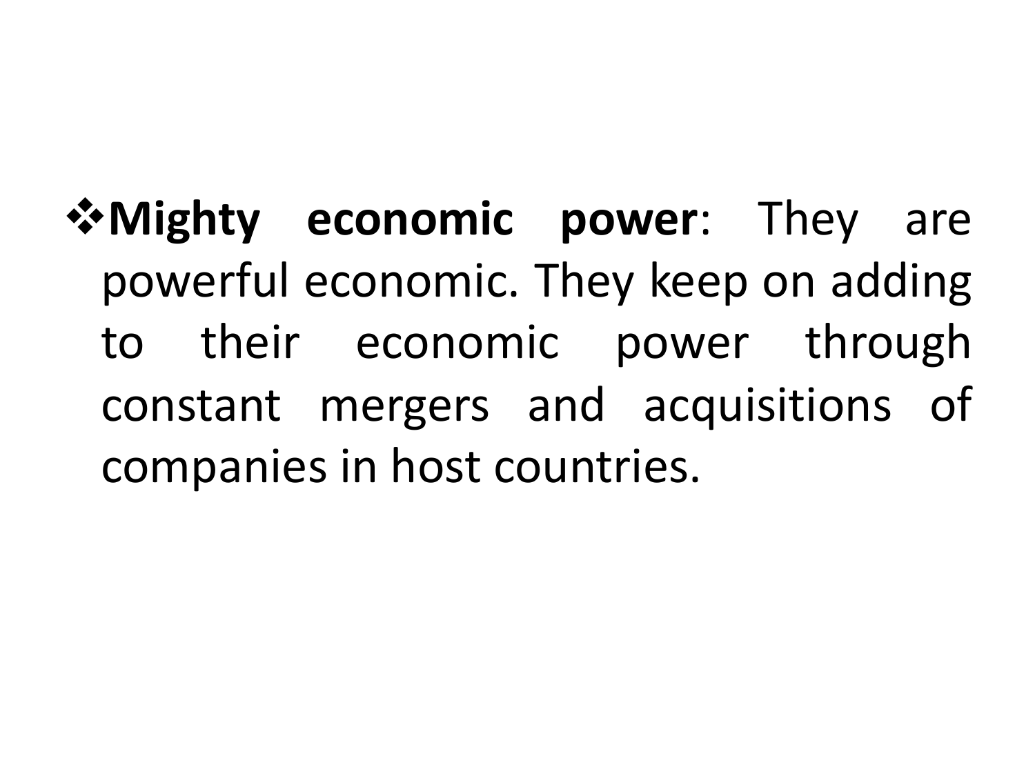- **Mighty economic power**: They are powerful economic. They keep on adding to their economic power through constant mergers and acquisitions of companies in host countries.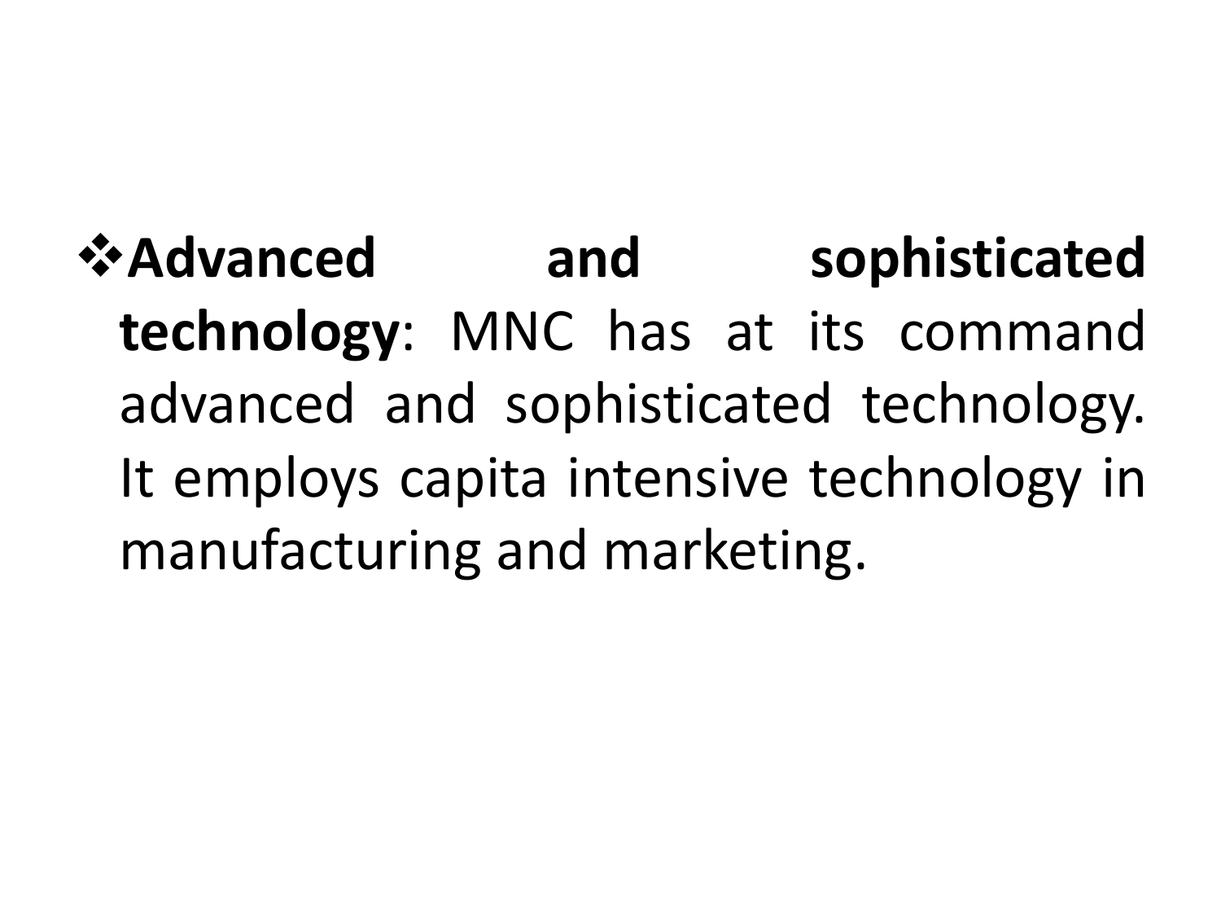- **Advanced and sophisticated technology**: MNC has at its command advanced and sophisticated technology. It employs capita intensive technology in manufacturing and marketing.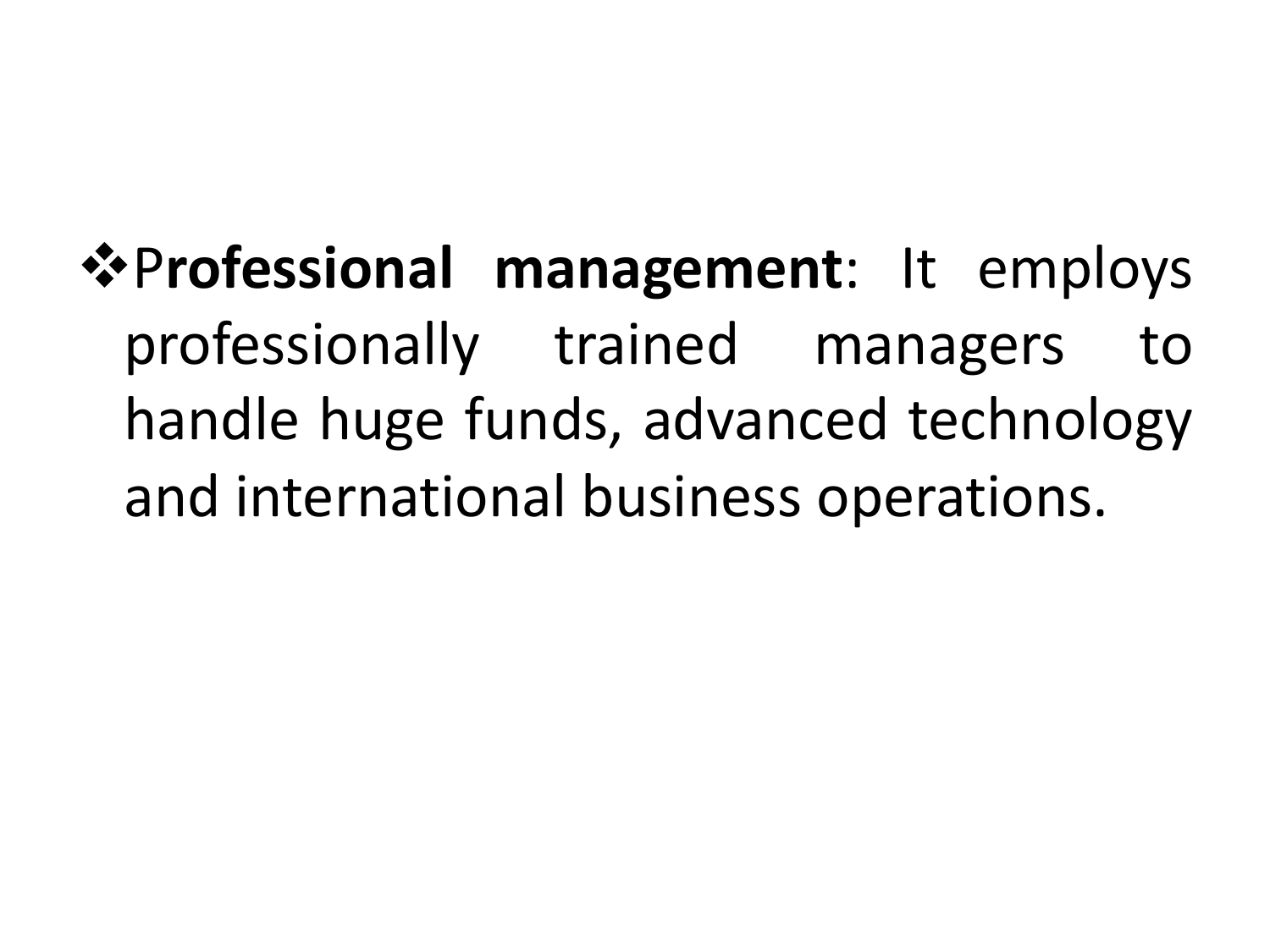- **Professional management**: It employs professionally trained managers to handle huge funds, advanced technology and international business operations.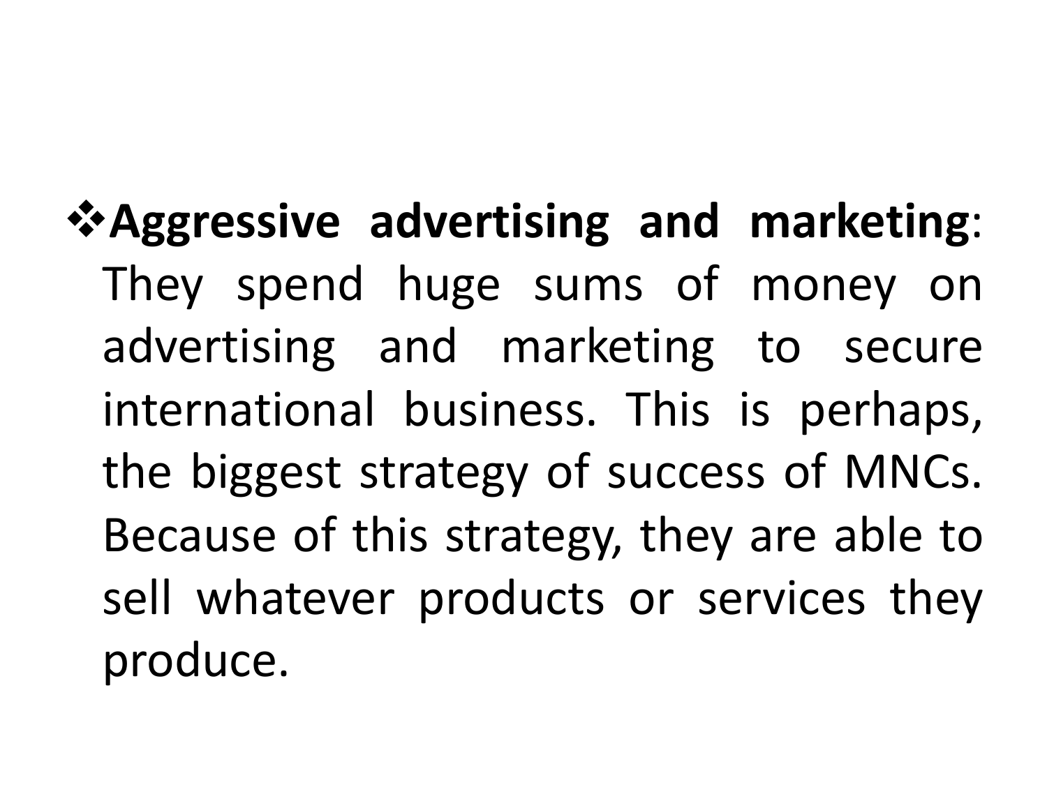- **Aggressive advertising and marketing**: They spend huge sums of money on advertising and marketing to secure international business. This is perhaps, the biggest strategy of success of MNCs. Because of this strategy, they are able to sell whatever products or services they produce.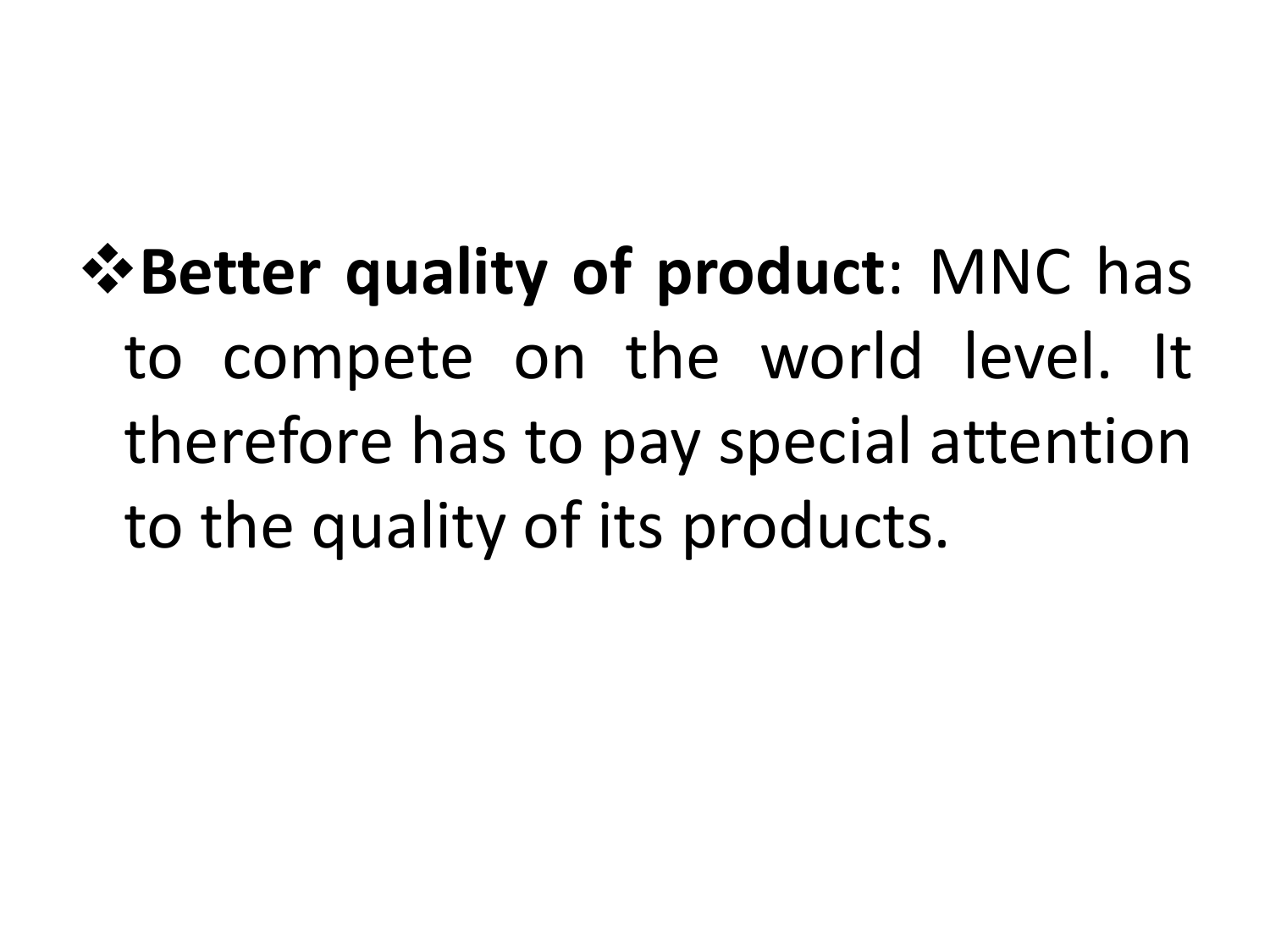- **Better quality of product**: MNC has to compete on the world level. It therefore has to pay special attention to the quality of its products.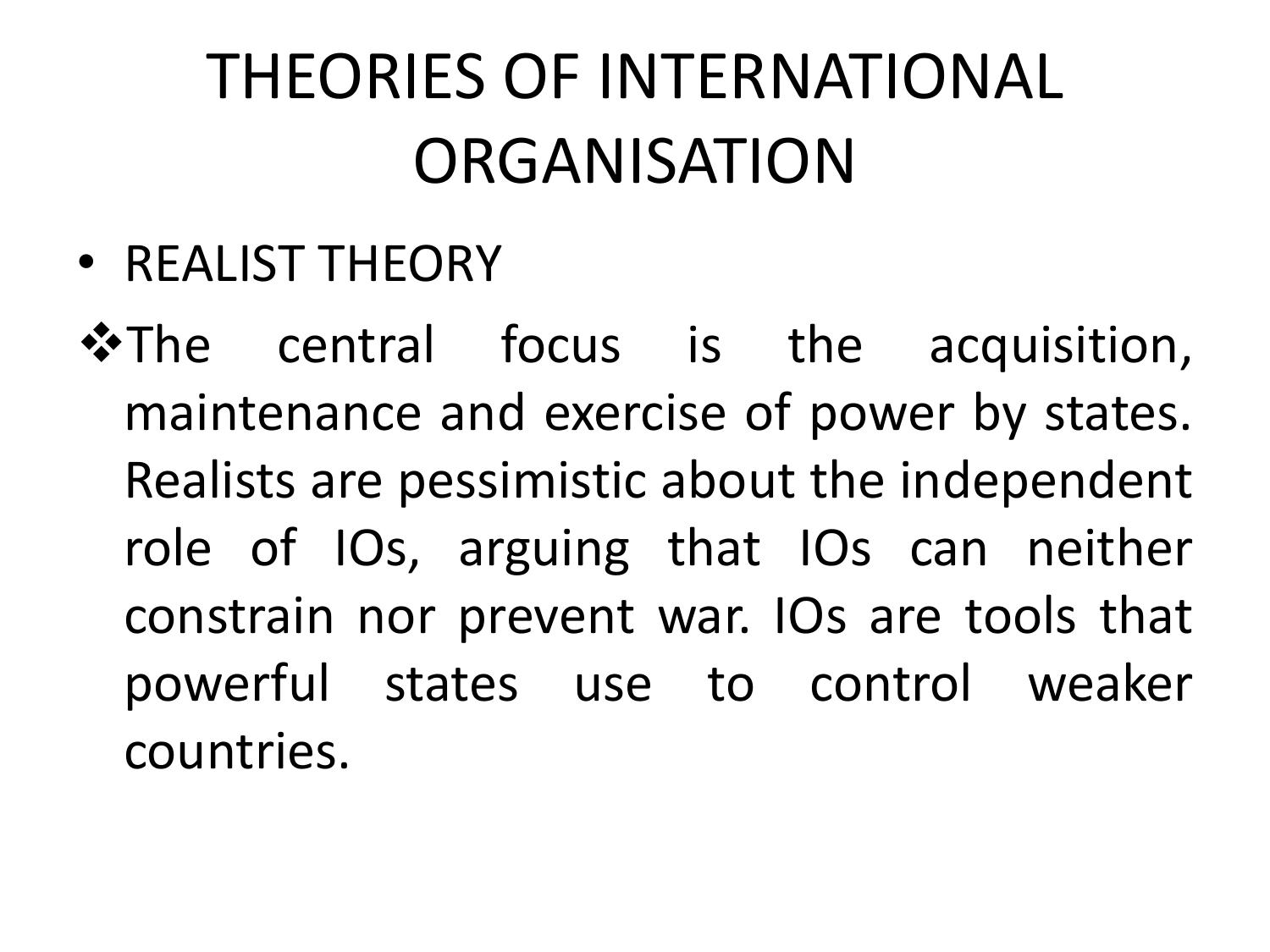# THEORIES OF INTERNATIONAL ORGANISATION

- REALIST THEORY

❖ The central focus is the acquisition, maintenance and exercise of power by states. Realists are pessimistic about the independent role of IOs, arguing that IOs can neither constrain nor prevent war. IOs are tools that powerful states use to control weaker countries.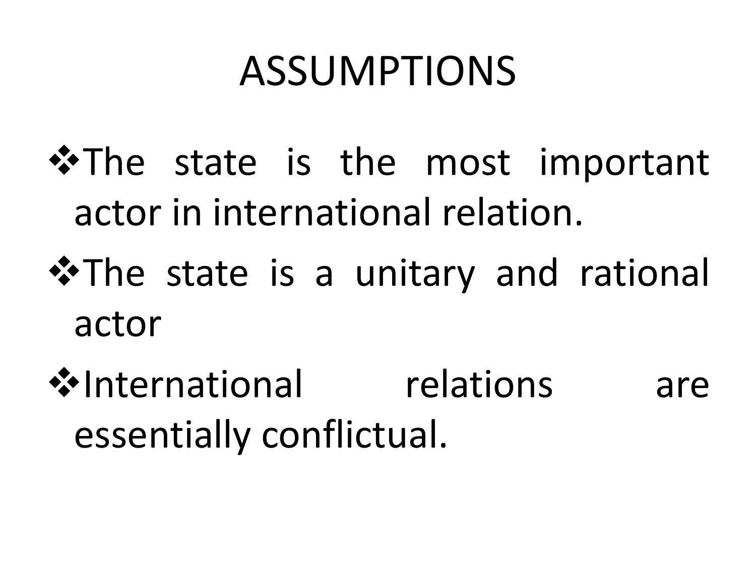# ASSUMPTIONS

- The state is the most important actor in international relation.
- The state is a unitary and rational actor
- International relations are essentially conflictual.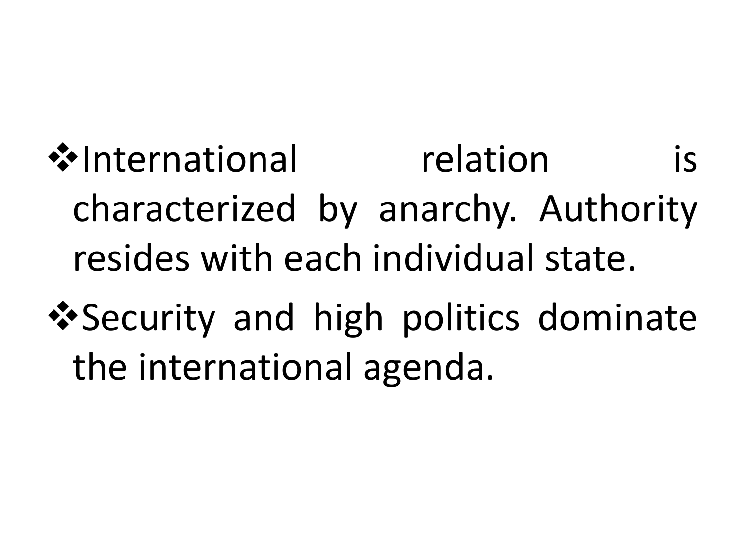- International relation is characterized by anarchy. Authority resides with each individual state.
- Security and high politics dominate the international agenda.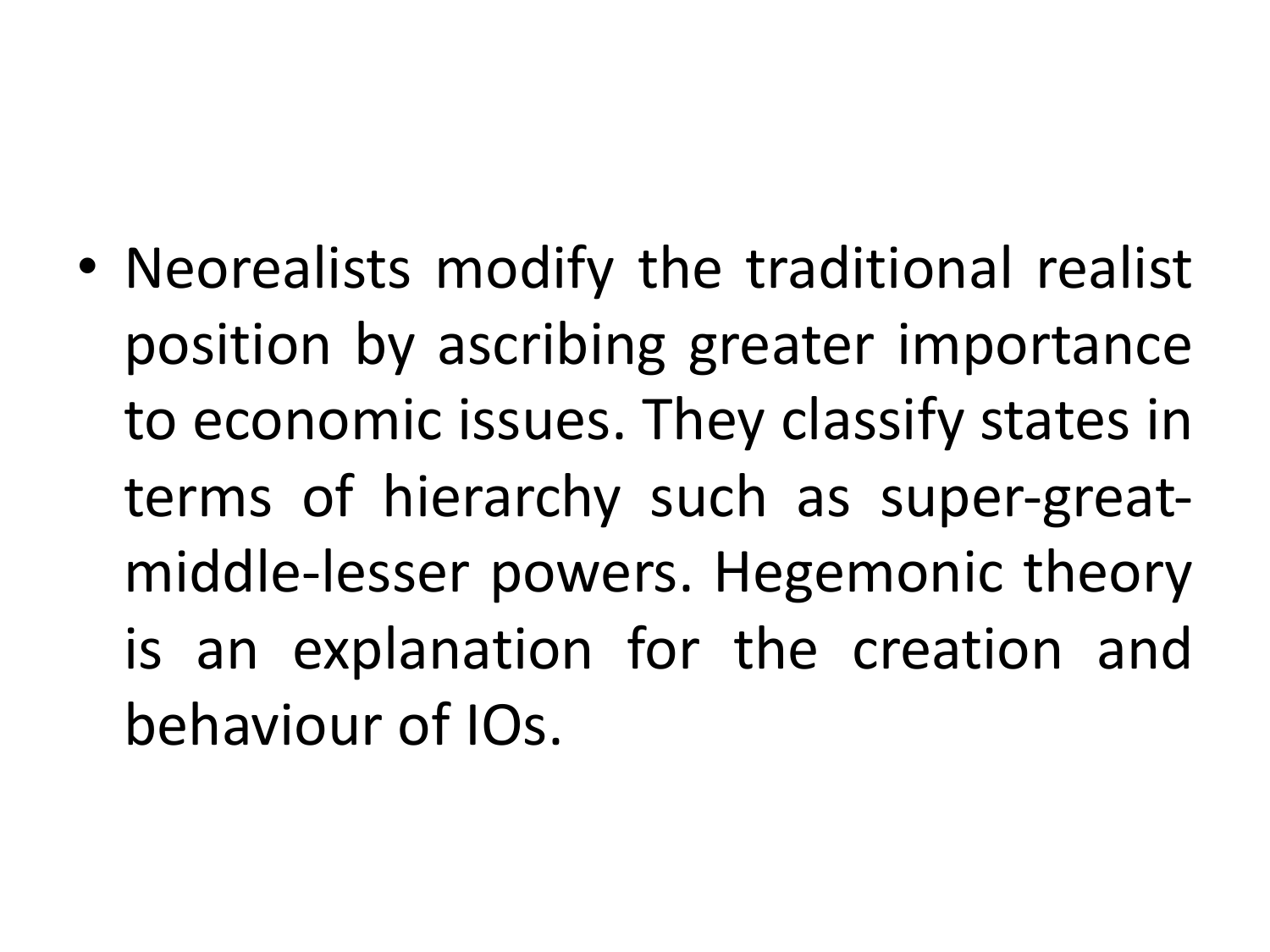- Neorealists modify the traditional realist position by ascribing greater importance to economic issues. They classify states in terms of hierarchy such as super-great-middle-lesser powers. Hegemonic theory is an explanation for the creation and behaviour of IOs.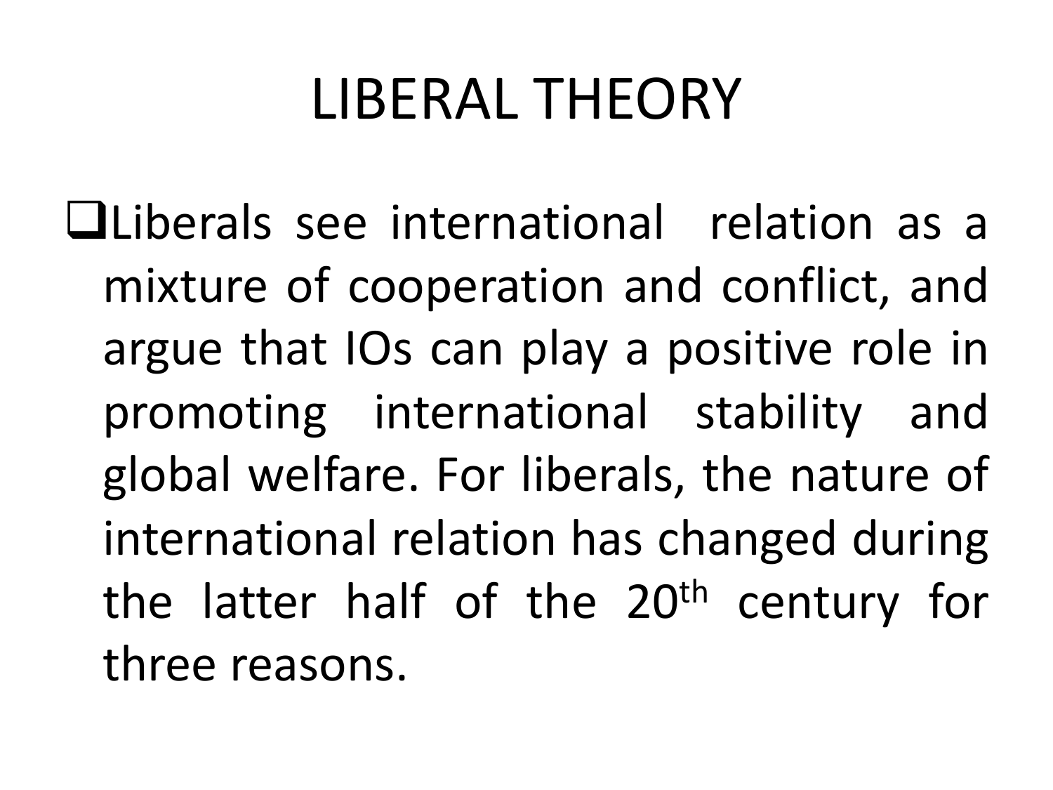# LIBERAL THEORY

- Liberals see international relation as a mixture of cooperation and conflict, and argue that IOs can play a positive role in promoting international stability and global welfare. For liberals, the nature of international relation has changed during the latter half of the 20th century for three reasons.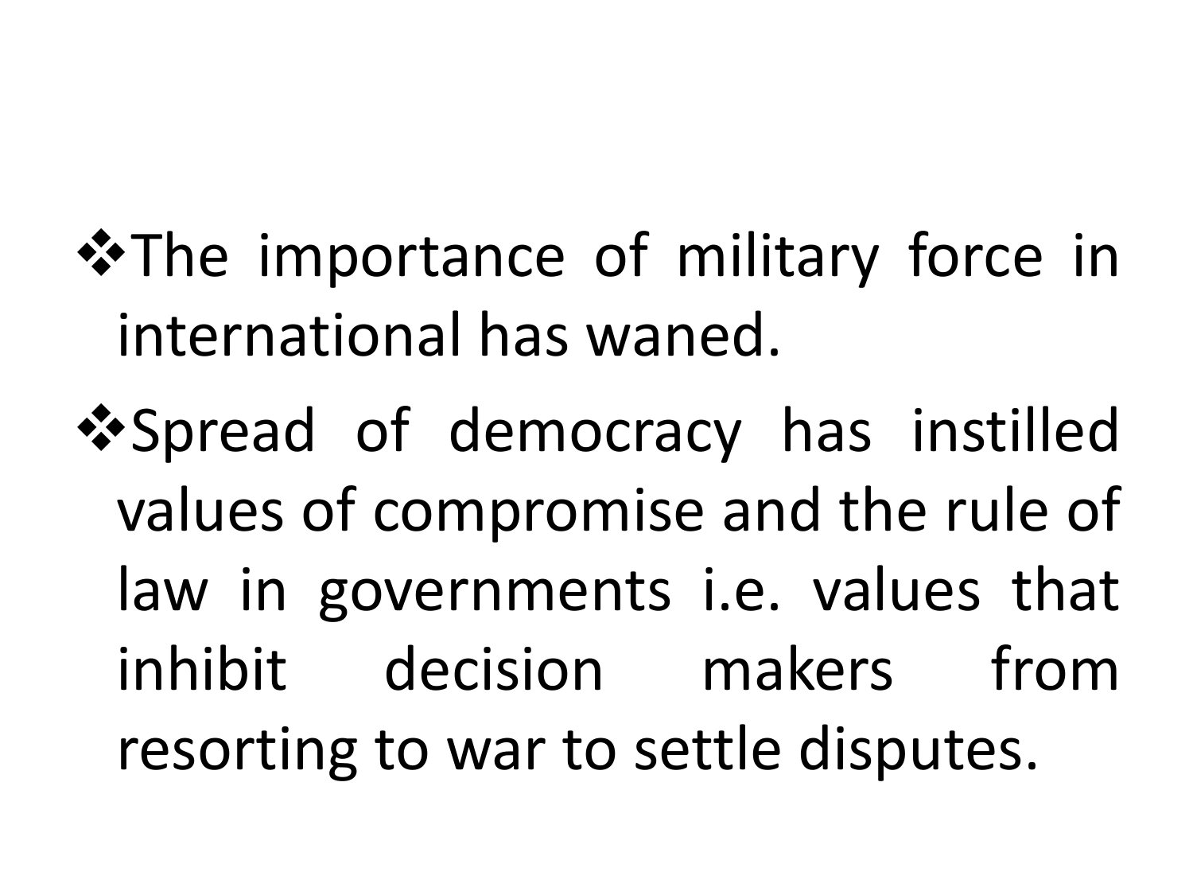- The importance of military force in international has waned.
- Spread of democracy has instilled values of compromise and the rule of law in governments i.e. values that inhibit decision makers from resorting to war to settle disputes.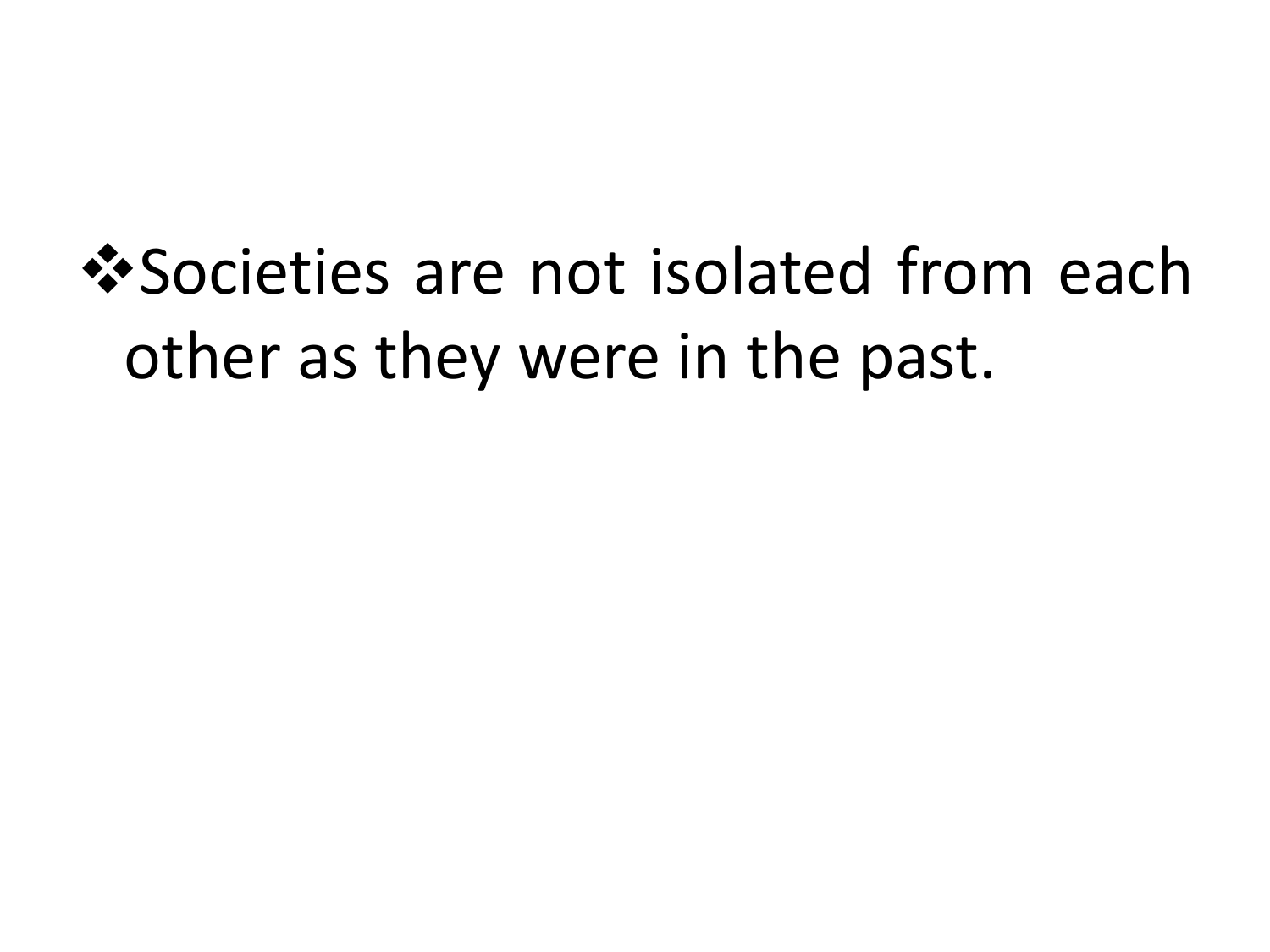- Societies are not isolated from each other as they were in the past.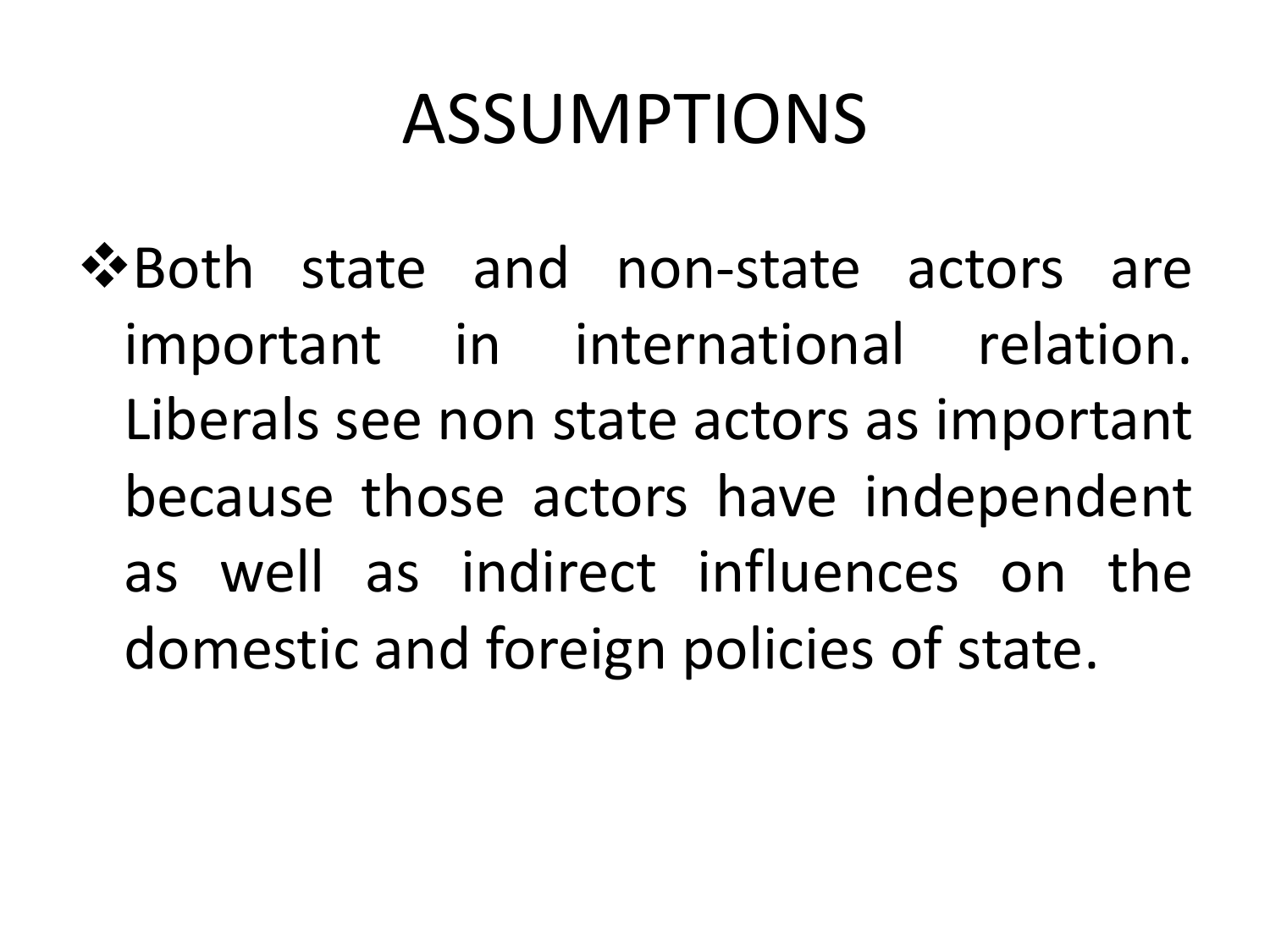# ASSUMPTIONS

- Both state and non-state actors are important in international relation. Liberals see non state actors as important because those actors have independent as well as indirect influences on the domestic and foreign policies of state.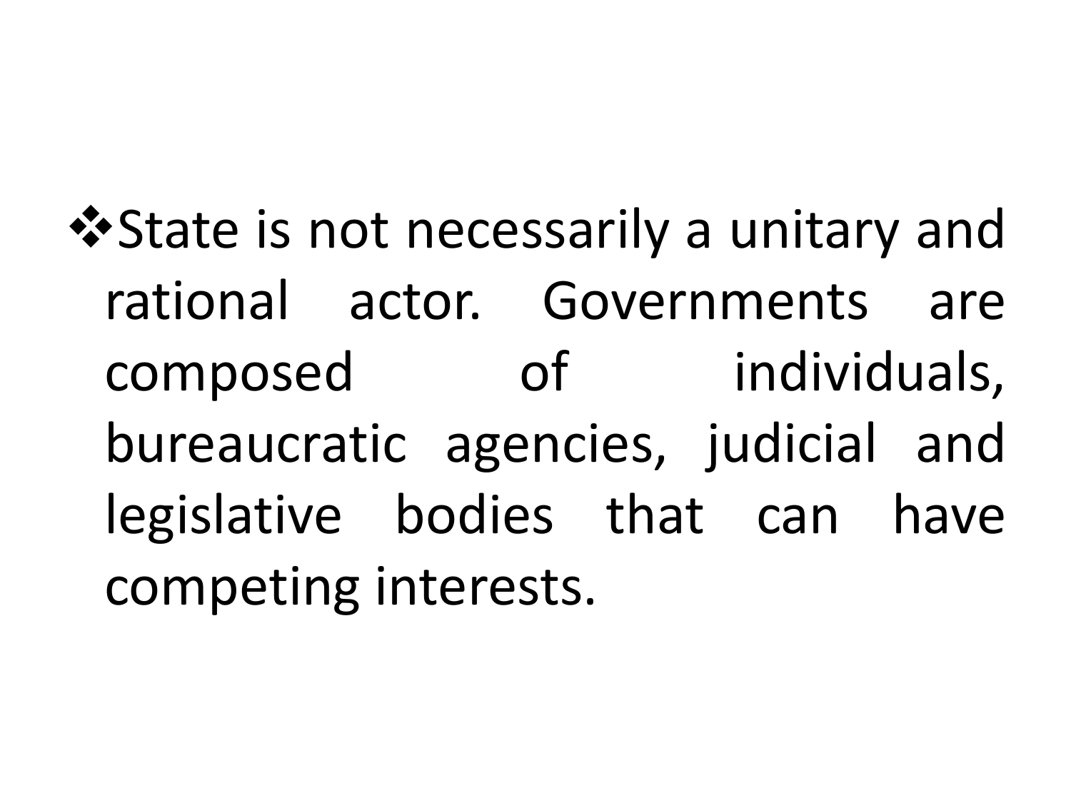- State is not necessarily a unitary and rational actor. Governments are composed of individuals, bureaucratic agencies, judicial and legislative bodies that can have competing interests.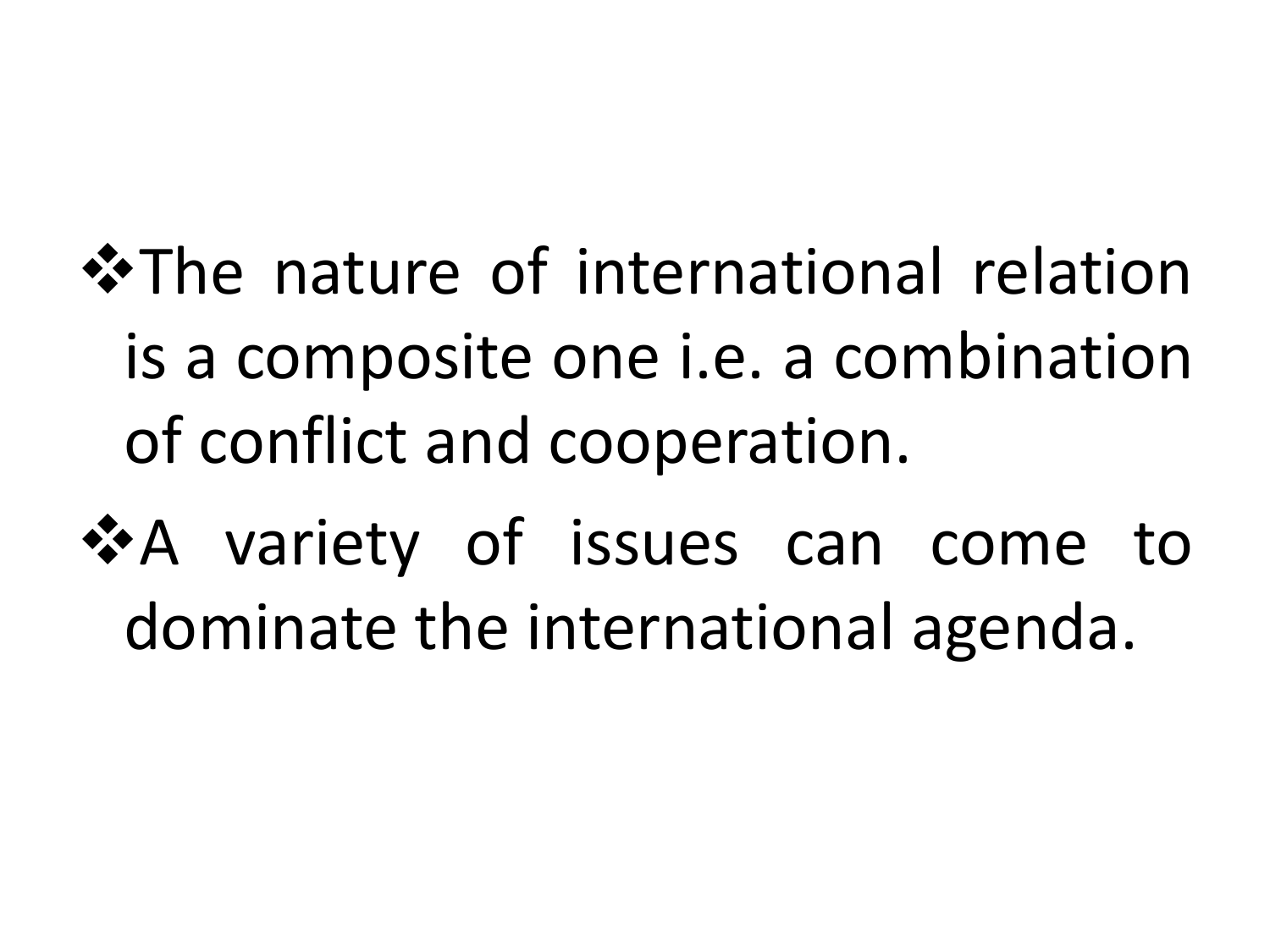- The nature of international relation is a composite one i.e. a combination of conflict and cooperation.
- A variety of issues can come to dominate the international agenda.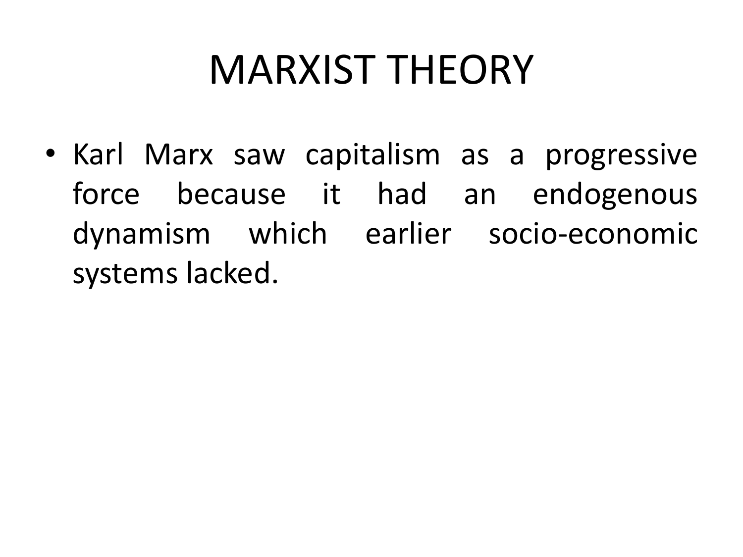# MARXIST THEORY

- Karl Marx saw capitalism as a progressive force because it had an endogenous dynamism which earlier socio-economic systems lacked.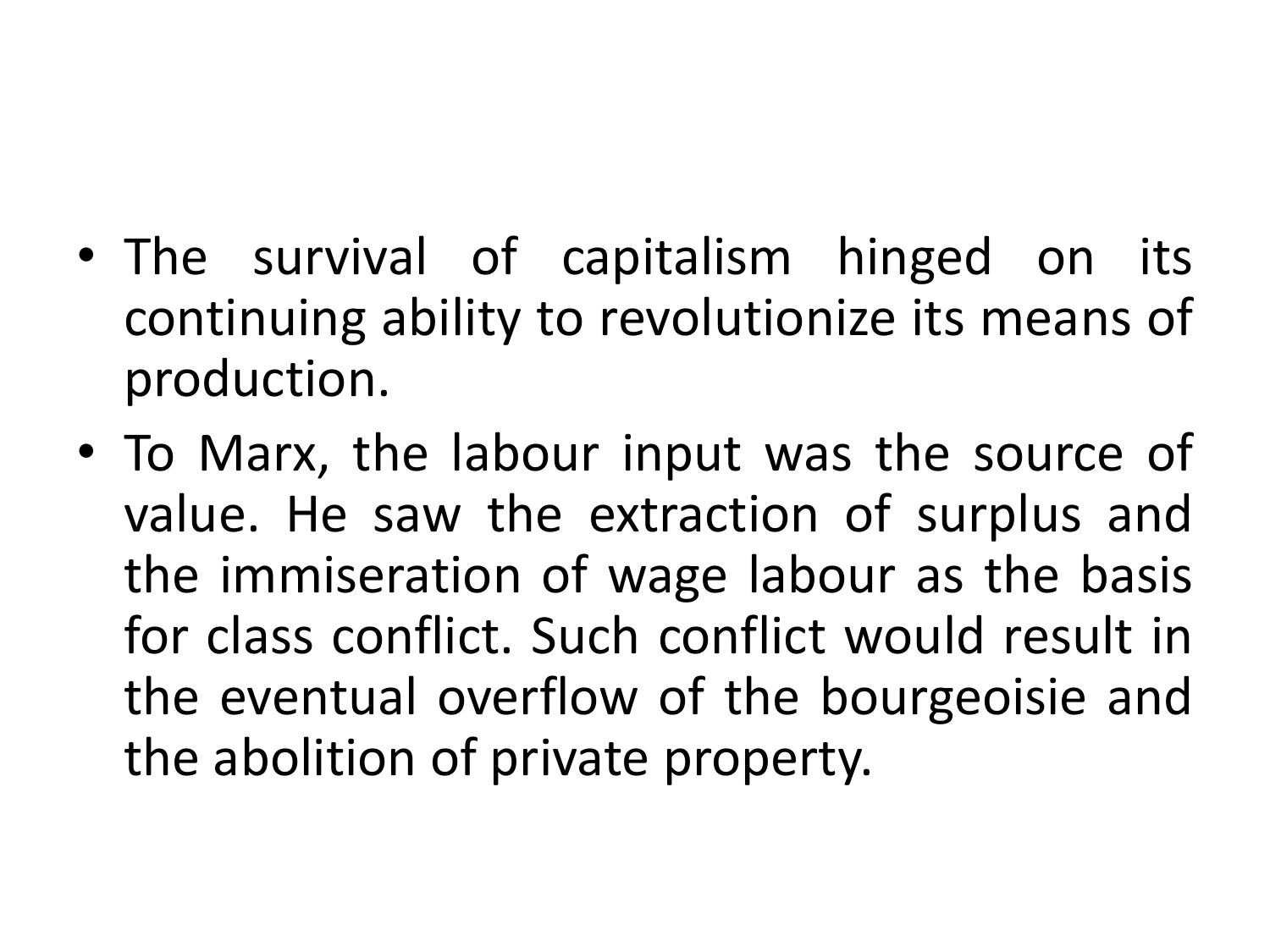- The survival of capitalism hinged on its continuing ability to revolutionize its means of production.
- To Marx, the labour input was the source of value. He saw the extraction of surplus and the immiseration of wage labour as the basis for class conflict. Such conflict would result in the eventual overflow of the bourgeoisie and the abolition of private property.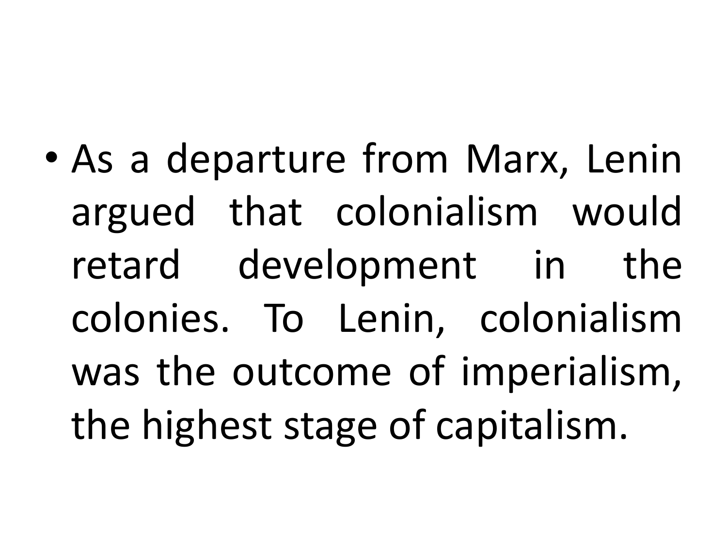- As a departure from Marx, Lenin argued that colonialism would retard development in the colonies. To Lenin, colonialism was the outcome of imperialism, the highest stage of capitalism.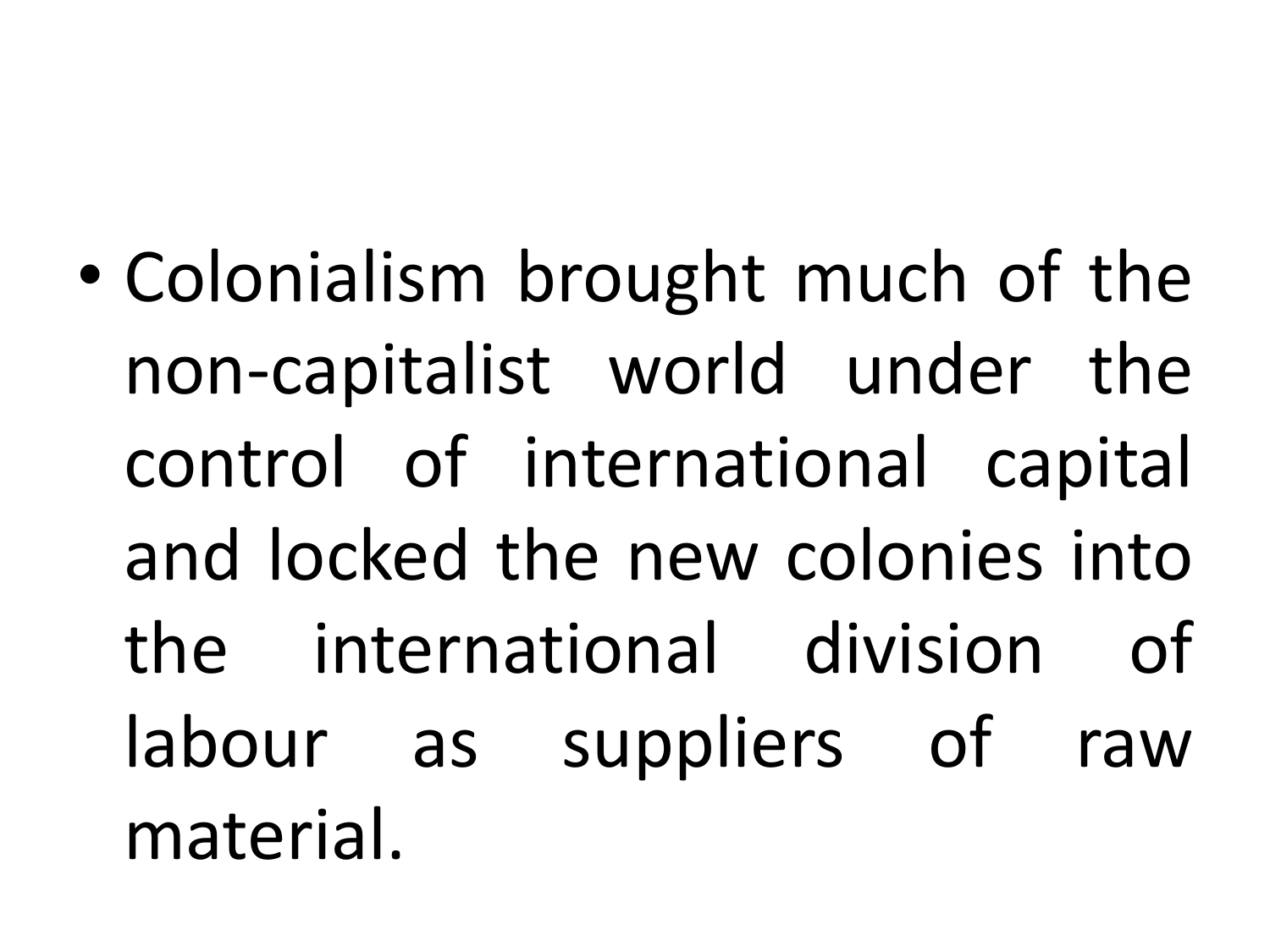- Colonialism brought much of the non-capitalist world under the control of international capital and locked the new colonies into the international division of labour as suppliers of raw material.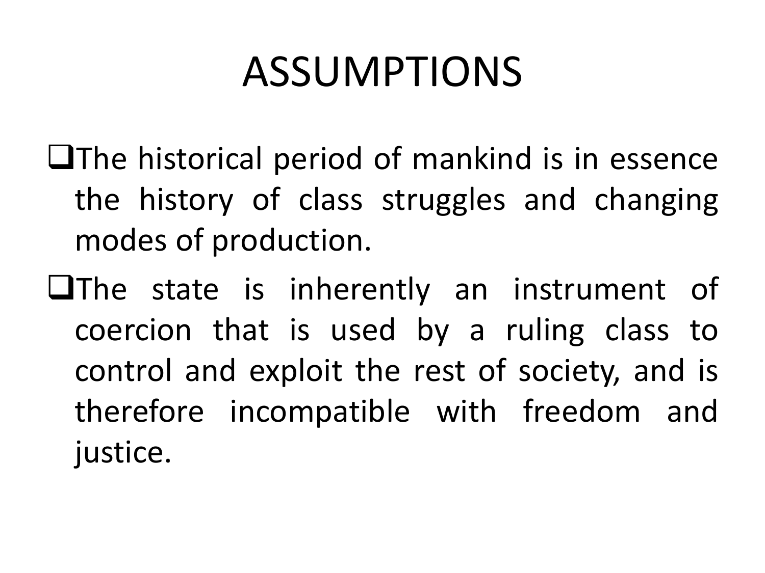# ASSUMPTIONS

- The historical period of mankind is in essence the history of class struggles and changing modes of production.
- The state is inherently an instrument of coercion that is used by a ruling class to control and exploit the rest of society, and is therefore incompatible with freedom and justice.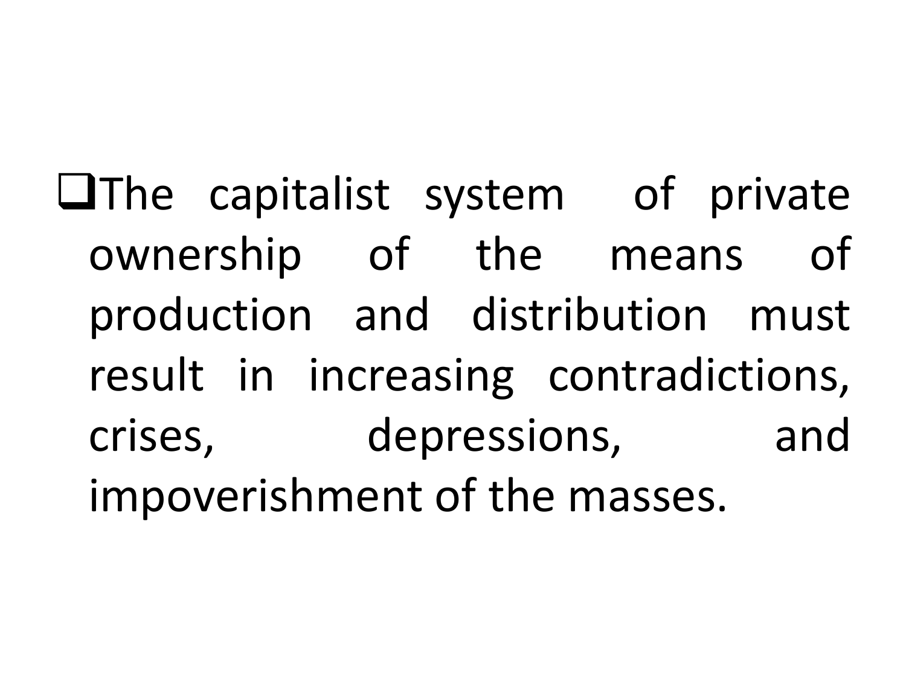- The capitalist system of private ownership of the means of production and distribution must result in increasing contradictions, crises, depressions, and impoverishment of the masses.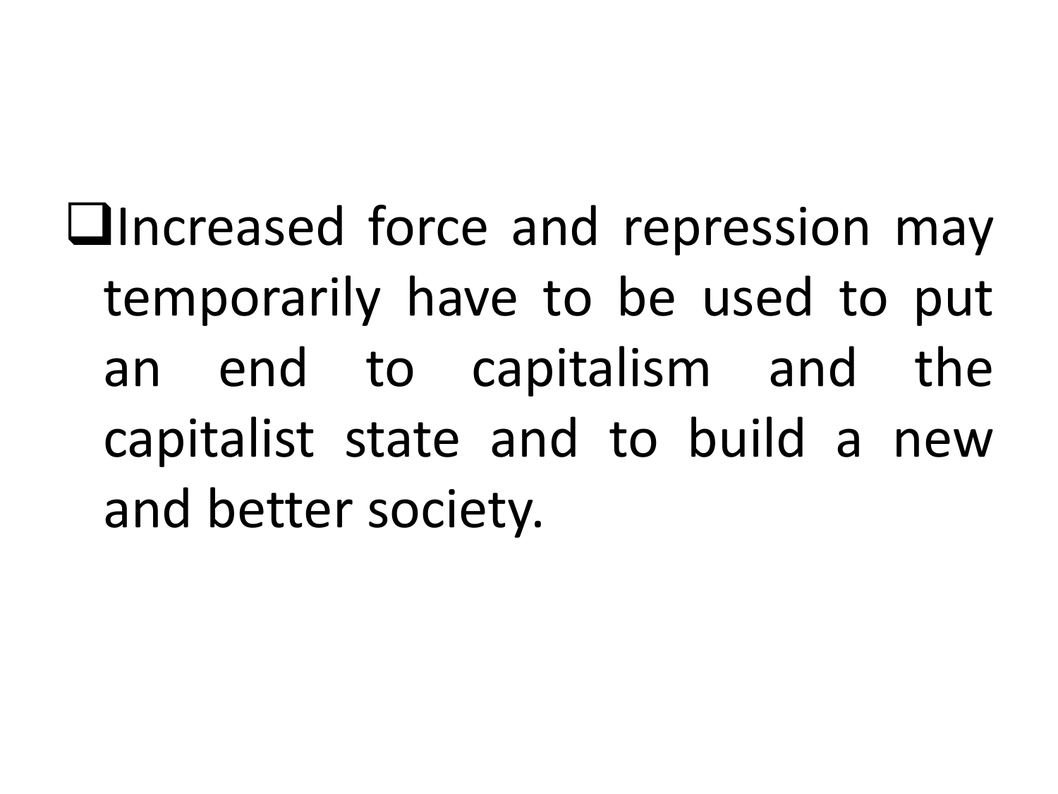- Increased force and repression may temporarily have to be used to put an end to capitalism and the capitalist state and to build a new and better society.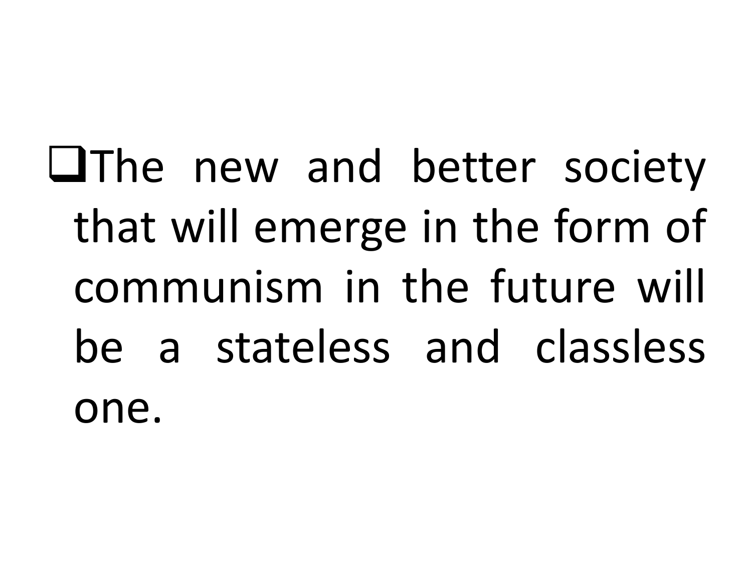- The new and better society that will emerge in the form of communism in the future will be a stateless and classless one.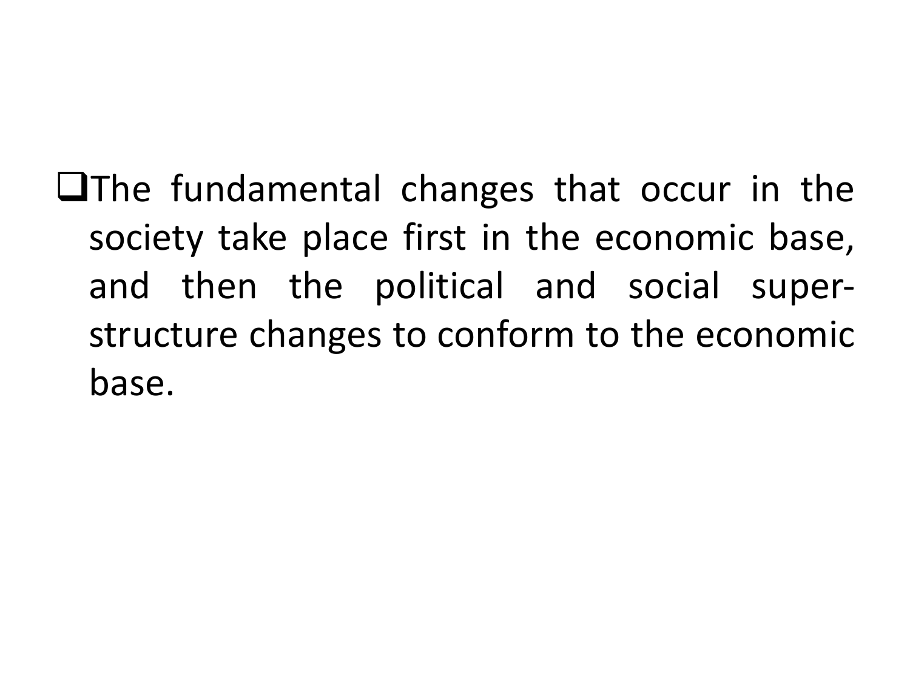- The fundamental changes that occur in the society take place first in the economic base, and then the political and social super-structure changes to conform to the economic base.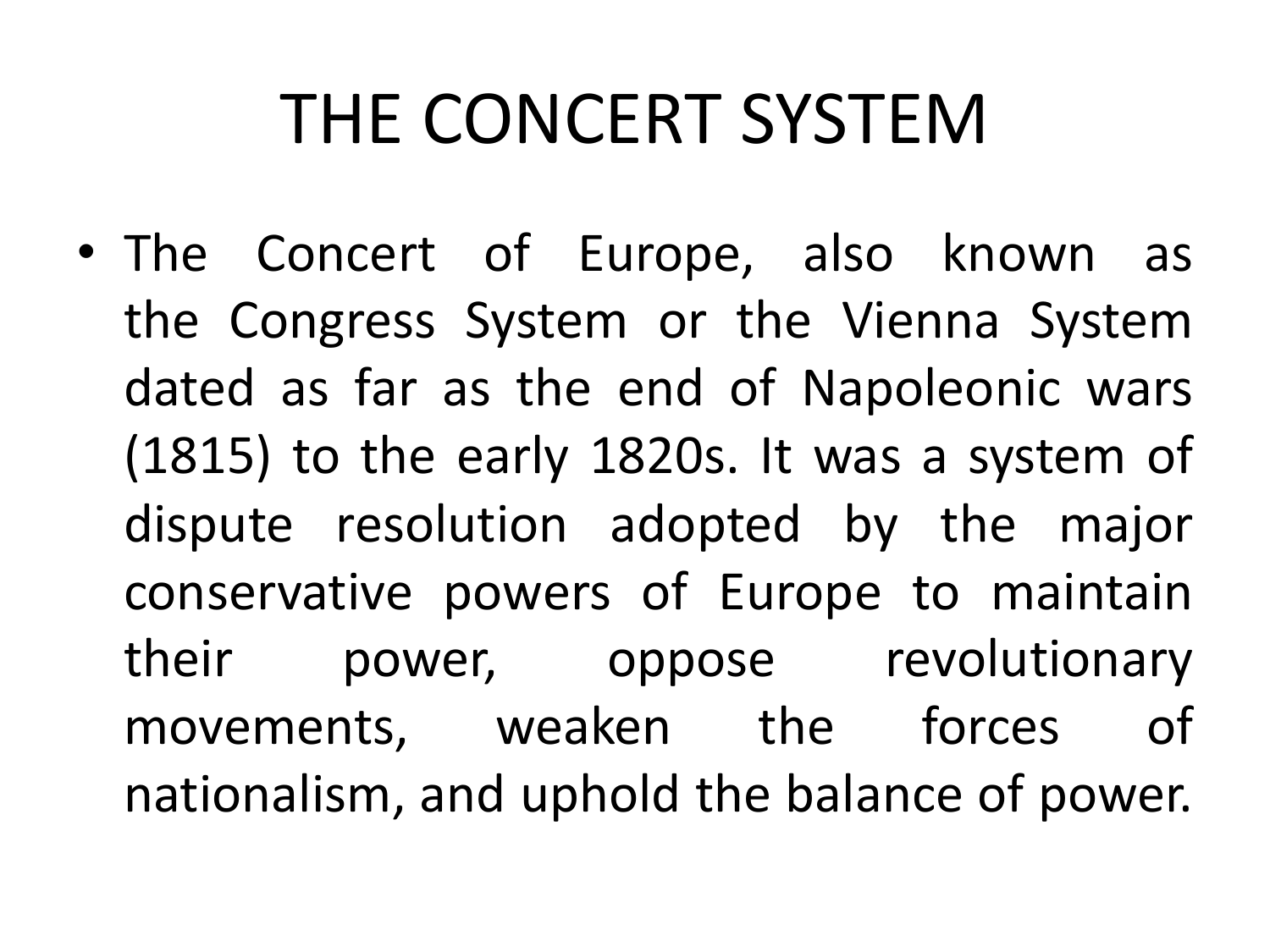# THE CONCERT SYSTEM

- The Concert of Europe, also known as the Congress System or the Vienna System dated as far as the end of Napoleonic wars (1815) to the early 1820s. It was a system of dispute resolution adopted by the major conservative powers of Europe to maintain their power, oppose revolutionary movements, weaken the forces of nationalism, and uphold the balance of power.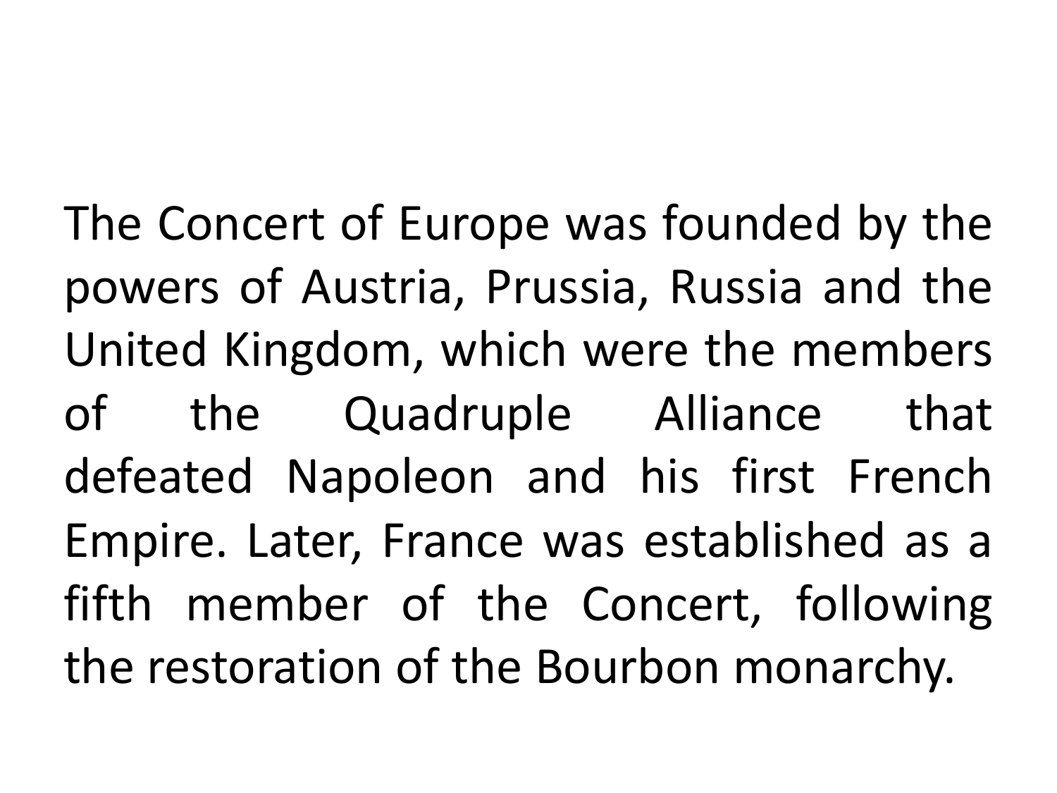The Concert of Europe was founded by the powers of Austria, Prussia, Russia and the United Kingdom, which were the members of the Quadruple Alliance that defeated Napoleon and his first French Empire. Later, France was established as a fifth member of the Concert, following the restoration of the Bourbon monarchy.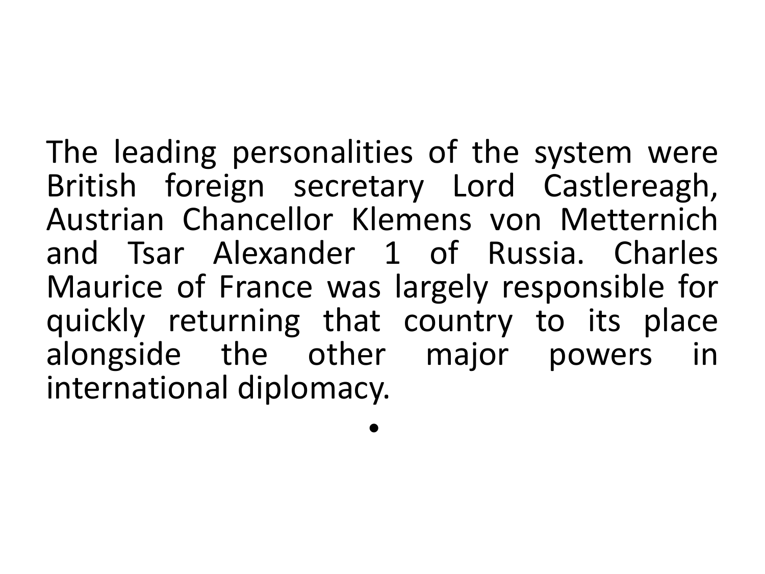The leading personalities of the system were British foreign secretary Lord Castlereagh, Austrian Chancellor Klemens von Metternich and Tsar Alexander 1 of Russia. Charles Maurice of France was largely responsible for quickly returning that country to its place alongside the other major powers in international diplomacy.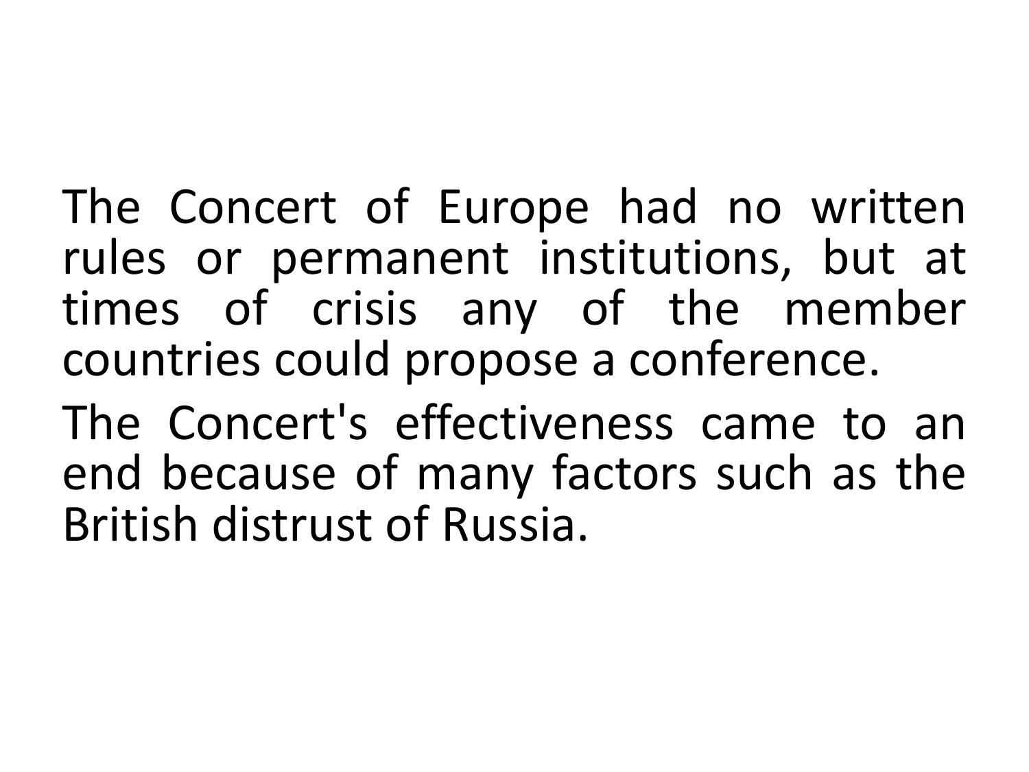The Concert of Europe had no written rules or permanent institutions, but at times of crisis any of the member countries could propose a conference.

The Concert's effectiveness came to an end because of many factors such as the British distrust of Russia.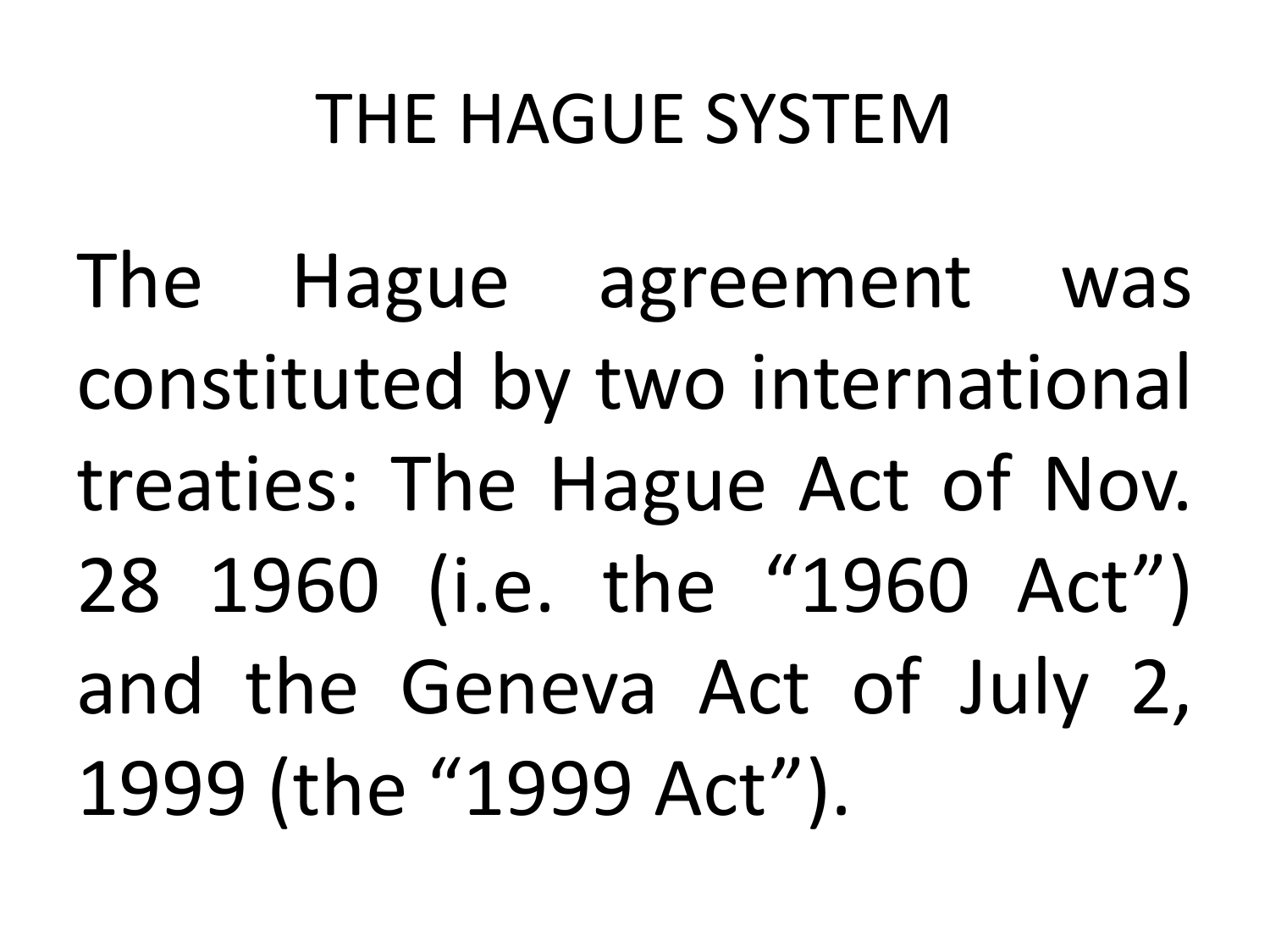# THE HAGUE SYSTEM

The Hague agreement was constituted by two international treaties: The Hague Act of Nov. 28 1960 (i.e. the “1960 Act”) and the Geneva Act of July 2, 1999 (the “1999 Act”).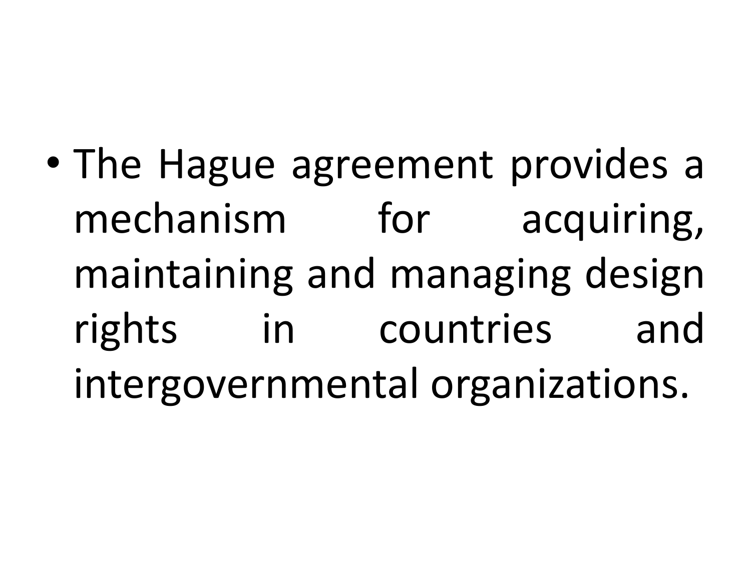- The Hague agreement provides a mechanism for acquiring, maintaining and managing design rights in countries and intergovernmental organizations.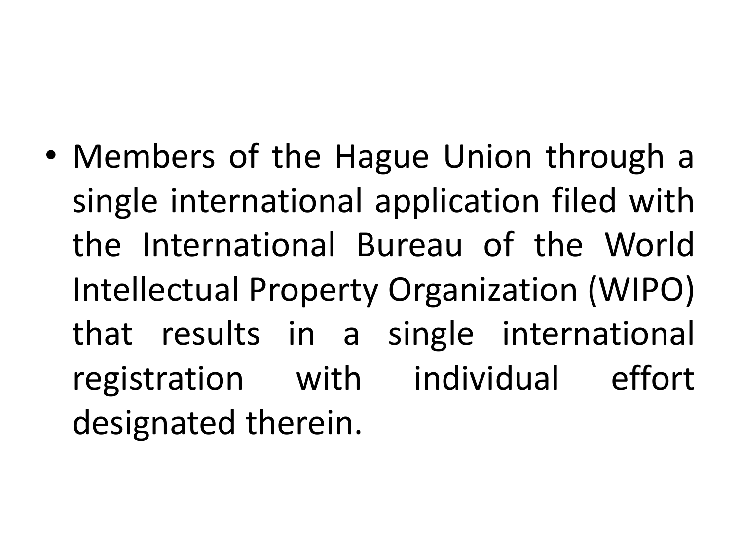- Members of the Hague Union through a single international application filed with the International Bureau of the World Intellectual Property Organization (WIPO) that results in a single international registration with individual effort designated therein.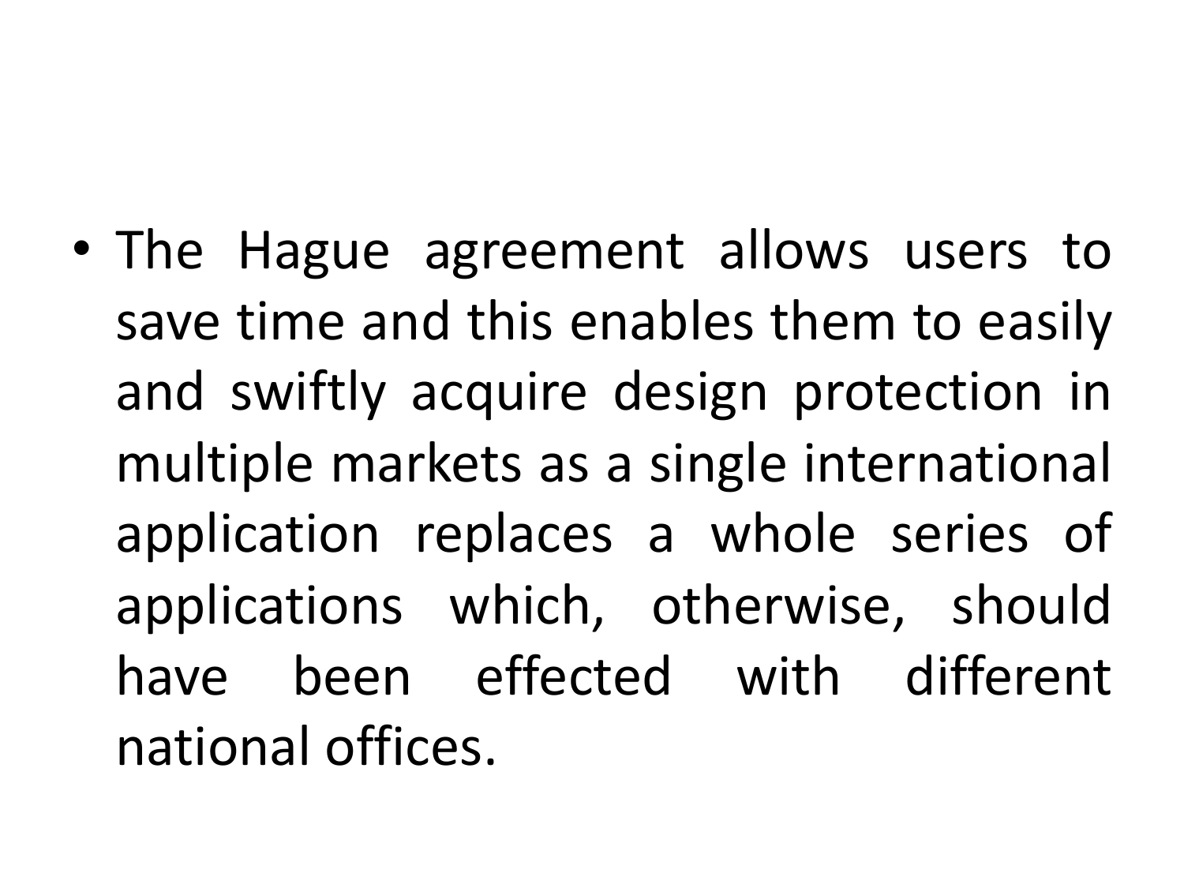- The Hague agreement allows users to save time and this enables them to easily and swiftly acquire design protection in multiple markets as a single international application replaces a whole series of applications which, otherwise, should have been effected with different national offices.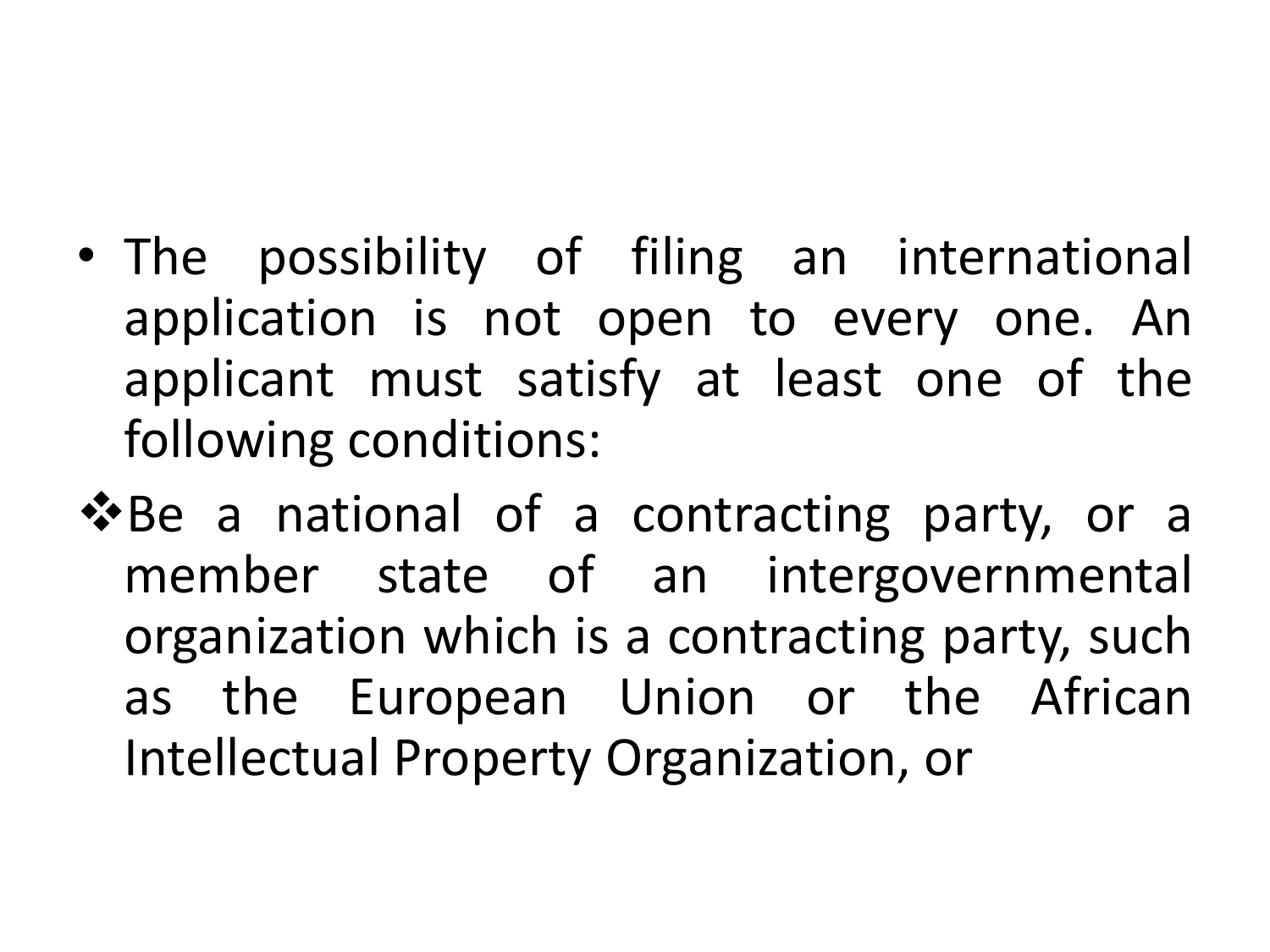- The possibility of filing an international application is not open to every one. An applicant must satisfy at least one of the following conditions:

❖ Be a national of a contracting party, or a member state of an intergovernmental organization which is a contracting party, such as the European Union or the African Intellectual Property Organization, or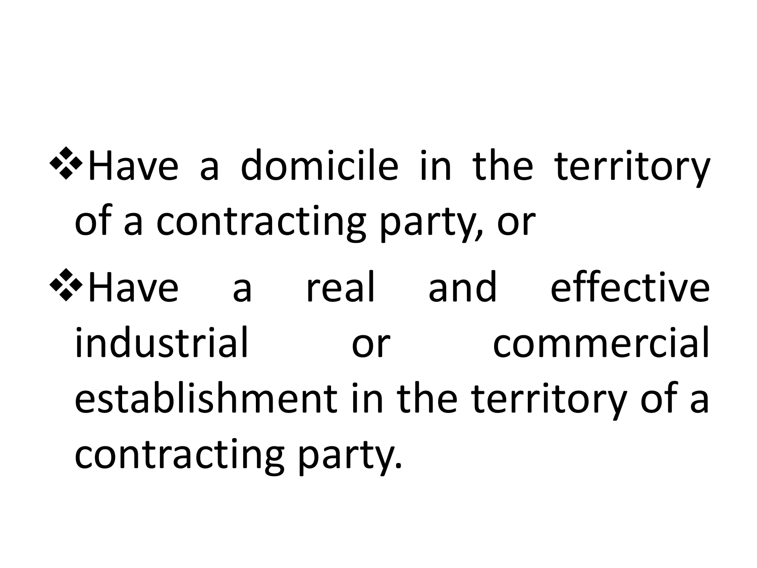- Have a domicile in the territory of a contracting party, or
- Have a real and effective industrial or commercial establishment in the territory of a contracting party.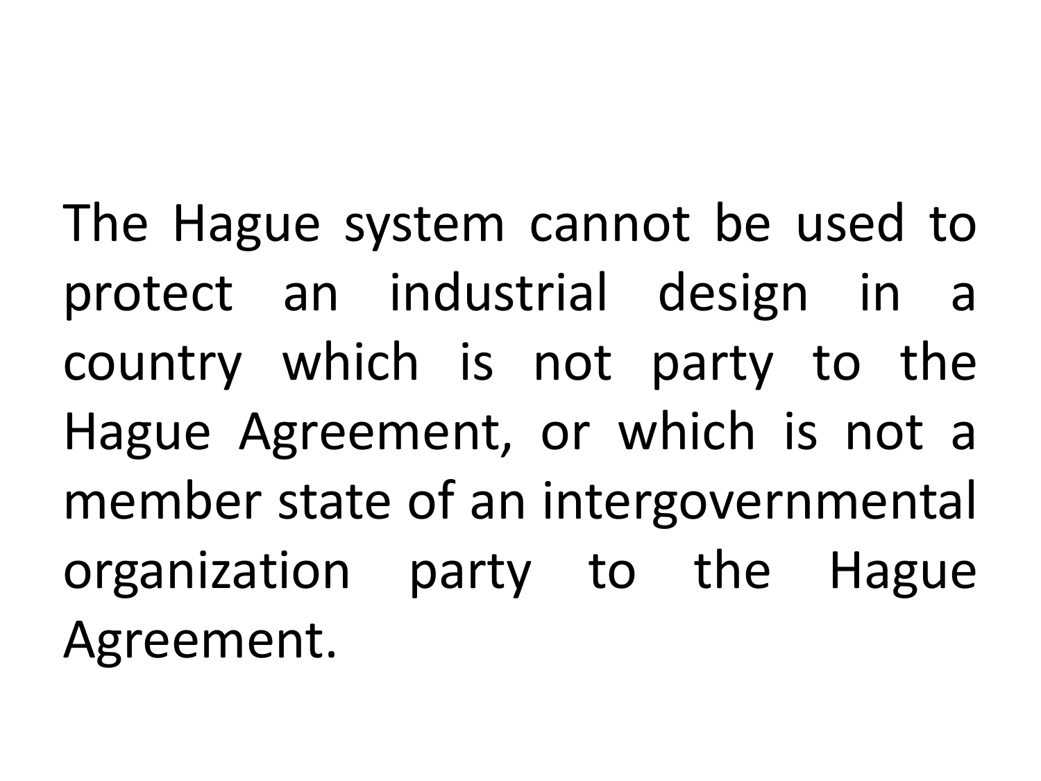The Hague system cannot be used to protect an industrial design in a country which is not party to the Hague Agreement, or which is not a member state of an intergovernmental organization party to the Hague Agreement.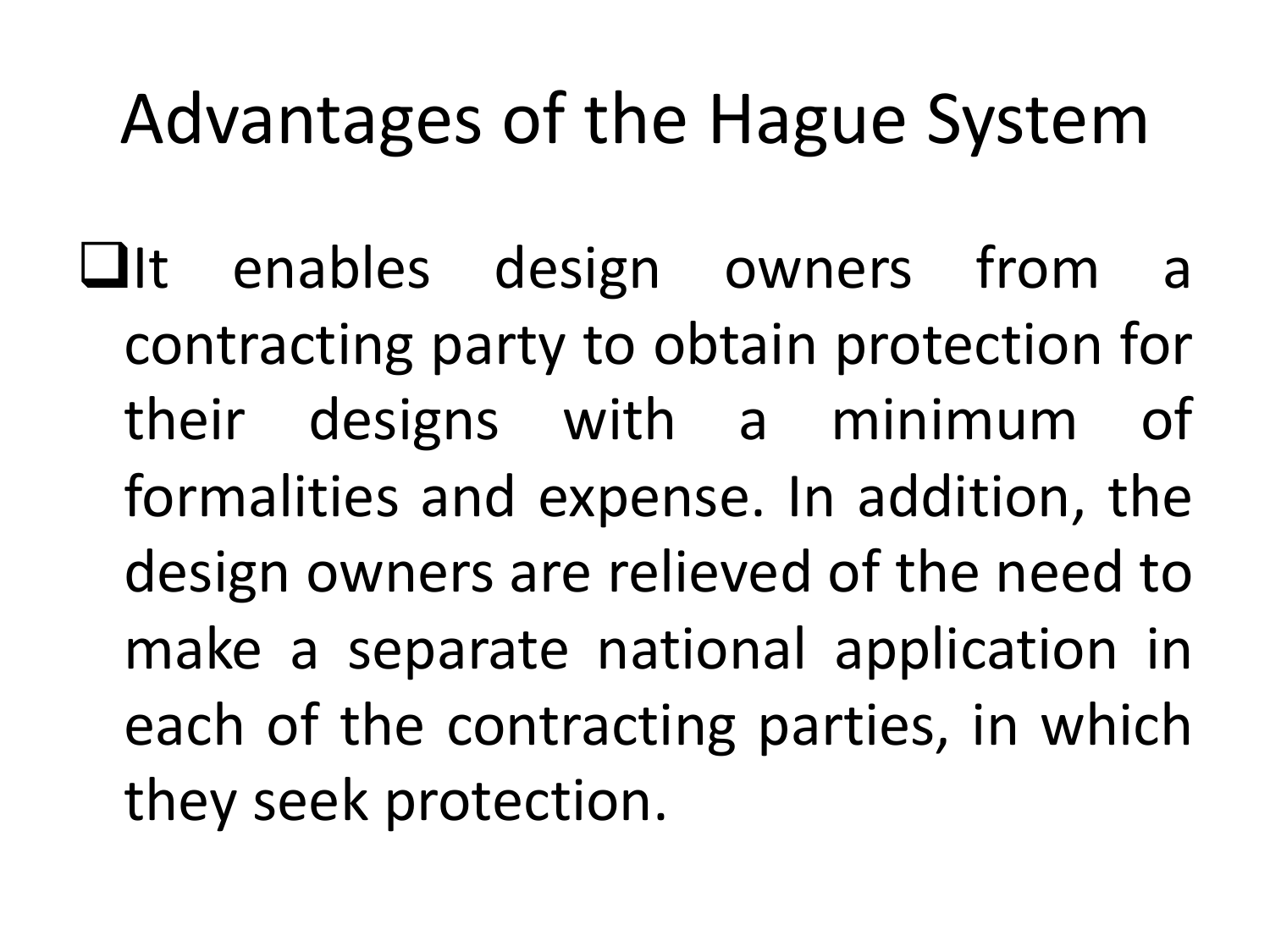# Advantages of the Hague System

- It enables design owners from a contracting party to obtain protection for their designs with a minimum of formalities and expense. In addition, the design owners are relieved of the need to make a separate national application in each of the contracting parties, in which they seek protection.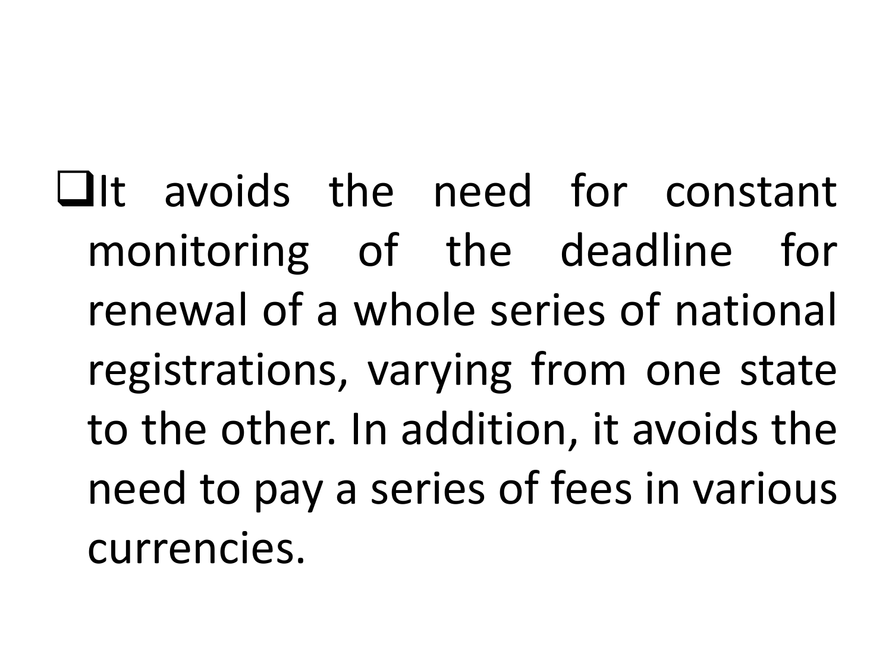- It avoids the need for constant monitoring of the deadline for renewal of a whole series of national registrations, varying from one state to the other. In addition, it avoids the need to pay a series of fees in various currencies.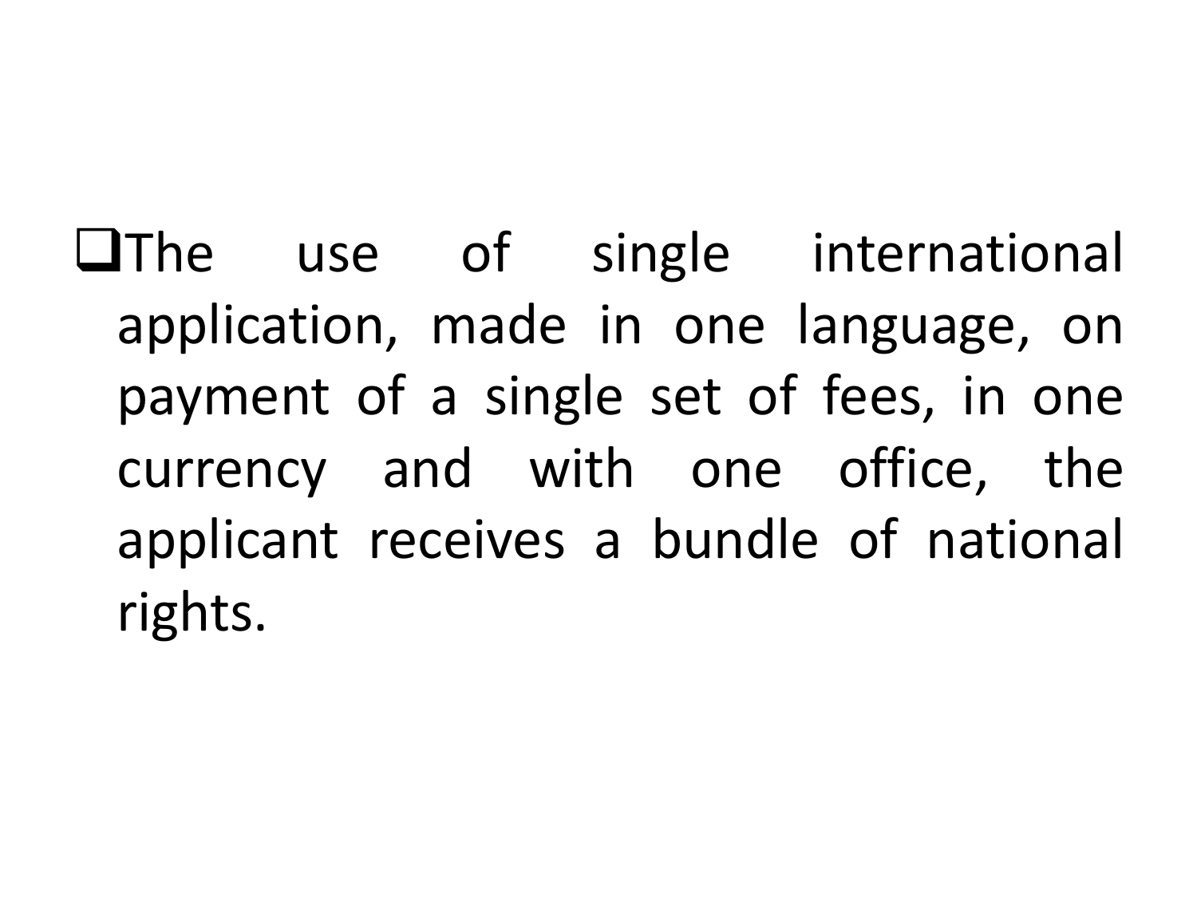- The use of single international application, made in one language, on payment of a single set of fees, in one currency and with one office, the applicant receives a bundle of national rights.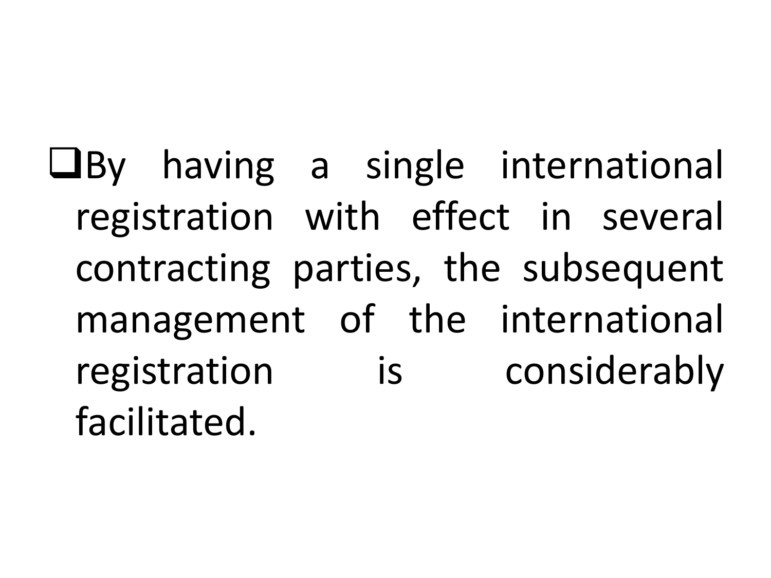- By having a single international registration with effect in several contracting parties, the subsequent management of the international registration is considerably facilitated.